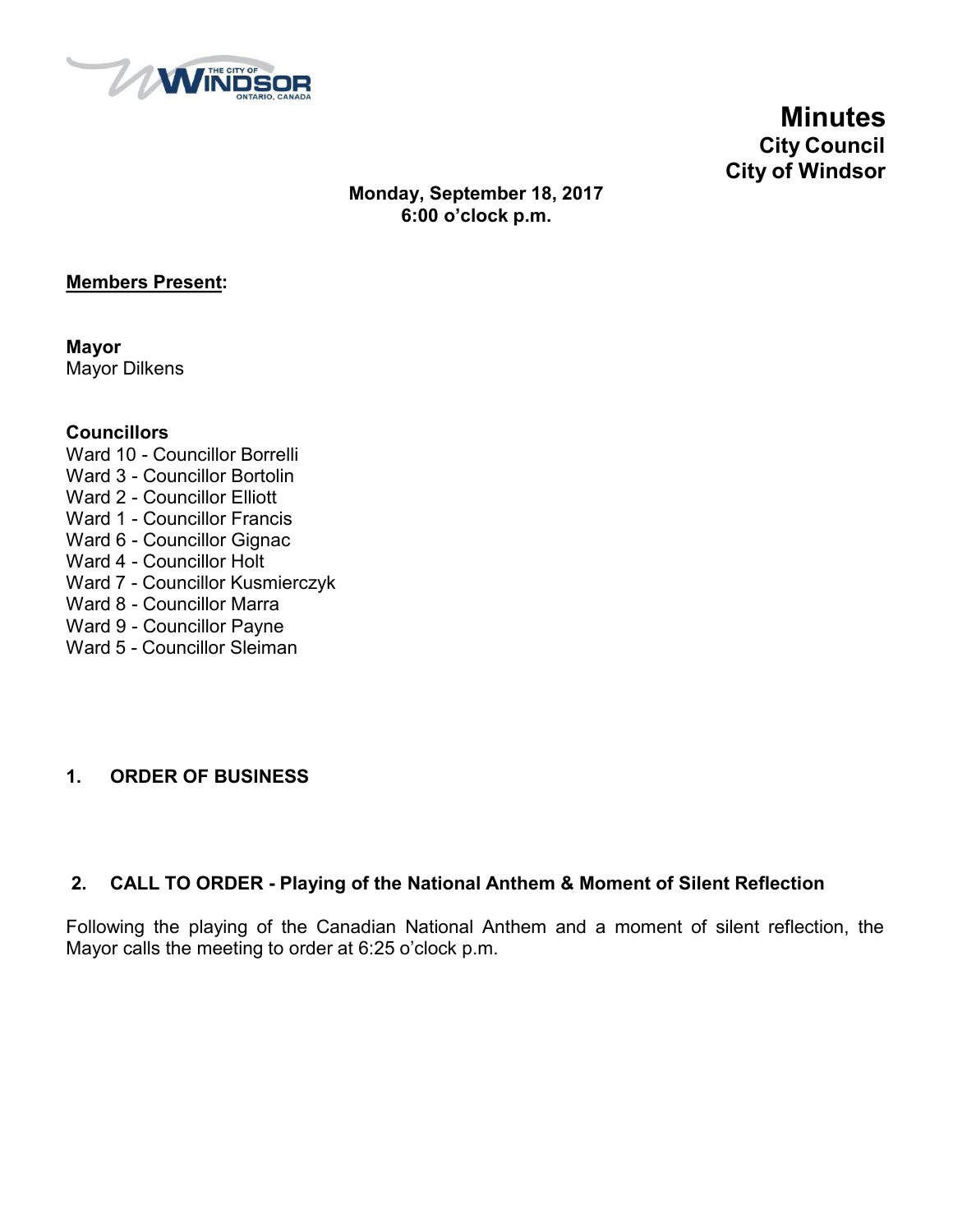# Minutes
## City Council
## City of Windsor

**Monday, September 18, 2017**
**6:00 o'clock p.m.**

**Members Present:**

**Mayor**
Mayor Dilkens

**Councillors**
Ward 10 - Councillor Borrelli
Ward 3 - Councillor Bortolin
Ward 2 - Councillor Elliott
Ward 1 - Councillor Francis
Ward 6 - Councillor Gignac
Ward 4 - Councillor Holt
Ward 7 - Councillor Kusmierczyk
Ward 8 - Councillor Marra
Ward 9 - Councillor Payne
Ward 5 - Councillor Sleiman

### 1. ORDER OF BUSINESS

### 2. CALL TO ORDER - Playing of the National Anthem & Moment of Silent Reflection

Following the playing of the Canadian National Anthem and a moment of silent reflection, the Mayor calls the meeting to order at 6:25 o'clock p.m.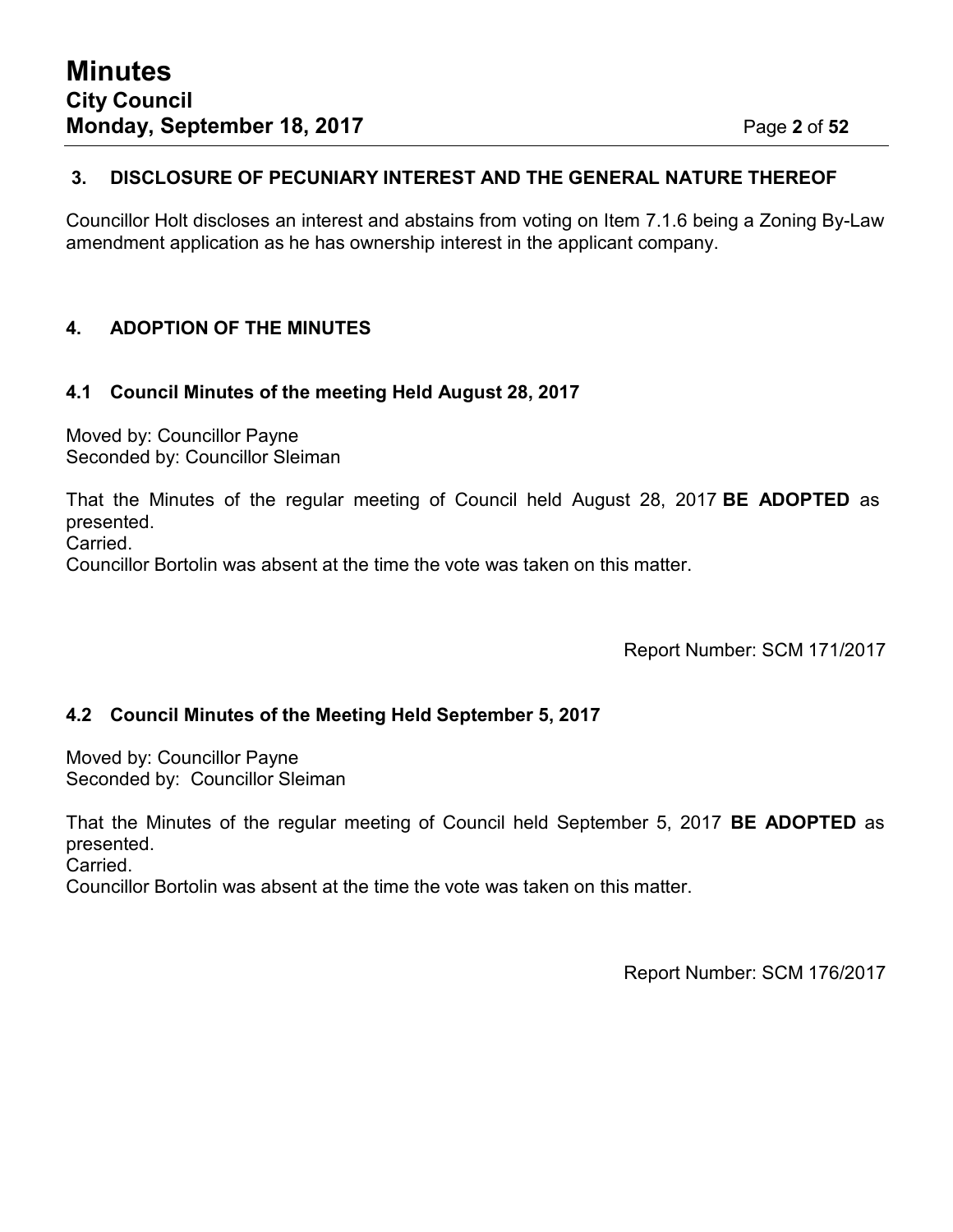## 3. DISCLOSURE OF PECUNIARY INTEREST AND THE GENERAL NATURE THEREOF

Councillor Holt discloses an interest and abstains from voting on Item 7.1.6 being a Zoning By-Law amendment application as he has ownership interest in the applicant company.

## 4. ADOPTION OF THE MINUTES

### 4.1 Council Minutes of the meeting Held August 28, 2017

Moved by: Councillor Payne
Seconded by: Councillor Sleiman

That the Minutes of the regular meeting of Council held August 28, 2017 **BE ADOPTED** as presented.
Carried.
Councillor Bortolin was absent at the time the vote was taken on this matter.

Report Number: SCM 171/2017

### 4.2 Council Minutes of the Meeting Held September 5, 2017

Moved by: Councillor Payne
Seconded by: Councillor Sleiman

That the Minutes of the regular meeting of Council held September 5, 2017 **BE ADOPTED** as presented.
Carried.
Councillor Bortolin was absent at the time the vote was taken on this matter.

Report Number: SCM 176/2017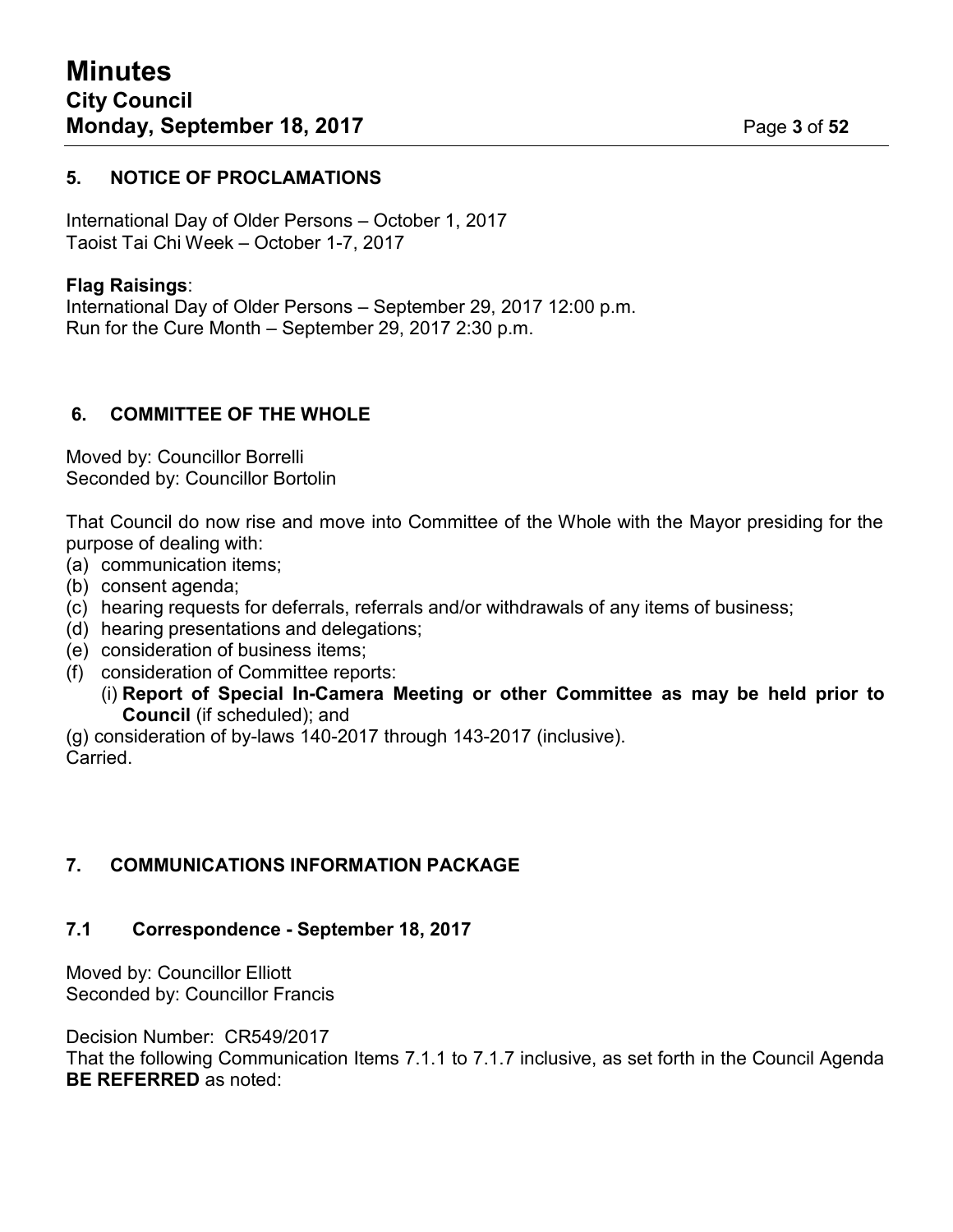## 5. NOTICE OF PROCLAMATIONS

International Day of Older Persons – October 1, 2017
Taoist Tai Chi Week – October 1-7, 2017

**Flag Raisings**:
International Day of Older Persons – September 29, 2017 12:00 p.m.
Run for the Cure Month – September 29, 2017 2:30 p.m.

## 6. COMMITTEE OF THE WHOLE

Moved by: Councillor Borrelli
Seconded by: Councillor Bortolin

That Council do now rise and move into Committee of the Whole with the Mayor presiding for the purpose of dealing with:

(a) communication items;
(b) consent agenda;
(c) hearing requests for deferrals, referrals and/or withdrawals of any items of business;
(d) hearing presentations and delegations;
(e) consideration of business items;
(f) consideration of Committee reports:
  (i) **Report of Special In-Camera Meeting or other Committee as may be held prior to Council** (if scheduled); and
(g) consideration of by-laws 140-2017 through 143-2017 (inclusive).

Carried.

## 7. COMMUNICATIONS INFORMATION PACKAGE

### 7.1 Correspondence - September 18, 2017

Moved by: Councillor Elliott
Seconded by: Councillor Francis

Decision Number: CR549/2017
That the following Communication Items 7.1.1 to 7.1.7 inclusive, as set forth in the Council Agenda **BE REFERRED** as noted: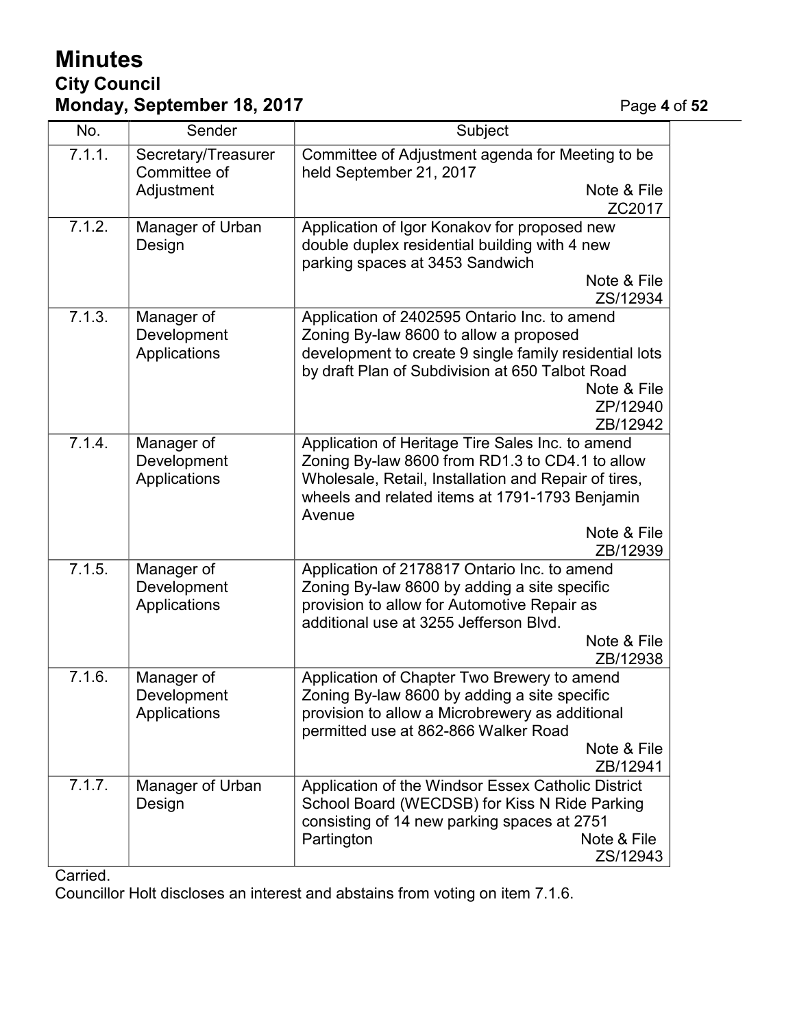| No. | Sender | Subject |
|---|---|---|
| 7.1.1. | Secretary/Treasurer Committee of Adjustment | Committee of Adjustment agenda for Meeting to be held September 21, 2017<br>Note & File<br>ZC2017 |
| 7.1.2. | Manager of Urban Design | Application of Igor Konakov for proposed new double duplex residential building with 4 new parking spaces at 3453 Sandwich<br>Note & File<br>ZS/12934 |
| 7.1.3. | Manager of Development Applications | Application of 2402595 Ontario Inc. to amend Zoning By-law 8600 to allow a proposed development to create 9 single family residential lots by draft Plan of Subdivision at 650 Talbot Road<br>Note & File<br>ZP/12940<br>ZB/12942 |
| 7.1.4. | Manager of Development Applications | Application of Heritage Tire Sales Inc. to amend Zoning By-law 8600 from RD1.3 to CD4.1 to allow Wholesale, Retail, Installation and Repair of tires, wheels and related items at 1791-1793 Benjamin Avenue<br>Note & File<br>ZB/12939 |
| 7.1.5. | Manager of Development Applications | Application of 2178817 Ontario Inc. to amend Zoning By-law 8600 by adding a site specific provision to allow for Automotive Repair as additional use at 3255 Jefferson Blvd.<br>Note & File<br>ZB/12938 |
| 7.1.6. | Manager of Development Applications | Application of Chapter Two Brewery to amend Zoning By-law 8600 by adding a site specific provision to allow a Microbrewery as additional permitted use at 862-866 Walker Road<br>Note & File<br>ZB/12941 |
| 7.1.7. | Manager of Urban Design | Application of the Windsor Essex Catholic District School Board (WECDSB) for Kiss N Ride Parking consisting of 14 new parking spaces at 2751 Partington<br>Note & File<br>ZS/12943 |

Carried.

Councillor Holt discloses an interest and abstains from voting on item 7.1.6.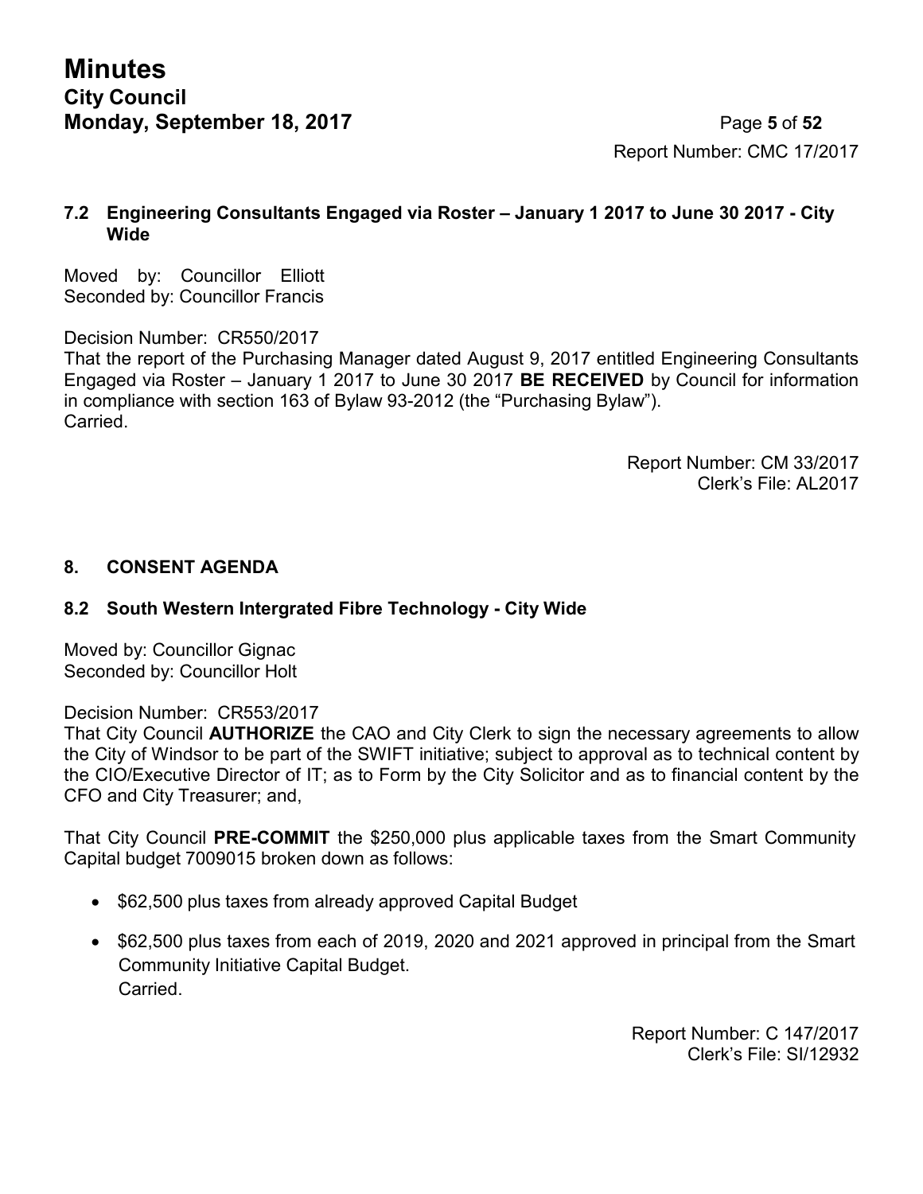### 7.2 Engineering Consultants Engaged via Roster – January 1 2017 to June 30 2017 - City Wide

Moved by: Councillor Elliott
Seconded by: Councillor Francis

Decision Number: CR550/2017
That the report of the Purchasing Manager dated August 9, 2017 entitled Engineering Consultants Engaged via Roster – January 1 2017 to June 30 2017 **BE RECEIVED** by Council for information in compliance with section 163 of Bylaw 93-2012 (the "Purchasing Bylaw").
Carried.

Report Number: CM 33/2017
Clerk's File: AL2017

## 8. CONSENT AGENDA

### 8.2 South Western Intergrated Fibre Technology - City Wide

Moved by: Councillor Gignac
Seconded by: Councillor Holt

Decision Number: CR553/2017
That City Council **AUTHORIZE** the CAO and City Clerk to sign the necessary agreements to allow the City of Windsor to be part of the SWIFT initiative; subject to approval as to technical content by the CIO/Executive Director of IT; as to Form by the City Solicitor and as to financial content by the CFO and City Treasurer; and,

That City Council **PRE-COMMIT** the $250,000 plus applicable taxes from the Smart Community Capital budget 7009015 broken down as follows:

- $62,500 plus taxes from already approved Capital Budget
- $62,500 plus taxes from each of 2019, 2020 and 2021 approved in principal from the Smart Community Initiative Capital Budget.
  Carried.

Report Number: C 147/2017
Clerk's File: SI/12932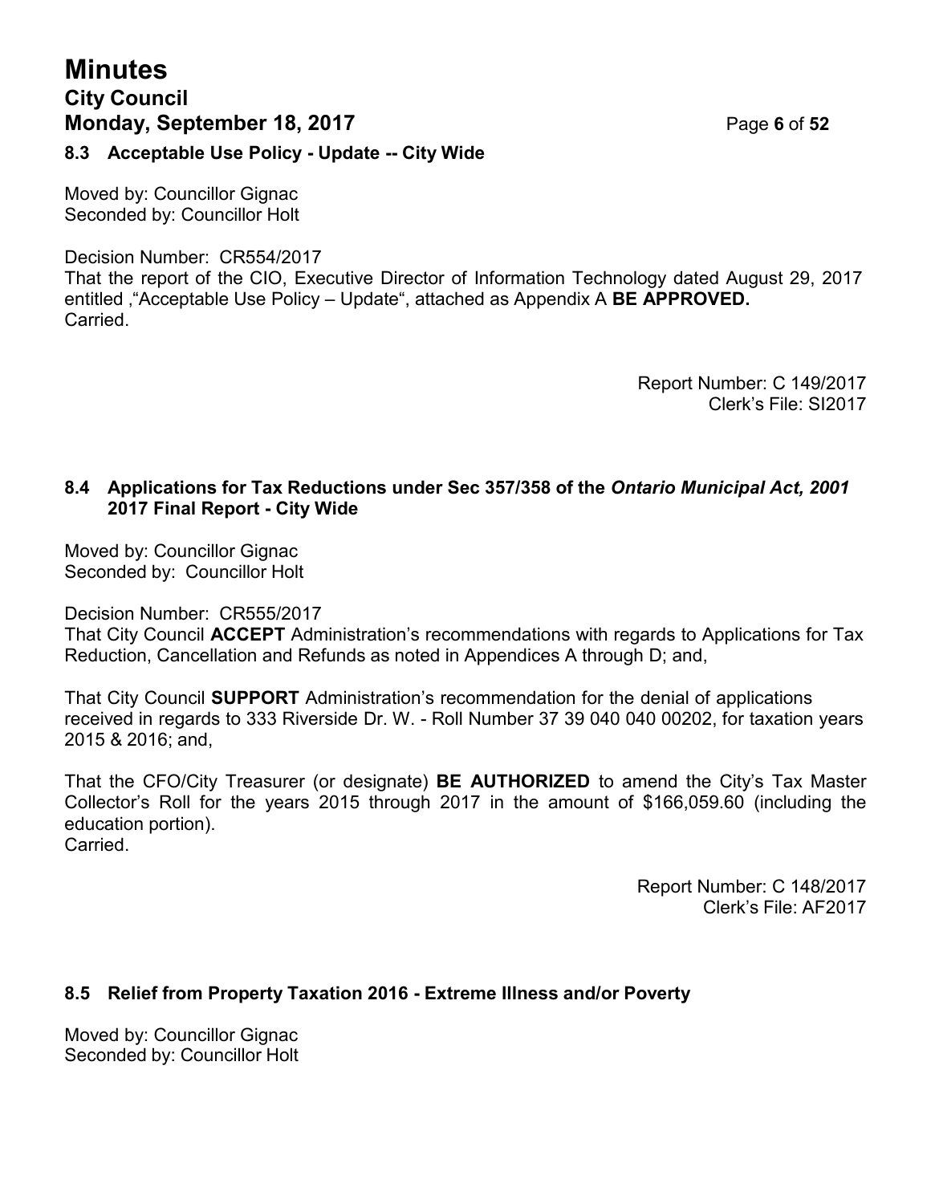### 8.3 Acceptable Use Policy - Update -- City Wide

Moved by: Councillor Gignac
Seconded by: Councillor Holt

Decision Number: CR554/2017
That the report of the CIO, Executive Director of Information Technology dated August 29, 2017 entitled ,"Acceptable Use Policy – Update", attached as Appendix A **BE APPROVED.**
Carried.

Report Number: C 149/2017
Clerk's File: SI2017

### 8.4 Applications for Tax Reductions under Sec 357/358 of the *Ontario Municipal Act, 2001* 2017 Final Report - City Wide

Moved by: Councillor Gignac
Seconded by: Councillor Holt

Decision Number: CR555/2017
That City Council **ACCEPT** Administration's recommendations with regards to Applications for Tax Reduction, Cancellation and Refunds as noted in Appendices A through D; and,

That City Council **SUPPORT** Administration's recommendation for the denial of applications received in regards to 333 Riverside Dr. W. - Roll Number 37 39 040 040 00202, for taxation years 2015 & 2016; and,

That the CFO/City Treasurer (or designate) **BE AUTHORIZED** to amend the City's Tax Master Collector's Roll for the years 2015 through 2017 in the amount of $166,059.60 (including the education portion).
Carried.

Report Number: C 148/2017
Clerk's File: AF2017

### 8.5 Relief from Property Taxation 2016 - Extreme Illness and/or Poverty

Moved by: Councillor Gignac
Seconded by: Councillor Holt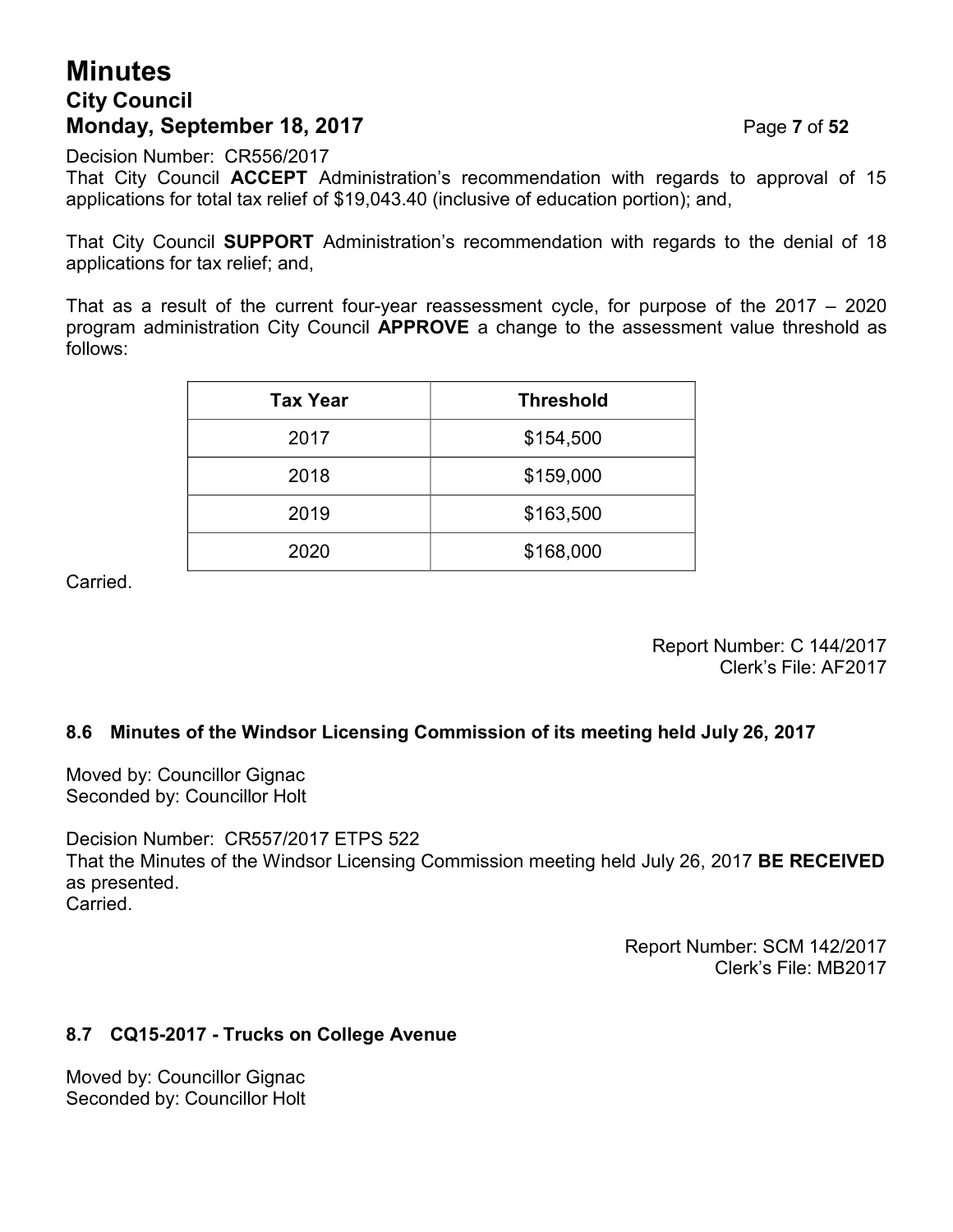Decision Number: CR556/2017

That City Council **ACCEPT** Administration's recommendation with regards to approval of 15 applications for total tax relief of $19,043.40 (inclusive of education portion); and,

That City Council **SUPPORT** Administration's recommendation with regards to the denial of 18 applications for tax relief; and,

That as a result of the current four-year reassessment cycle, for purpose of the 2017 – 2020 program administration City Council **APPROVE** a change to the assessment value threshold as follows:

| Tax Year | Threshold |
|---|---|
| 2017 | $154,500 |
| 2018 | $159,000 |
| 2019 | $163,500 |
| 2020 | $168,000 |

Carried.

Report Number: C 144/2017
Clerk's File: AF2017

### 8.6 Minutes of the Windsor Licensing Commission of its meeting held July 26, 2017

Moved by: Councillor Gignac
Seconded by: Councillor Holt

Decision Number: CR557/2017 ETPS 522

That the Minutes of the Windsor Licensing Commission meeting held July 26, 2017 **BE RECEIVED** as presented.

Carried.

Report Number: SCM 142/2017
Clerk's File: MB2017

### 8.7 CQ15-2017 - Trucks on College Avenue

Moved by: Councillor Gignac
Seconded by: Councillor Holt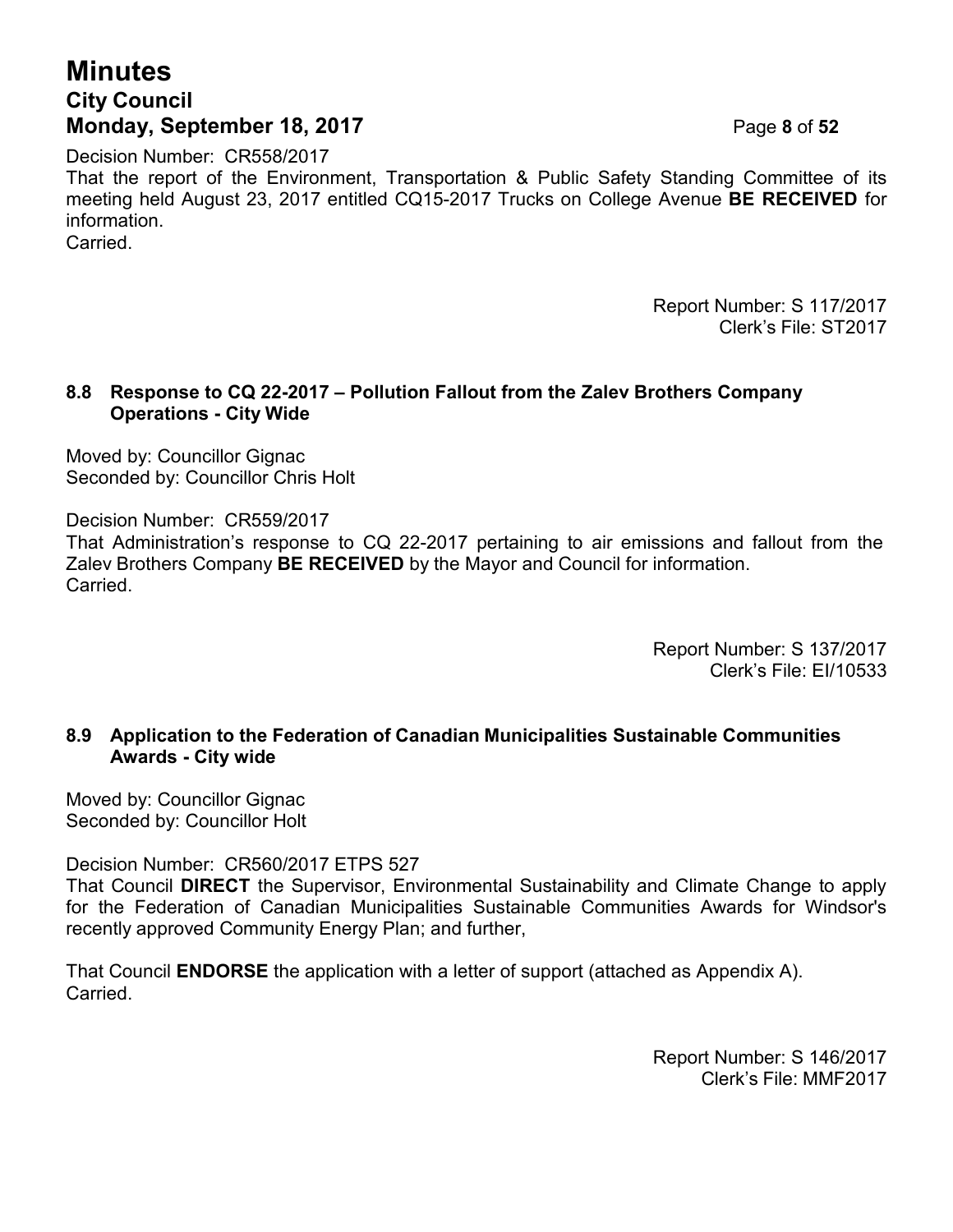Decision Number: CR558/2017
That the report of the Environment, Transportation & Public Safety Standing Committee of its meeting held August 23, 2017 entitled CQ15-2017 Trucks on College Avenue **BE RECEIVED** for information.
Carried.

Report Number: S 117/2017
Clerk's File: ST2017

### 8.8 Response to CQ 22-2017 – Pollution Fallout from the Zalev Brothers Company Operations - City Wide

Moved by: Councillor Gignac
Seconded by: Councillor Chris Holt

Decision Number: CR559/2017
That Administration's response to CQ 22-2017 pertaining to air emissions and fallout from the Zalev Brothers Company **BE RECEIVED** by the Mayor and Council for information.
Carried.

Report Number: S 137/2017
Clerk's File: EI/10533

### 8.9 Application to the Federation of Canadian Municipalities Sustainable Communities Awards - City wide

Moved by: Councillor Gignac
Seconded by: Councillor Holt

Decision Number: CR560/2017 ETPS 527
That Council **DIRECT** the Supervisor, Environmental Sustainability and Climate Change to apply for the Federation of Canadian Municipalities Sustainable Communities Awards for Windsor's recently approved Community Energy Plan; and further,

That Council **ENDORSE** the application with a letter of support (attached as Appendix A).
Carried.

Report Number: S 146/2017
Clerk's File: MMF2017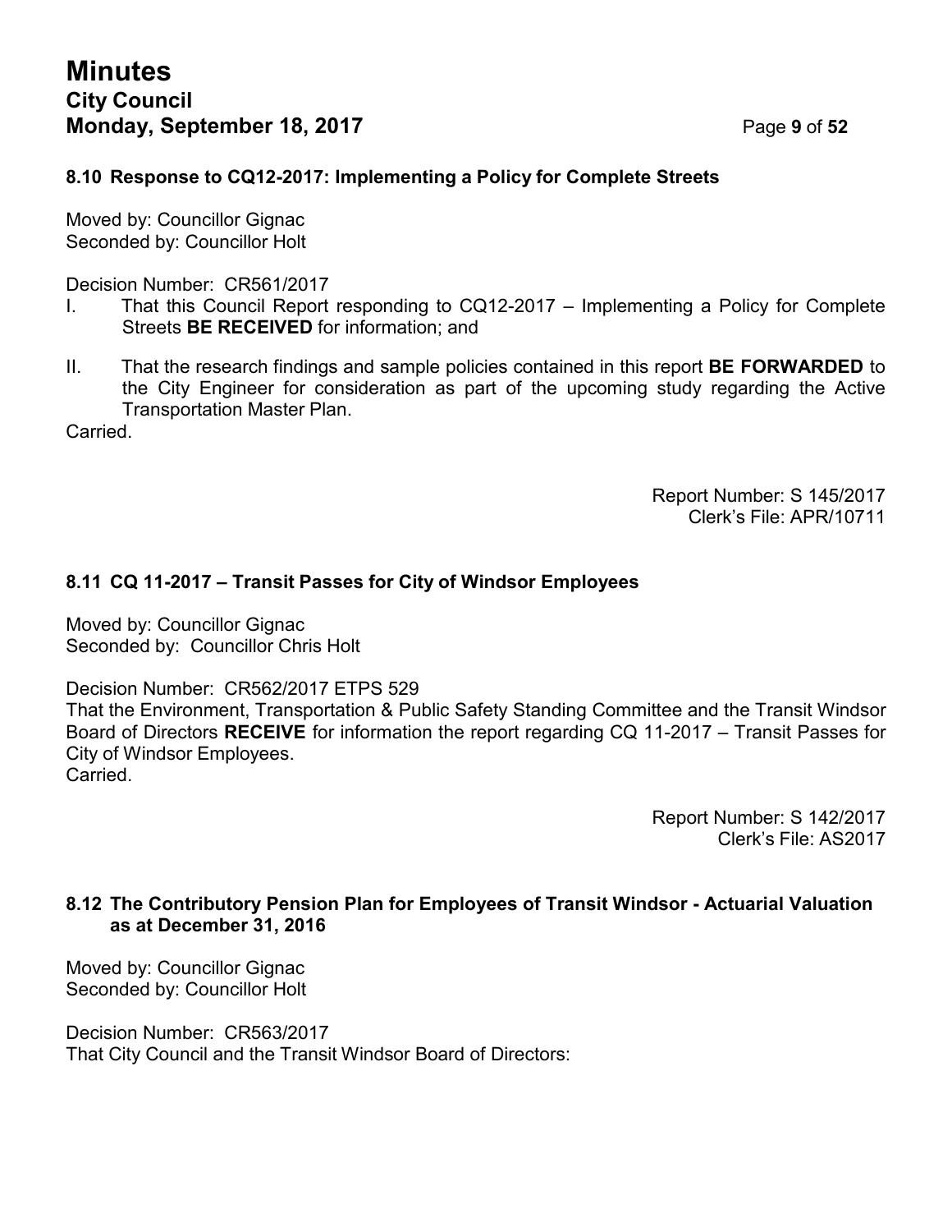### 8.10 Response to CQ12-2017: Implementing a Policy for Complete Streets

Moved by: Councillor Gignac
Seconded by: Councillor Holt

Decision Number: CR561/2017

I. That this Council Report responding to CQ12-2017 – Implementing a Policy for Complete Streets **BE RECEIVED** for information; and

II. That the research findings and sample policies contained in this report **BE FORWARDED** to the City Engineer for consideration as part of the upcoming study regarding the Active Transportation Master Plan.

Carried.

Report Number: S 145/2017
Clerk's File: APR/10711

### 8.11 CQ 11-2017 – Transit Passes for City of Windsor Employees

Moved by: Councillor Gignac
Seconded by: Councillor Chris Holt

Decision Number: CR562/2017 ETPS 529
That the Environment, Transportation & Public Safety Standing Committee and the Transit Windsor Board of Directors **RECEIVE** for information the report regarding CQ 11-2017 – Transit Passes for City of Windsor Employees.
Carried.

Report Number: S 142/2017
Clerk's File: AS2017

### 8.12 The Contributory Pension Plan for Employees of Transit Windsor - Actuarial Valuation as at December 31, 2016

Moved by: Councillor Gignac
Seconded by: Councillor Holt

Decision Number: CR563/2017
That City Council and the Transit Windsor Board of Directors: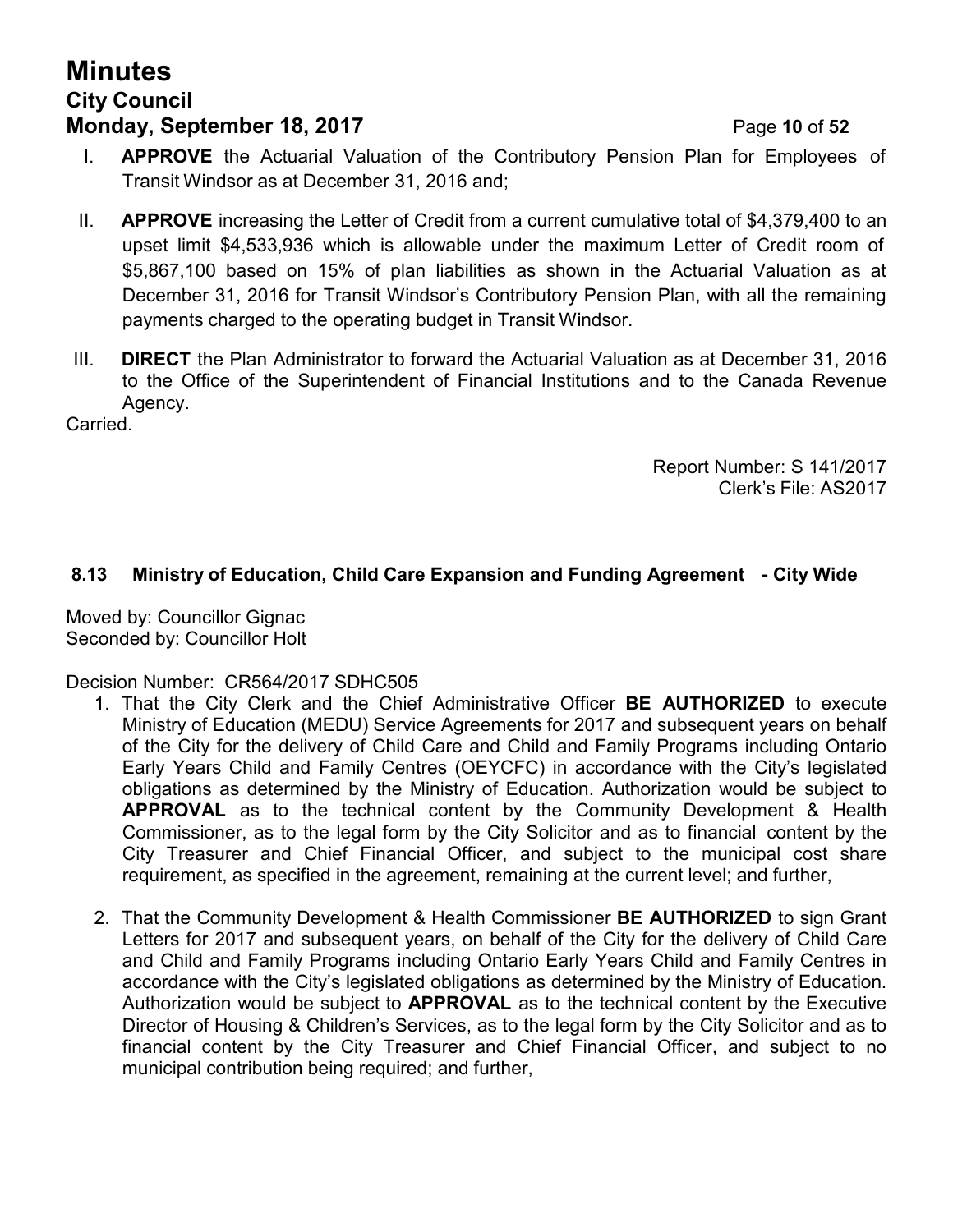I. **APPROVE** the Actuarial Valuation of the Contributory Pension Plan for Employees of Transit Windsor as at December 31, 2016 and;

II. **APPROVE** increasing the Letter of Credit from a current cumulative total of $4,379,400 to an upset limit $4,533,936 which is allowable under the maximum Letter of Credit room of $5,867,100 based on 15% of plan liabilities as shown in the Actuarial Valuation as at December 31, 2016 for Transit Windsor's Contributory Pension Plan, with all the remaining payments charged to the operating budget in Transit Windsor.

III. **DIRECT** the Plan Administrator to forward the Actuarial Valuation as at December 31, 2016 to the Office of the Superintendent of Financial Institutions and to the Canada Revenue Agency.

Carried.

Report Number: S 141/2017
Clerk's File: AS2017

### 8.13 Ministry of Education, Child Care Expansion and Funding Agreement - City Wide

Moved by: Councillor Gignac
Seconded by: Councillor Holt

Decision Number: CR564/2017 SDHC505

1. That the City Clerk and the Chief Administrative Officer **BE AUTHORIZED** to execute Ministry of Education (MEDU) Service Agreements for 2017 and subsequent years on behalf of the City for the delivery of Child Care and Child and Family Programs including Ontario Early Years Child and Family Centres (OEYCFC) in accordance with the City's legislated obligations as determined by the Ministry of Education. Authorization would be subject to **APPROVAL** as to the technical content by the Community Development & Health Commissioner, as to the legal form by the City Solicitor and as to financial content by the City Treasurer and Chief Financial Officer, and subject to the municipal cost share requirement, as specified in the agreement, remaining at the current level; and further,

2. That the Community Development & Health Commissioner **BE AUTHORIZED** to sign Grant Letters for 2017 and subsequent years, on behalf of the City for the delivery of Child Care and Child and Family Programs including Ontario Early Years Child and Family Centres in accordance with the City's legislated obligations as determined by the Ministry of Education. Authorization would be subject to **APPROVAL** as to the technical content by the Executive Director of Housing & Children's Services, as to the legal form by the City Solicitor and as to financial content by the City Treasurer and Chief Financial Officer, and subject to no municipal contribution being required; and further,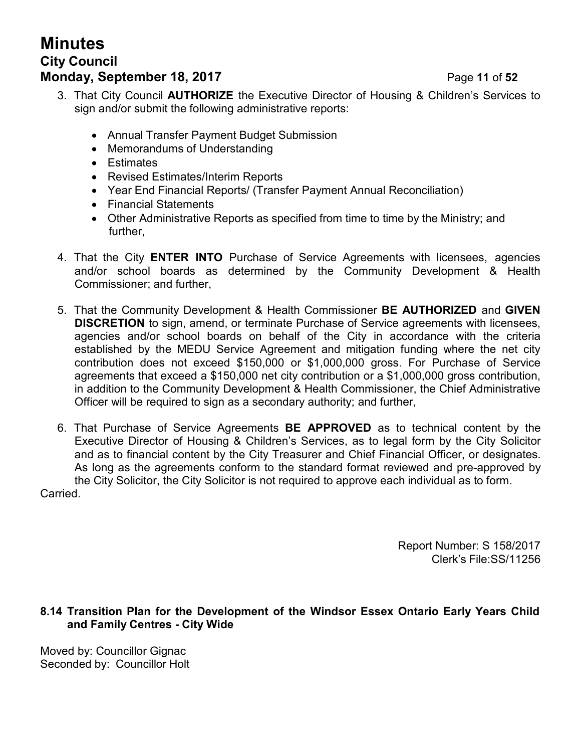3. That City Council **AUTHORIZE** the Executive Director of Housing & Children's Services to sign and/or submit the following administrative reports:

    - Annual Transfer Payment Budget Submission
    - Memorandums of Understanding
    - Estimates
    - Revised Estimates/Interim Reports
    - Year End Financial Reports/ (Transfer Payment Annual Reconciliation)
    - Financial Statements
    - Other Administrative Reports as specified from time to time by the Ministry; and further,

4. That the City **ENTER INTO** Purchase of Service Agreements with licensees, agencies and/or school boards as determined by the Community Development & Health Commissioner; and further,

5. That the Community Development & Health Commissioner **BE AUTHORIZED** and **GIVEN DISCRETION** to sign, amend, or terminate Purchase of Service agreements with licensees, agencies and/or school boards on behalf of the City in accordance with the criteria established by the MEDU Service Agreement and mitigation funding where the net city contribution does not exceed $150,000 or $1,000,000 gross. For Purchase of Service agreements that exceed a $150,000 net city contribution or a $1,000,000 gross contribution, in addition to the Community Development & Health Commissioner, the Chief Administrative Officer will be required to sign as a secondary authority; and further,

6. That Purchase of Service Agreements **BE APPROVED** as to technical content by the Executive Director of Housing & Children's Services, as to legal form by the City Solicitor and as to financial content by the City Treasurer and Chief Financial Officer, or designates. As long as the agreements conform to the standard format reviewed and pre-approved by the City Solicitor, the City Solicitor is not required to approve each individual as to form.

Carried.

Report Number: S 158/2017
Clerk's File:SS/11256

### 8.14 Transition Plan for the Development of the Windsor Essex Ontario Early Years Child and Family Centres - City Wide

Moved by: Councillor Gignac
Seconded by: Councillor Holt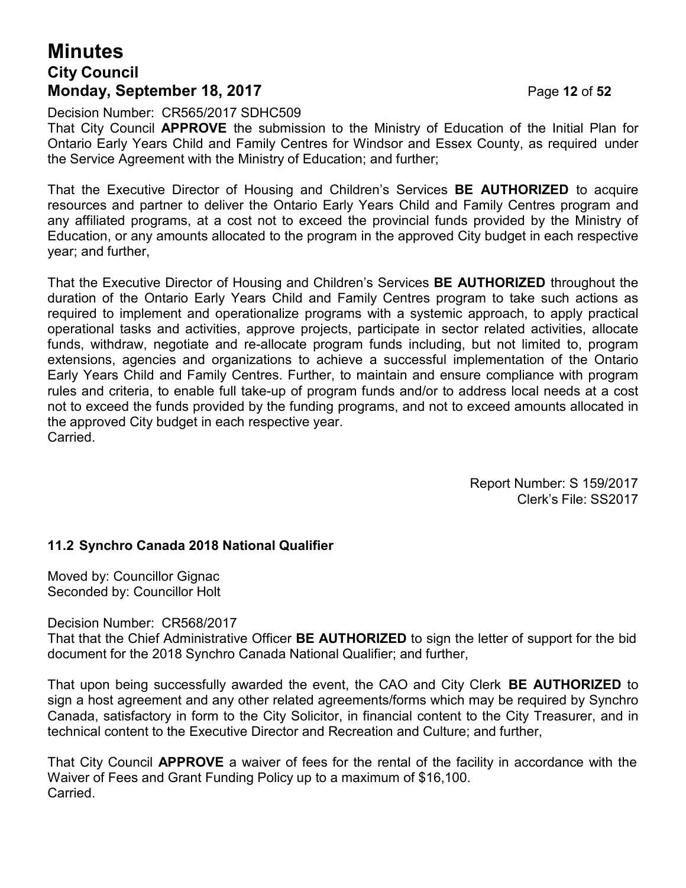Decision Number: CR565/2017 SDHC509

That City Council **APPROVE** the submission to the Ministry of Education of the Initial Plan for Ontario Early Years Child and Family Centres for Windsor and Essex County, as required under the Service Agreement with the Ministry of Education; and further;

That the Executive Director of Housing and Children's Services **BE AUTHORIZED** to acquire resources and partner to deliver the Ontario Early Years Child and Family Centres program and any affiliated programs, at a cost not to exceed the provincial funds provided by the Ministry of Education, or any amounts allocated to the program in the approved City budget in each respective year; and further,

That the Executive Director of Housing and Children's Services **BE AUTHORIZED** throughout the duration of the Ontario Early Years Child and Family Centres program to take such actions as required to implement and operationalize programs with a systemic approach, to apply practical operational tasks and activities, approve projects, participate in sector related activities, allocate funds, withdraw, negotiate and re-allocate program funds including, but not limited to, program extensions, agencies and organizations to achieve a successful implementation of the Ontario Early Years Child and Family Centres. Further, to maintain and ensure compliance with program rules and criteria, to enable full take-up of program funds and/or to address local needs at a cost not to exceed the funds provided by the funding programs, and not to exceed amounts allocated in the approved City budget in each respective year.
Carried.

Report Number: S 159/2017
Clerk's File: SS2017

### 11.2 Synchro Canada 2018 National Qualifier

Moved by: Councillor Gignac
Seconded by: Councillor Holt

Decision Number: CR568/2017

That that the Chief Administrative Officer **BE AUTHORIZED** to sign the letter of support for the bid document for the 2018 Synchro Canada National Qualifier; and further,

That upon being successfully awarded the event, the CAO and City Clerk **BE AUTHORIZED** to sign a host agreement and any other related agreements/forms which may be required by Synchro Canada, satisfactory in form to the City Solicitor, in financial content to the City Treasurer, and in technical content to the Executive Director and Recreation and Culture; and further,

That City Council **APPROVE** a waiver of fees for the rental of the facility in accordance with the Waiver of Fees and Grant Funding Policy up to a maximum of $16,100.
Carried.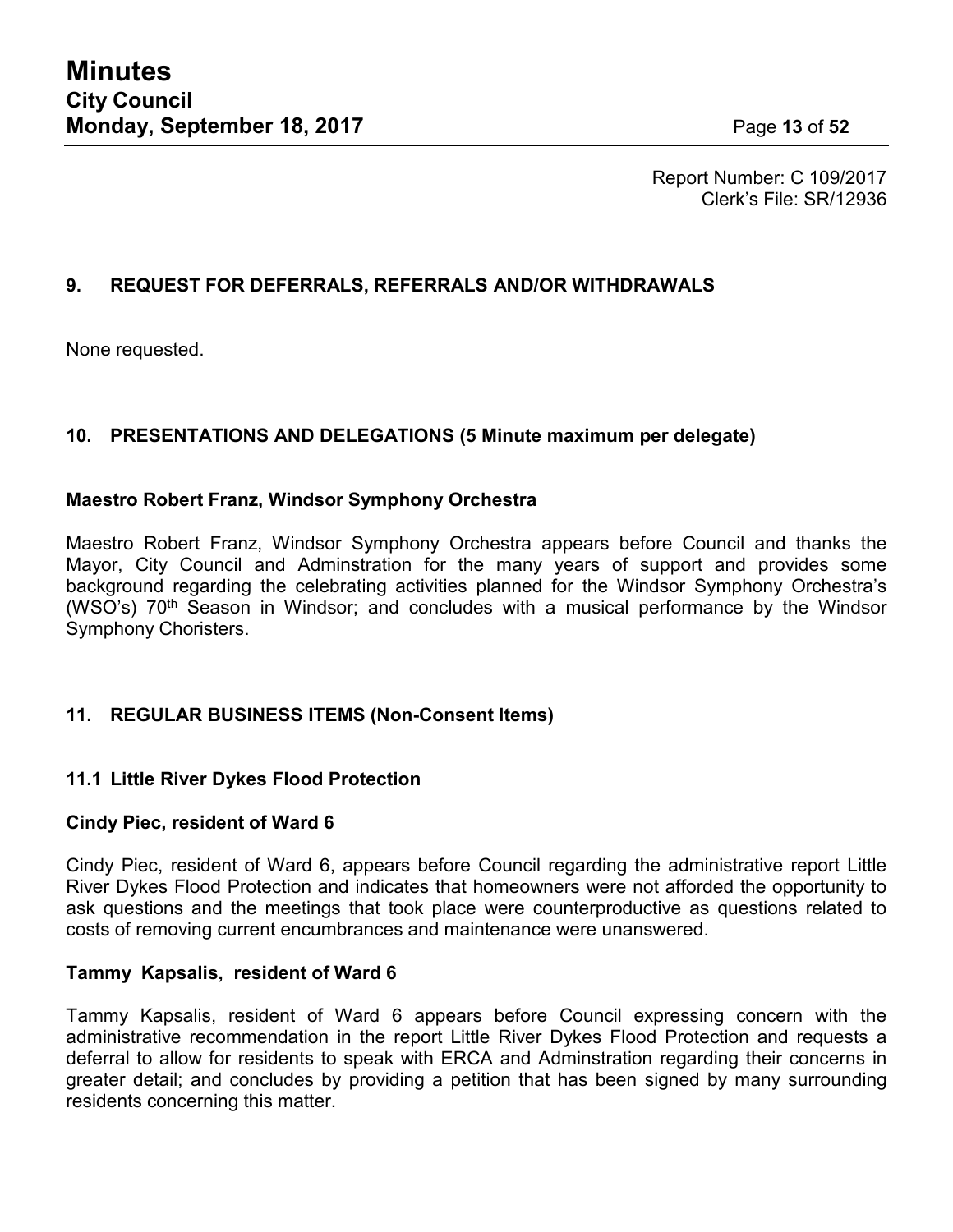Report Number: C 109/2017
Clerk's File: SR/12936

## 9. REQUEST FOR DEFERRALS, REFERRALS AND/OR WITHDRAWALS

None requested.

## 10. PRESENTATIONS AND DELEGATIONS (5 Minute maximum per delegate)

### Maestro Robert Franz, Windsor Symphony Orchestra

Maestro Robert Franz, Windsor Symphony Orchestra appears before Council and thanks the Mayor, City Council and Adminstration for the many years of support and provides some background regarding the celebrating activities planned for the Windsor Symphony Orchestra's (WSO's) 70th Season in Windsor; and concludes with a musical performance by the Windsor Symphony Choristers.

## 11. REGULAR BUSINESS ITEMS (Non-Consent Items)

### 11.1 Little River Dykes Flood Protection

**Cindy Piec, resident of Ward 6**

Cindy Piec, resident of Ward 6, appears before Council regarding the administrative report Little River Dykes Flood Protection and indicates that homeowners were not afforded the opportunity to ask questions and the meetings that took place were counterproductive as questions related to costs of removing current encumbrances and maintenance were unanswered.

**Tammy Kapsalis, resident of Ward 6**

Tammy Kapsalis, resident of Ward 6 appears before Council expressing concern with the administrative recommendation in the report Little River Dykes Flood Protection and requests a deferral to allow for residents to speak with ERCA and Adminstration regarding their concerns in greater detail; and concludes by providing a petition that has been signed by many surrounding residents concerning this matter.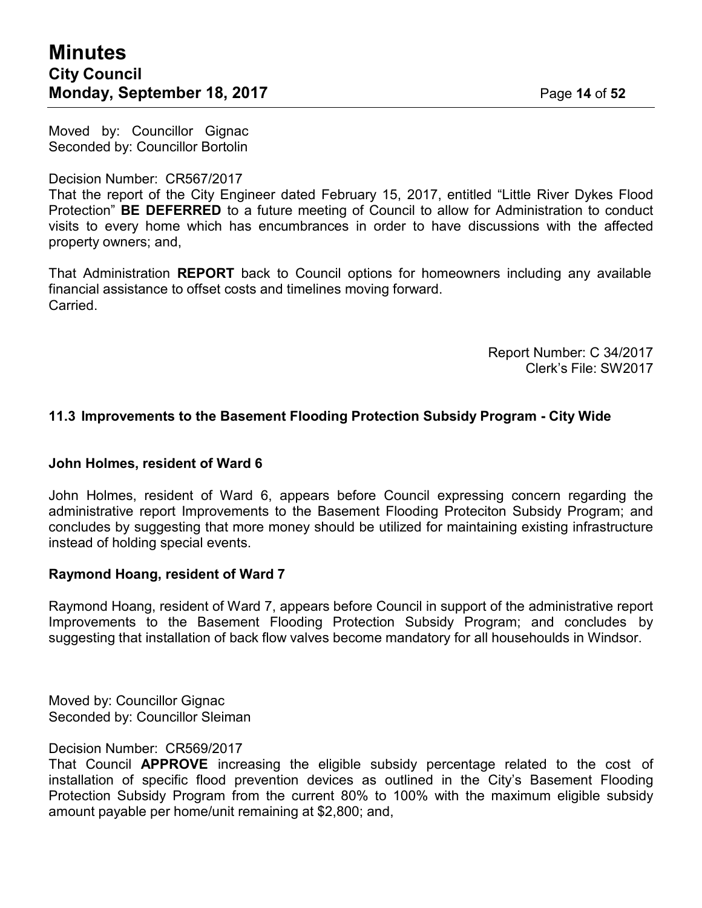Moved by: Councillor Gignac
Seconded by: Councillor Bortolin

Decision Number: CR567/2017
That the report of the City Engineer dated February 15, 2017, entitled “Little River Dykes Flood Protection” **BE DEFERRED** to a future meeting of Council to allow for Administration to conduct visits to every home which has encumbrances in order to have discussions with the affected property owners; and,

That Administration **REPORT** back to Council options for homeowners including any available financial assistance to offset costs and timelines moving forward.
Carried.

Report Number: C 34/2017
Clerk’s File: SW2017

### 11.3 Improvements to the Basement Flooding Protection Subsidy Program - City Wide

**John Holmes, resident of Ward 6**

John Holmes, resident of Ward 6, appears before Council expressing concern regarding the administrative report Improvements to the Basement Flooding Proteciton Subsidy Program; and concludes by suggesting that more money should be utilized for maintaining existing infrastructure instead of holding special events.

**Raymond Hoang, resident of Ward 7**

Raymond Hoang, resident of Ward 7, appears before Council in support of the administrative report Improvements to the Basement Flooding Protection Subsidy Program; and concludes by suggesting that installation of back flow valves become mandatory for all househoulds in Windsor.

Moved by: Councillor Gignac
Seconded by: Councillor Sleiman

Decision Number: CR569/2017
That Council **APPROVE** increasing the eligible subsidy percentage related to the cost of installation of specific flood prevention devices as outlined in the City’s Basement Flooding Protection Subsidy Program from the current 80% to 100% with the maximum eligible subsidy amount payable per home/unit remaining at $2,800; and,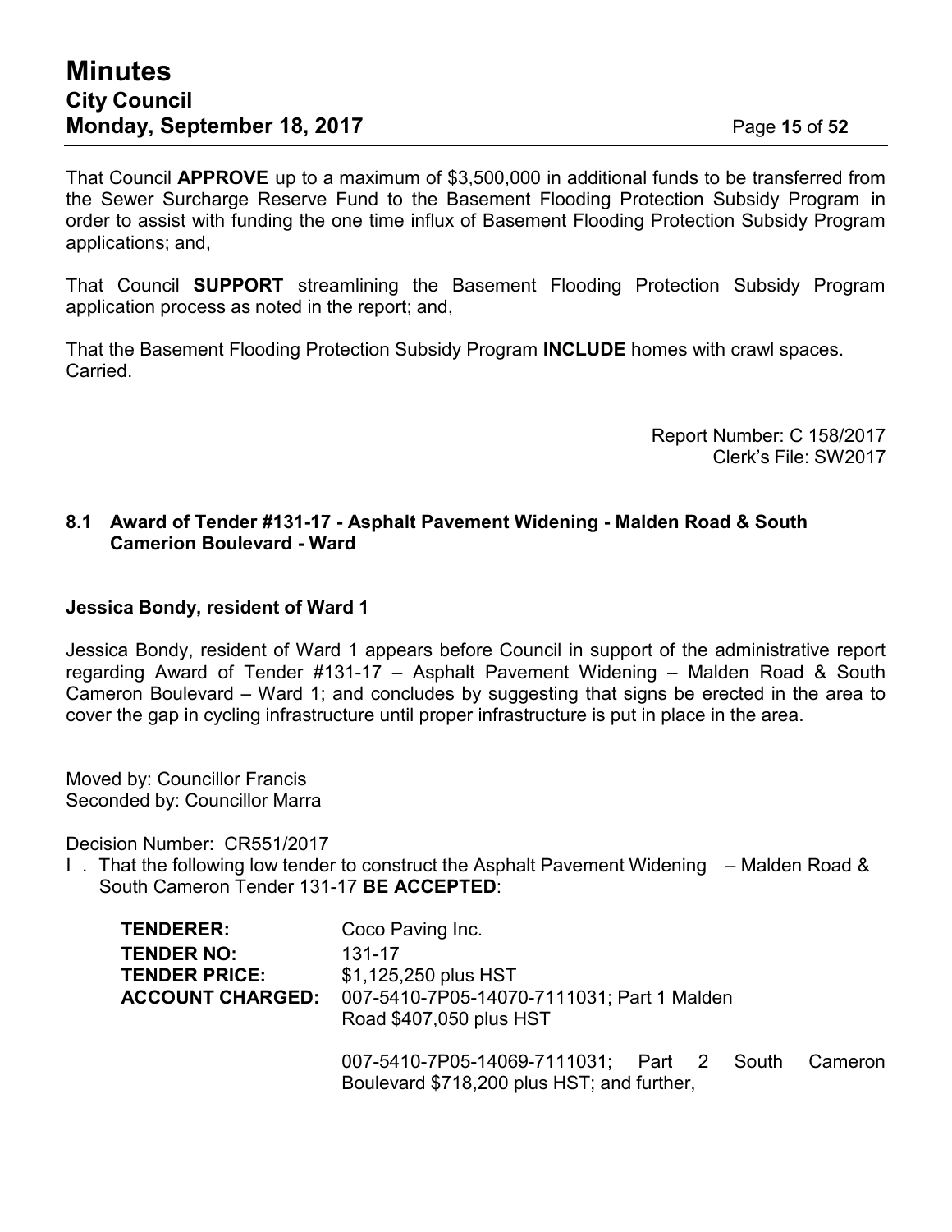That Council **APPROVE** up to a maximum of $3,500,000 in additional funds to be transferred from the Sewer Surcharge Reserve Fund to the Basement Flooding Protection Subsidy Program in order to assist with funding the one time influx of Basement Flooding Protection Subsidy Program applications; and,

That Council **SUPPORT** streamlining the Basement Flooding Protection Subsidy Program application process as noted in the report; and,

That the Basement Flooding Protection Subsidy Program **INCLUDE** homes with crawl spaces.
Carried.

Report Number: C 158/2017
Clerk's File: SW2017

### 8.1 Award of Tender #131-17 - Asphalt Pavement Widening - Malden Road & South Camerion Boulevard - Ward

**Jessica Bondy, resident of Ward 1**

Jessica Bondy, resident of Ward 1 appears before Council in support of the administrative report regarding Award of Tender #131-17 – Asphalt Pavement Widening – Malden Road & South Cameron Boulevard – Ward 1; and concludes by suggesting that signs be erected in the area to cover the gap in cycling infrastructure until proper infrastructure is put in place in the area.

Moved by: Councillor Francis
Seconded by: Councillor Marra

Decision Number: CR551/2017
I . That the following low tender to construct the Asphalt Pavement Widening – Malden Road & South Cameron Tender 131-17 **BE ACCEPTED**:

| | |
|---|---|
| **TENDERER:** | Coco Paving Inc. |
| **TENDER NO:** | 131-17 |
| **TENDER PRICE:** | $1,125,250 plus HST |
| **ACCOUNT CHARGED:** | 007-5410-7P05-14070-7111031; Part 1 Malden Road $407,050 plus HST |
| | 007-5410-7P05-14069-7111031; Part 2 South Cameron Boulevard $718,200 plus HST; and further, |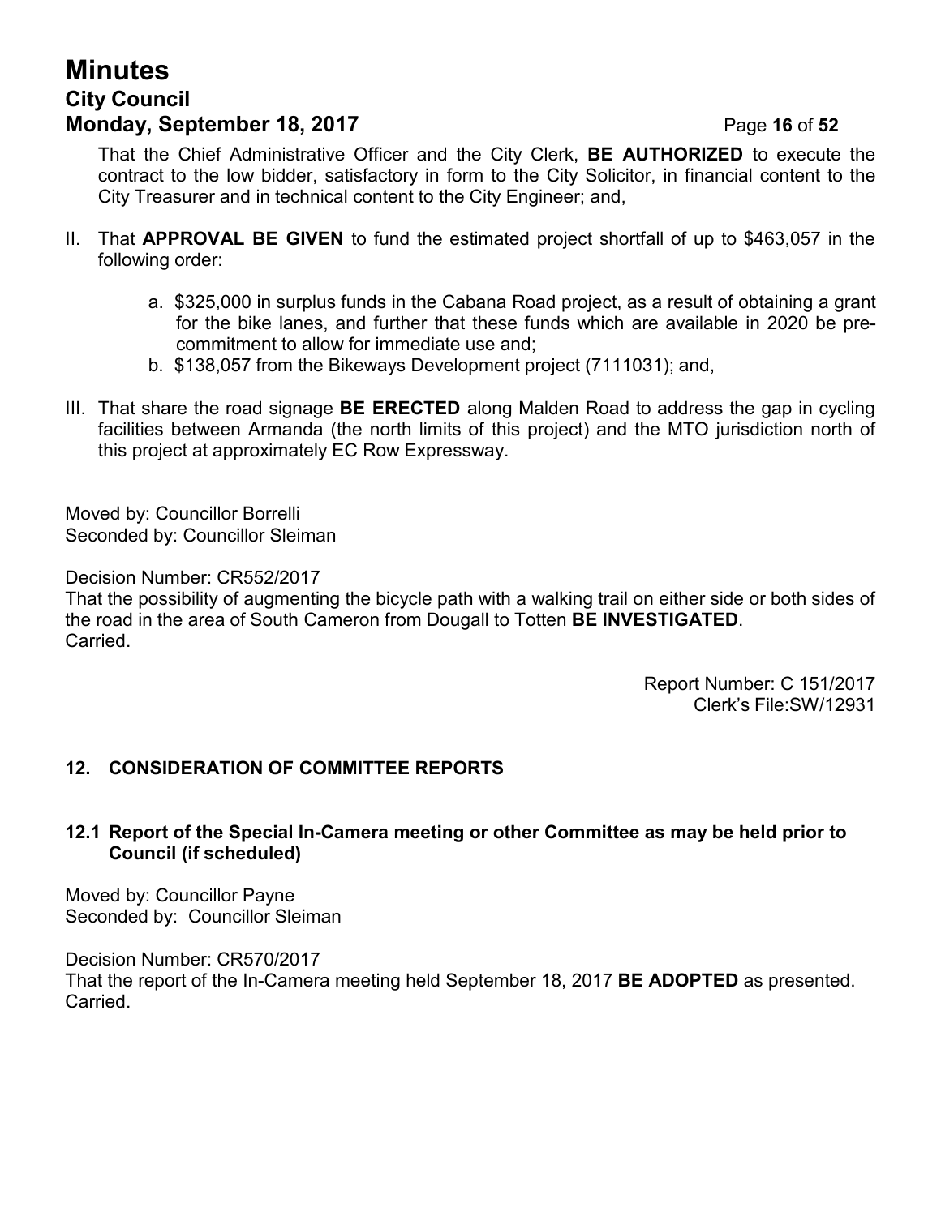That the Chief Administrative Officer and the City Clerk, **BE AUTHORIZED** to execute the contract to the low bidder, satisfactory in form to the City Solicitor, in financial content to the City Treasurer and in technical content to the City Engineer; and,

II. That **APPROVAL BE GIVEN** to fund the estimated project shortfall of up to $463,057 in the following order:

   a. $325,000 in surplus funds in the Cabana Road project, as a result of obtaining a grant for the bike lanes, and further that these funds which are available in 2020 be pre-commitment to allow for immediate use and;

   b. $138,057 from the Bikeways Development project (7111031); and,

III. That share the road signage **BE ERECTED** along Malden Road to address the gap in cycling facilities between Armanda (the north limits of this project) and the MTO jurisdiction north of this project at approximately EC Row Expressway.

Moved by: Councillor Borrelli
Seconded by: Councillor Sleiman

Decision Number: CR552/2017
That the possibility of augmenting the bicycle path with a walking trail on either side or both sides of the road in the area of South Cameron from Dougall to Totten **BE INVESTIGATED**.
Carried.

Report Number: C 151/2017
Clerk's File:SW/12931

## 12. CONSIDERATION OF COMMITTEE REPORTS

### 12.1 Report of the Special In-Camera meeting or other Committee as may be held prior to Council (if scheduled)

Moved by: Councillor Payne
Seconded by: Councillor Sleiman

Decision Number: CR570/2017
That the report of the In-Camera meeting held September 18, 2017 **BE ADOPTED** as presented.
Carried.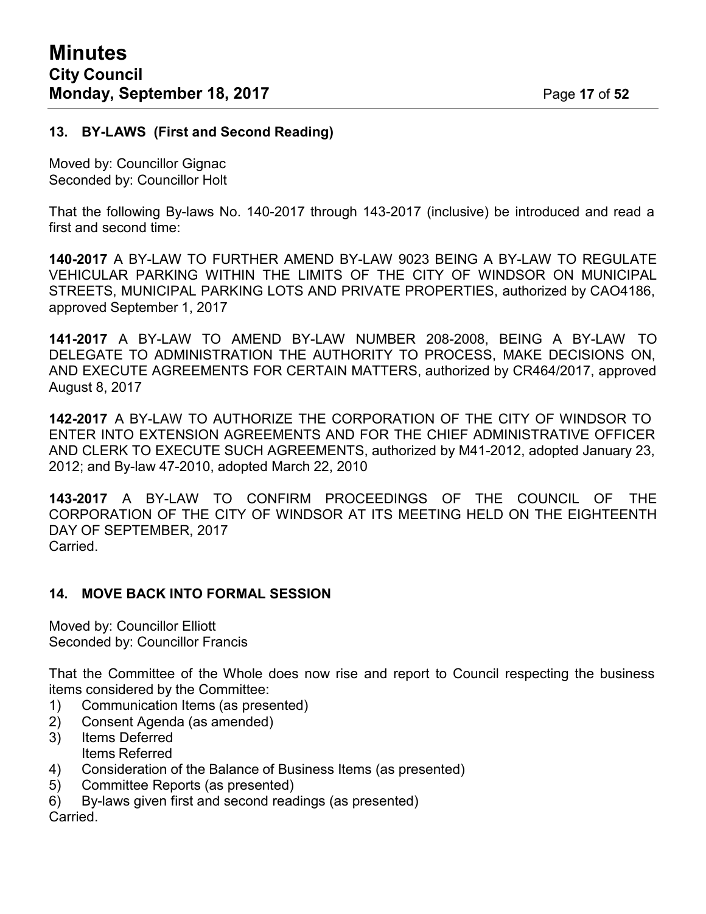### 13. BY-LAWS (First and Second Reading)

Moved by: Councillor Gignac
Seconded by: Councillor Holt

That the following By-laws No. 140-2017 through 143-2017 (inclusive) be introduced and read a first and second time:

**140-2017** A BY-LAW TO FURTHER AMEND BY-LAW 9023 BEING A BY-LAW TO REGULATE VEHICULAR PARKING WITHIN THE LIMITS OF THE CITY OF WINDSOR ON MUNICIPAL STREETS, MUNICIPAL PARKING LOTS AND PRIVATE PROPERTIES, authorized by CAO4186, approved September 1, 2017

**141-2017** A BY-LAW TO AMEND BY-LAW NUMBER 208-2008, BEING A BY-LAW TO DELEGATE TO ADMINISTRATION THE AUTHORITY TO PROCESS, MAKE DECISIONS ON, AND EXECUTE AGREEMENTS FOR CERTAIN MATTERS, authorized by CR464/2017, approved August 8, 2017

**142-2017** A BY-LAW TO AUTHORIZE THE CORPORATION OF THE CITY OF WINDSOR TO ENTER INTO EXTENSION AGREEMENTS AND FOR THE CHIEF ADMINISTRATIVE OFFICER AND CLERK TO EXECUTE SUCH AGREEMENTS, authorized by M41-2012, adopted January 23, 2012; and By-law 47-2010, adopted March 22, 2010

**143-2017** A BY-LAW TO CONFIRM PROCEEDINGS OF THE COUNCIL OF THE CORPORATION OF THE CITY OF WINDSOR AT ITS MEETING HELD ON THE EIGHTEENTH DAY OF SEPTEMBER, 2017
Carried.

### 14. MOVE BACK INTO FORMAL SESSION

Moved by: Councillor Elliott
Seconded by: Councillor Francis

That the Committee of the Whole does now rise and report to Council respecting the business items considered by the Committee:

1) Communication Items (as presented)
2) Consent Agenda (as amended)
3) Items Deferred
   Items Referred
4) Consideration of the Balance of Business Items (as presented)
5) Committee Reports (as presented)
6) By-laws given first and second readings (as presented)

Carried.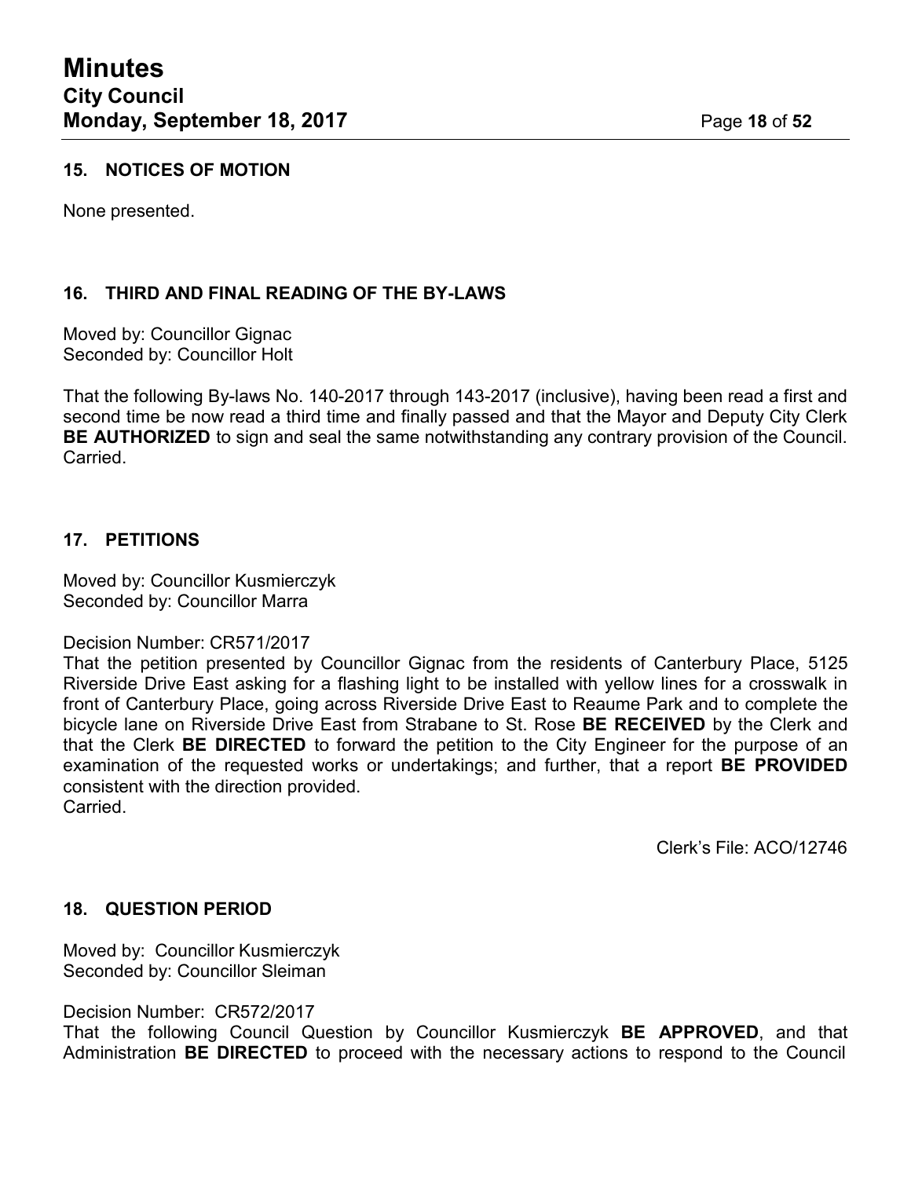## 15. NOTICES OF MOTION

None presented.

## 16. THIRD AND FINAL READING OF THE BY-LAWS

Moved by: Councillor Gignac
Seconded by: Councillor Holt

That the following By-laws No. 140-2017 through 143-2017 (inclusive), having been read a first and second time be now read a third time and finally passed and that the Mayor and Deputy City Clerk **BE AUTHORIZED** to sign and seal the same notwithstanding any contrary provision of the Council.
Carried.

## 17. PETITIONS

Moved by: Councillor Kusmierczyk
Seconded by: Councillor Marra

Decision Number: CR571/2017
That the petition presented by Councillor Gignac from the residents of Canterbury Place, 5125 Riverside Drive East asking for a flashing light to be installed with yellow lines for a crosswalk in front of Canterbury Place, going across Riverside Drive East to Reaume Park and to complete the bicycle lane on Riverside Drive East from Strabane to St. Rose **BE RECEIVED** by the Clerk and that the Clerk **BE DIRECTED** to forward the petition to the City Engineer for the purpose of an examination of the requested works or undertakings; and further, that a report **BE PROVIDED** consistent with the direction provided.
Carried.

Clerk's File: ACO/12746

## 18. QUESTION PERIOD

Moved by: Councillor Kusmierczyk
Seconded by: Councillor Sleiman

Decision Number: CR572/2017
That the following Council Question by Councillor Kusmierczyk **BE APPROVED**, and that Administration **BE DIRECTED** to proceed with the necessary actions to respond to the Council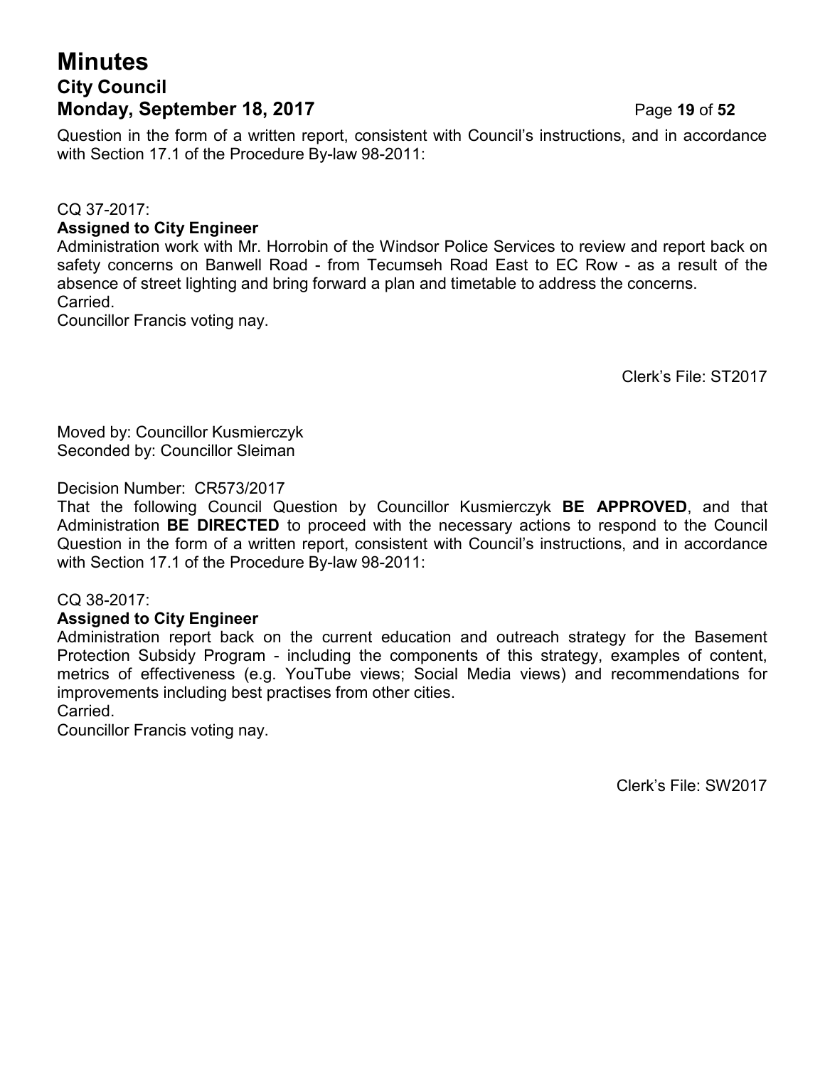Question in the form of a written report, consistent with Council's instructions, and in accordance with Section 17.1 of the Procedure By-law 98-2011:

CQ 37-2017:

**Assigned to City Engineer**

Administration work with Mr. Horrobin of the Windsor Police Services to review and report back on safety concerns on Banwell Road - from Tecumseh Road East to EC Row - as a result of the absence of street lighting and bring forward a plan and timetable to address the concerns.
Carried.
Councillor Francis voting nay.

Clerk's File: ST2017

Moved by: Councillor Kusmierczyk
Seconded by: Councillor Sleiman

Decision Number: CR573/2017

That the following Council Question by Councillor Kusmierczyk **BE APPROVED**, and that Administration **BE DIRECTED** to proceed with the necessary actions to respond to the Council Question in the form of a written report, consistent with Council's instructions, and in accordance with Section 17.1 of the Procedure By-law 98-2011:

CQ 38-2017:

**Assigned to City Engineer**

Administration report back on the current education and outreach strategy for the Basement Protection Subsidy Program - including the components of this strategy, examples of content, metrics of effectiveness (e.g. YouTube views; Social Media views) and recommendations for improvements including best practises from other cities.
Carried.
Councillor Francis voting nay.

Clerk's File: SW2017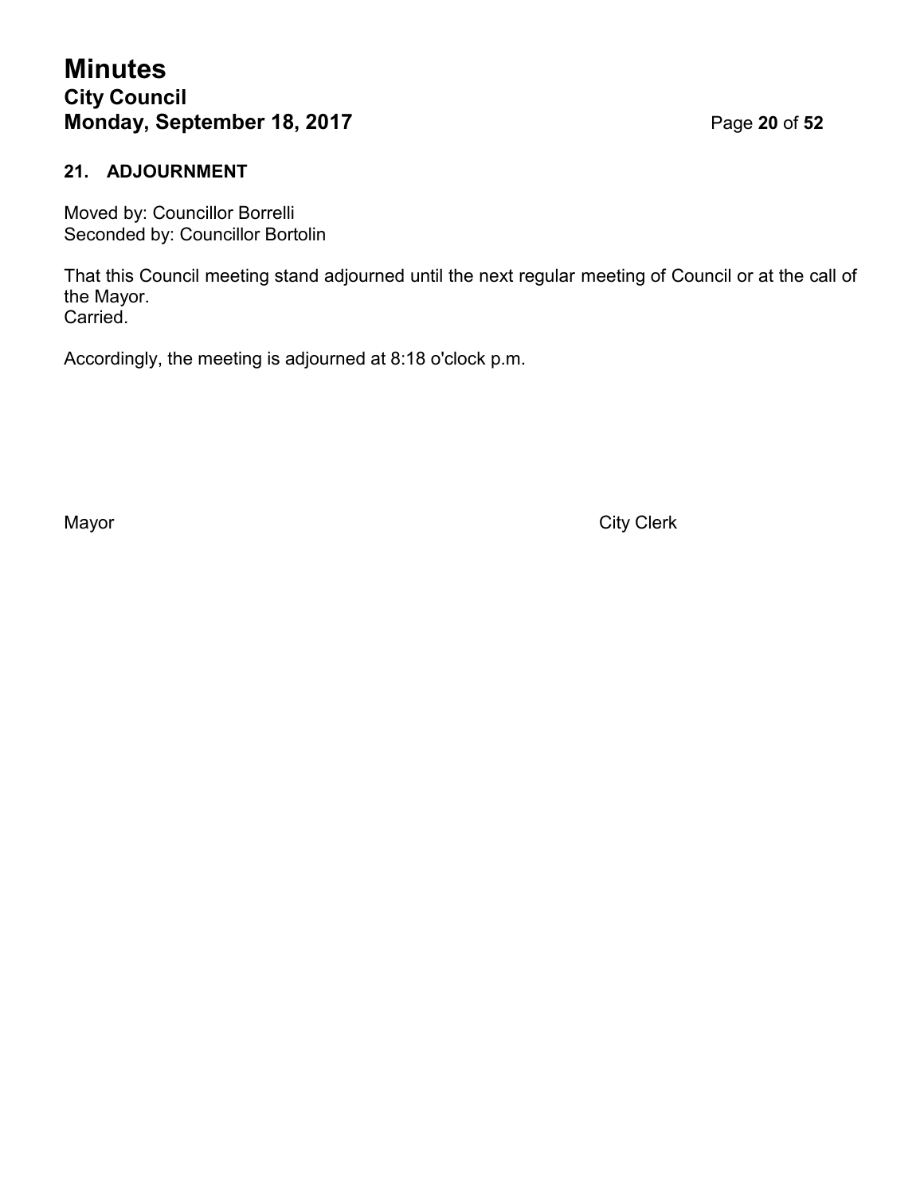## 21. ADJOURNMENT

Moved by: Councillor Borrelli
Seconded by: Councillor Bortolin

That this Council meeting stand adjourned until the next regular meeting of Council or at the call of the Mayor.
Carried.

Accordingly, the meeting is adjourned at 8:18 o'clock p.m.

Mayor                                                                                    City Clerk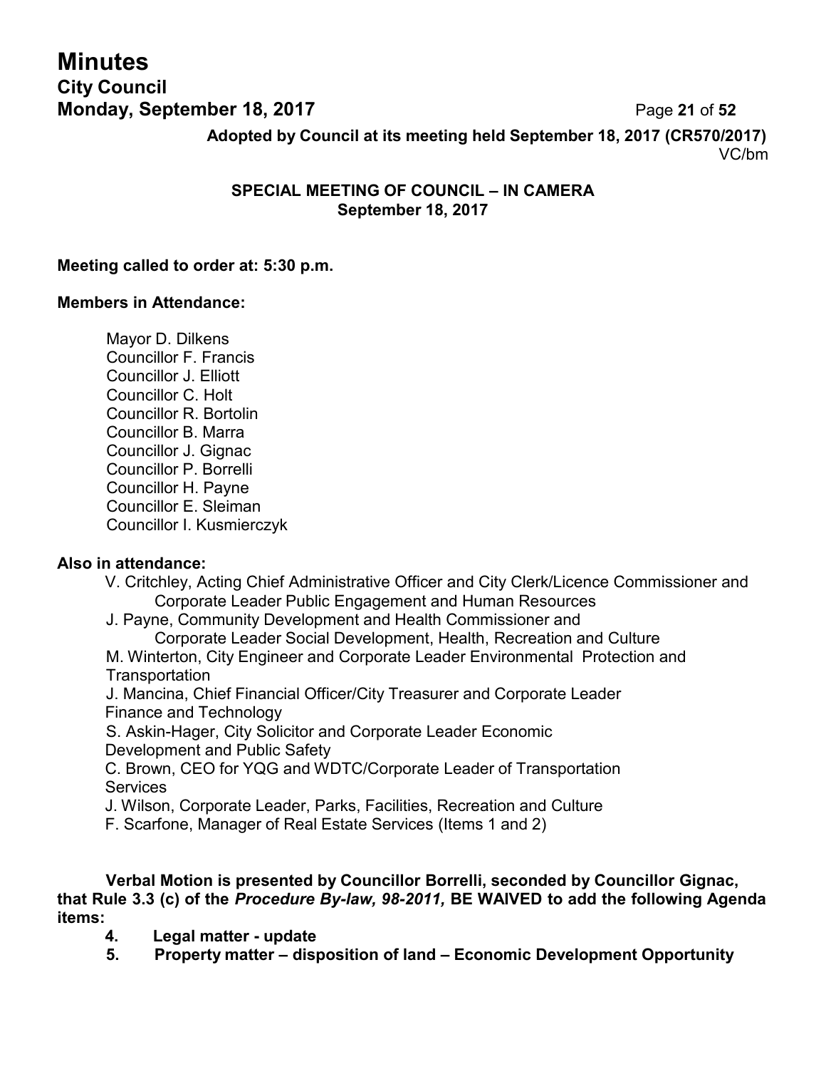**Adopted by Council at its meeting held September 18, 2017 (CR570/2017)**
VC/bm

**SPECIAL MEETING OF COUNCIL – IN CAMERA**
**September 18, 2017**

**Meeting called to order at: 5:30 p.m.**

**Members in Attendance:**

Mayor D. Dilkens
Councillor F. Francis
Councillor J. Elliott
Councillor C. Holt
Councillor R. Bortolin
Councillor B. Marra
Councillor J. Gignac
Councillor P. Borrelli
Councillor H. Payne
Councillor E. Sleiman
Councillor I. Kusmierczyk

**Also in attendance:**

V. Critchley, Acting Chief Administrative Officer and City Clerk/Licence Commissioner and Corporate Leader Public Engagement and Human Resources
J. Payne, Community Development and Health Commissioner and Corporate Leader Social Development, Health, Recreation and Culture
M. Winterton, City Engineer and Corporate Leader Environmental Protection and Transportation
J. Mancina, Chief Financial Officer/City Treasurer and Corporate Leader Finance and Technology
S. Askin-Hager, City Solicitor and Corporate Leader Economic Development and Public Safety
C. Brown, CEO for YQG and WDTC/Corporate Leader of Transportation Services
J. Wilson, Corporate Leader, Parks, Facilities, Recreation and Culture
F. Scarfone, Manager of Real Estate Services (Items 1 and 2)

**Verbal Motion is presented by Councillor Borrelli, seconded by Councillor Gignac, that Rule 3.3 (c) of the *Procedure By-law, 98-2011,* BE WAIVED to add the following Agenda items:**

4. **Legal matter - update**
5. **Property matter – disposition of land – Economic Development Opportunity**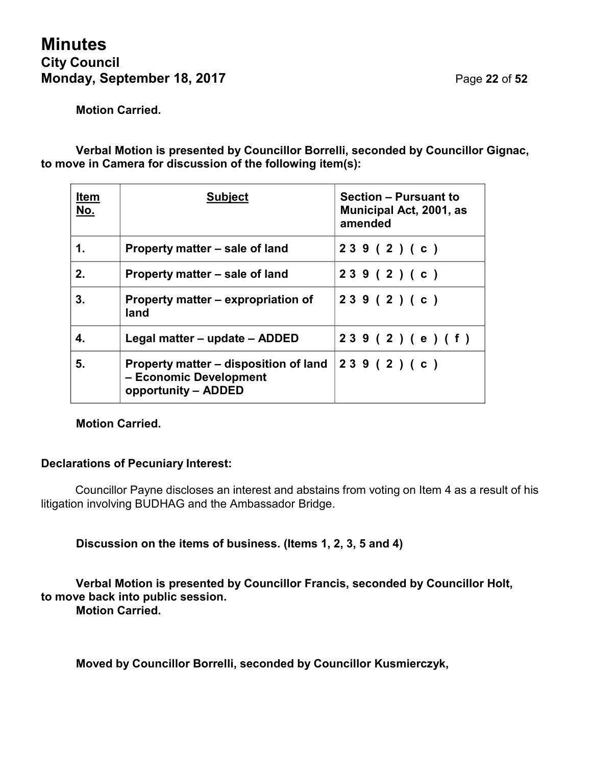**Motion Carried.**

**Verbal Motion is presented by Councillor Borrelli, seconded by Councillor Gignac, to move in Camera for discussion of the following item(s):**

| Item No. | Subject | Section – Pursuant to Municipal Act, 2001, as amended |
|---|---|---|
| 1. | Property matter – sale of land | 239(2)(c) |
| 2. | Property matter – sale of land | 239(2)(c) |
| 3. | Property matter – expropriation of land | 239(2)(c) |
| 4. | Legal matter – update – ADDED | 239(2)(e)(f) |
| 5. | Property matter – disposition of land – Economic Development opportunity – ADDED | 239(2)(c) |

**Motion Carried.**

**Declarations of Pecuniary Interest:**

Councillor Payne discloses an interest and abstains from voting on Item 4 as a result of his litigation involving BUDHAG and the Ambassador Bridge.

**Discussion on the items of business. (Items 1, 2, 3, 5 and 4)**

**Verbal Motion is presented by Councillor Francis, seconded by Councillor Holt, to move back into public session.**
**Motion Carried.**

**Moved by Councillor Borrelli, seconded by Councillor Kusmierczyk,**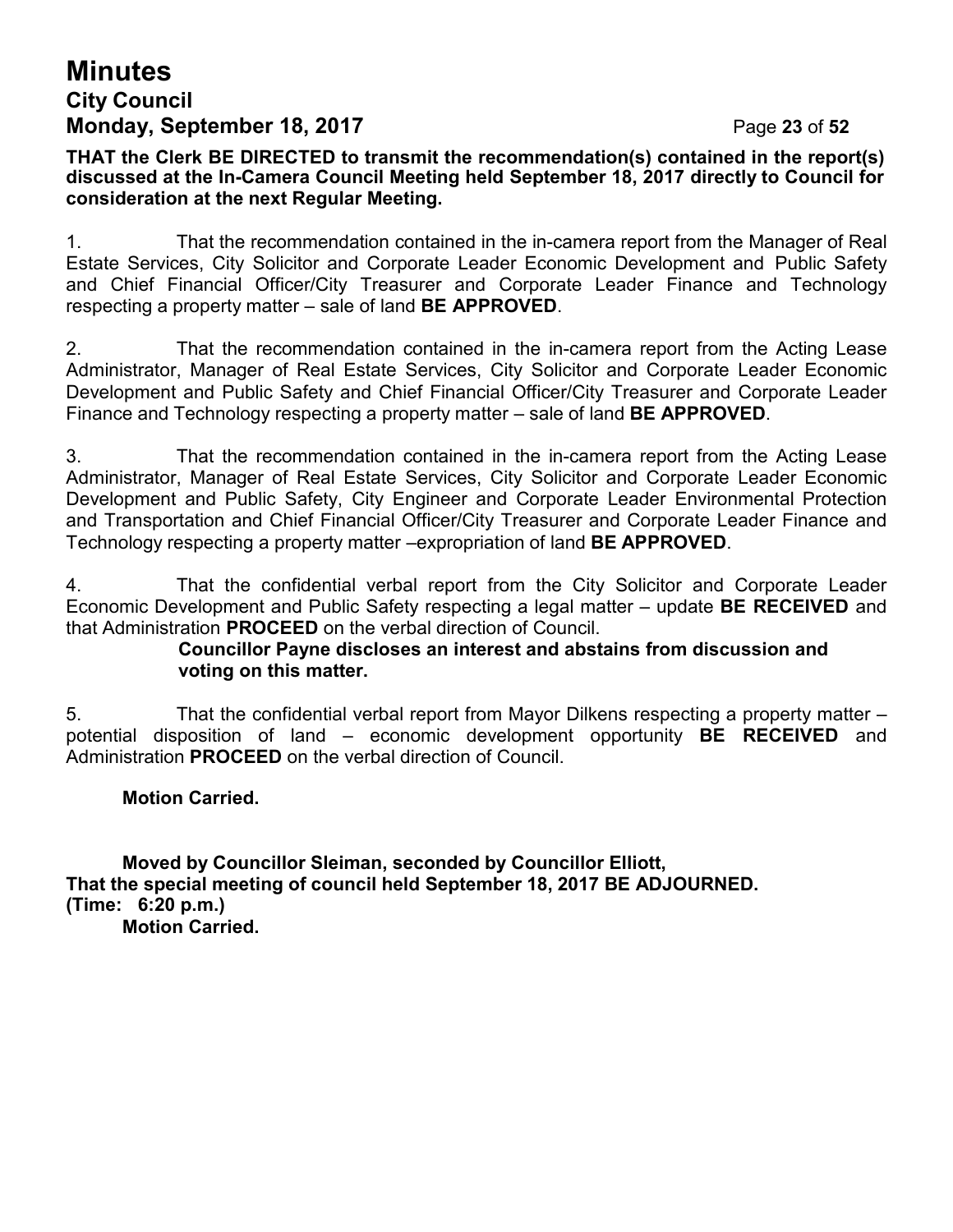**THAT the Clerk BE DIRECTED to transmit the recommendation(s) contained in the report(s) discussed at the In-Camera Council Meeting held September 18, 2017 directly to Council for consideration at the next Regular Meeting.**

1. That the recommendation contained in the in-camera report from the Manager of Real Estate Services, City Solicitor and Corporate Leader Economic Development and Public Safety and Chief Financial Officer/City Treasurer and Corporate Leader Finance and Technology respecting a property matter – sale of land **BE APPROVED**.

2. That the recommendation contained in the in-camera report from the Acting Lease Administrator, Manager of Real Estate Services, City Solicitor and Corporate Leader Economic Development and Public Safety and Chief Financial Officer/City Treasurer and Corporate Leader Finance and Technology respecting a property matter – sale of land **BE APPROVED**.

3. That the recommendation contained in the in-camera report from the Acting Lease Administrator, Manager of Real Estate Services, City Solicitor and Corporate Leader Economic Development and Public Safety, City Engineer and Corporate Leader Environmental Protection and Transportation and Chief Financial Officer/City Treasurer and Corporate Leader Finance and Technology respecting a property matter –expropriation of land **BE APPROVED**.

4. That the confidential verbal report from the City Solicitor and Corporate Leader Economic Development and Public Safety respecting a legal matter – update **BE RECEIVED** and that Administration **PROCEED** on the verbal direction of Council.

**Councillor Payne discloses an interest and abstains from discussion and voting on this matter.**

5. That the confidential verbal report from Mayor Dilkens respecting a property matter – potential disposition of land – economic development opportunity **BE RECEIVED** and Administration **PROCEED** on the verbal direction of Council.

**Motion Carried.**

**Moved by Councillor Sleiman, seconded by Councillor Elliott,**
**That the special meeting of council held September 18, 2017 BE ADJOURNED.**
**(Time: 6:20 p.m.)**
**Motion Carried.**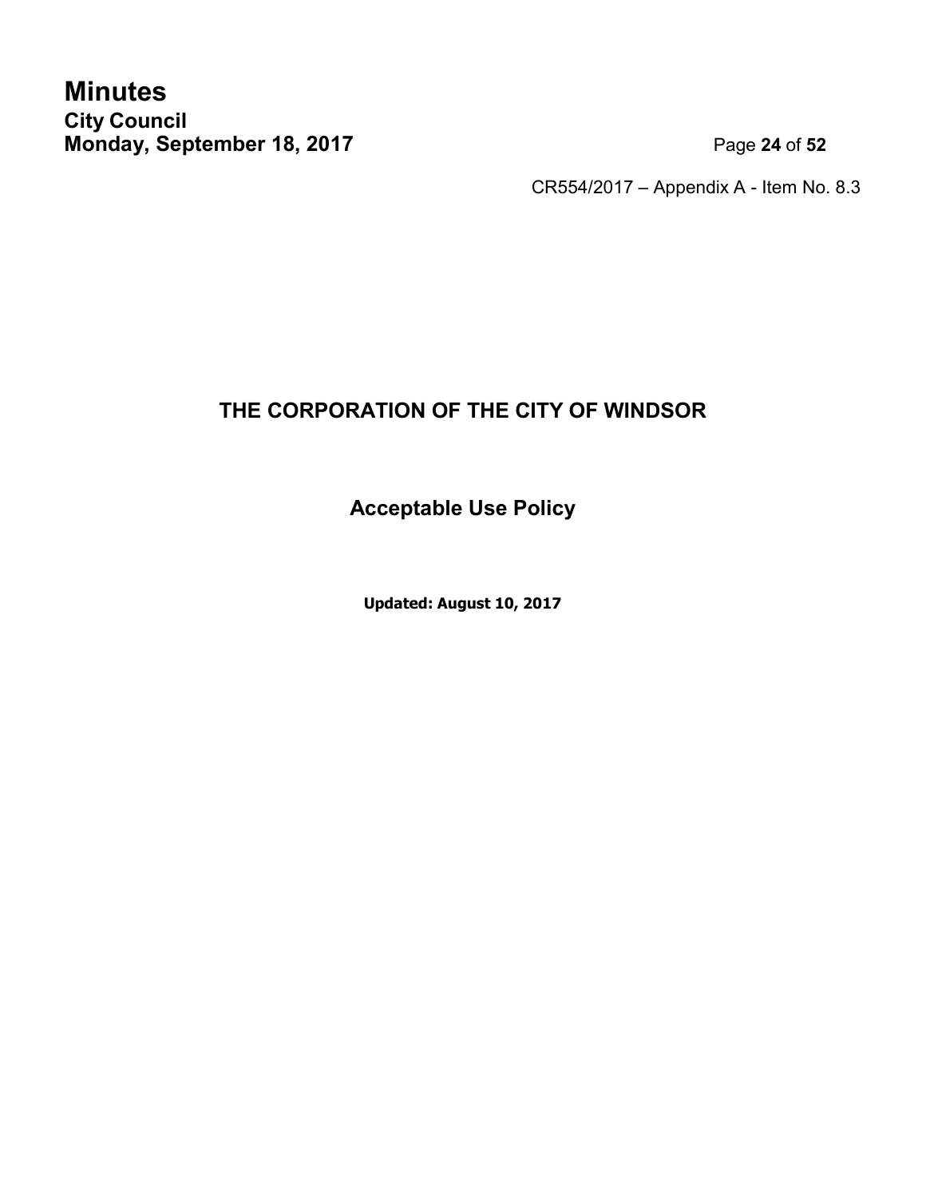CR554/2017 – Appendix A - Item No. 8.3

# THE CORPORATION OF THE CITY OF WINDSOR

## Acceptable Use Policy

**Updated: August 10, 2017**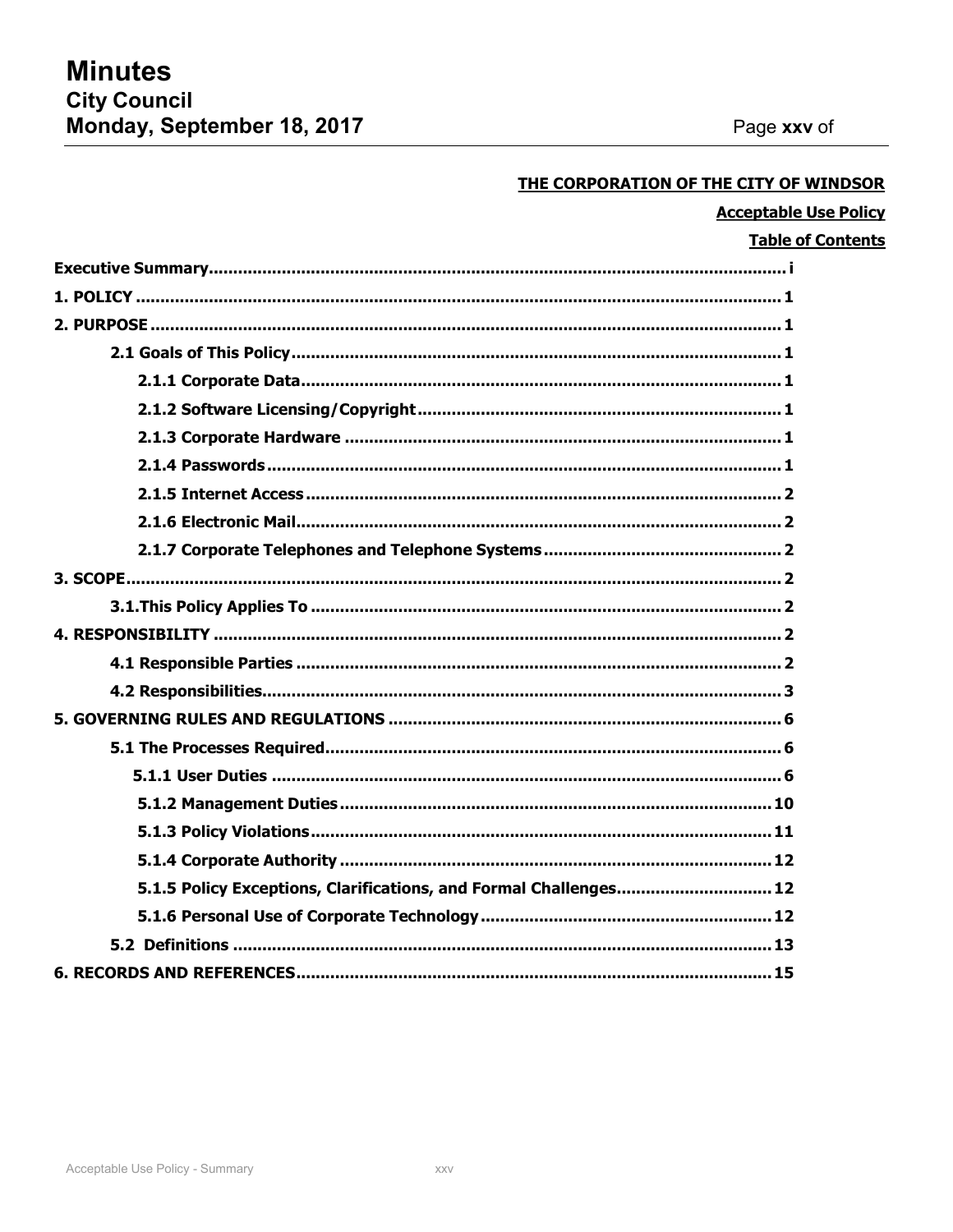**THE CORPORATION OF THE CITY OF WINDSOR**

**Acceptable Use Policy**

**Table of Contents**

**Executive Summary** ..... i

**1. POLICY** ..... 1

**2. PURPOSE** ..... 1

- **2.1 Goals of This Policy** ..... 1
  - **2.1.1 Corporate Data** ..... 1
  - **2.1.2 Software Licensing/Copyright** ..... 1
  - **2.1.3 Corporate Hardware** ..... 1
  - **2.1.4 Passwords** ..... 1
  - **2.1.5 Internet Access** ..... 2
  - **2.1.6 Electronic Mail** ..... 2
  - **2.1.7 Corporate Telephones and Telephone Systems** ..... 2

**3. SCOPE** ..... 2

- **3.1.This Policy Applies To** ..... 2

**4. RESPONSIBILITY** ..... 2

- **4.1 Responsible Parties** ..... 2
- **4.2 Responsibilities** ..... 3

**5. GOVERNING RULES AND REGULATIONS** ..... 6

- **5.1 The Processes Required** ..... 6
  - **5.1.1 User Duties** ..... 6
  - **5.1.2 Management Duties** ..... 10
  - **5.1.3 Policy Violations** ..... 11
  - **5.1.4 Corporate Authority** ..... 12
  - **5.1.5 Policy Exceptions, Clarifications, and Formal Challenges** ..... 12
  - **5.1.6 Personal Use of Corporate Technology** ..... 12
- **5.2 Definitions** ..... 13

**6. RECORDS AND REFERENCES** ..... 15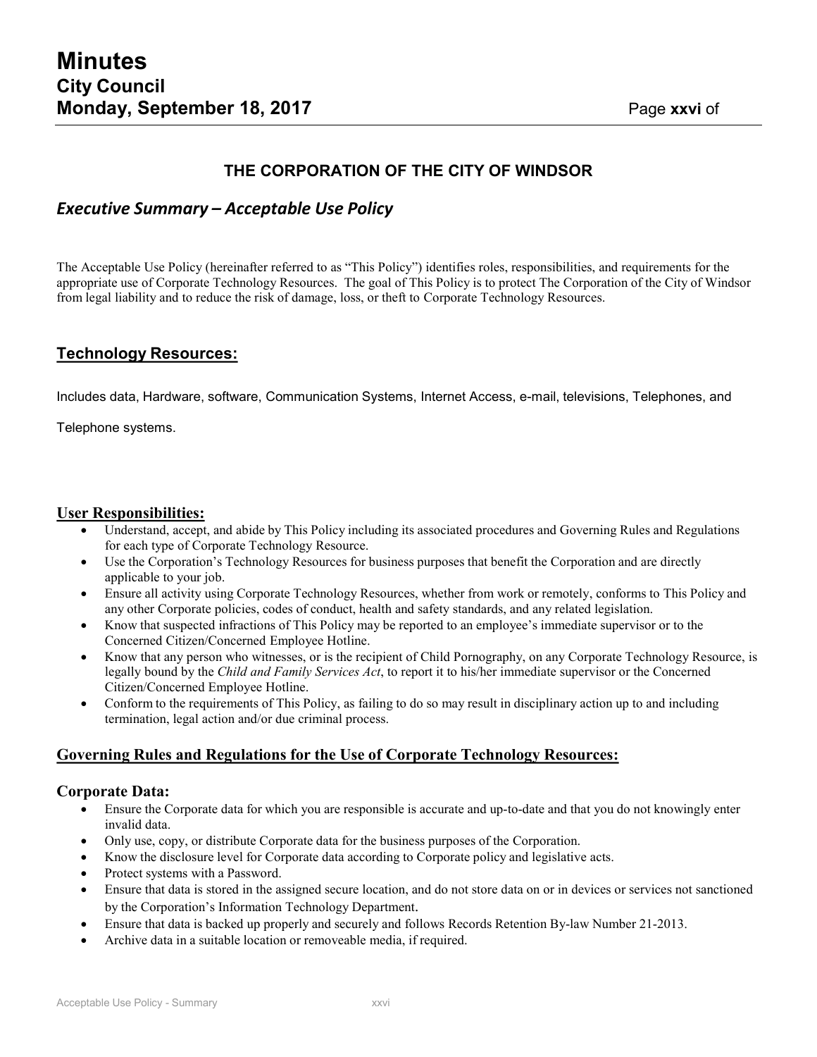## THE CORPORATION OF THE CITY OF WINDSOR

## *Executive Summary – Acceptable Use Policy*

The Acceptable Use Policy (hereinafter referred to as "This Policy") identifies roles, responsibilities, and requirements for the appropriate use of Corporate Technology Resources. The goal of This Policy is to protect The Corporation of the City of Windsor from legal liability and to reduce the risk of damage, loss, or theft to Corporate Technology Resources.

### Technology Resources:

Includes data, Hardware, software, Communication Systems, Internet Access, e-mail, televisions, Telephones, and Telephone systems.

### User Responsibilities:

- Understand, accept, and abide by This Policy including its associated procedures and Governing Rules and Regulations for each type of Corporate Technology Resource.
- Use the Corporation's Technology Resources for business purposes that benefit the Corporation and are directly applicable to your job.
- Ensure all activity using Corporate Technology Resources, whether from work or remotely, conforms to This Policy and any other Corporate policies, codes of conduct, health and safety standards, and any related legislation.
- Know that suspected infractions of This Policy may be reported to an employee's immediate supervisor or to the Concerned Citizen/Concerned Employee Hotline.
- Know that any person who witnesses, or is the recipient of Child Pornography, on any Corporate Technology Resource, is legally bound by the *Child and Family Services Act*, to report it to his/her immediate supervisor or the Concerned Citizen/Concerned Employee Hotline.
- Conform to the requirements of This Policy, as failing to do so may result in disciplinary action up to and including termination, legal action and/or due criminal process.

### Governing Rules and Regulations for the Use of Corporate Technology Resources:

#### Corporate Data:

- Ensure the Corporate data for which you are responsible is accurate and up-to-date and that you do not knowingly enter invalid data.
- Only use, copy, or distribute Corporate data for the business purposes of the Corporation.
- Know the disclosure level for Corporate data according to Corporate policy and legislative acts.
- Protect systems with a Password.
- Ensure that data is stored in the assigned secure location, and do not store data on or in devices or services not sanctioned by the Corporation's Information Technology Department.
- Ensure that data is backed up properly and securely and follows Records Retention By-law Number 21-2013.
- Archive data in a suitable location or removeable media, if required.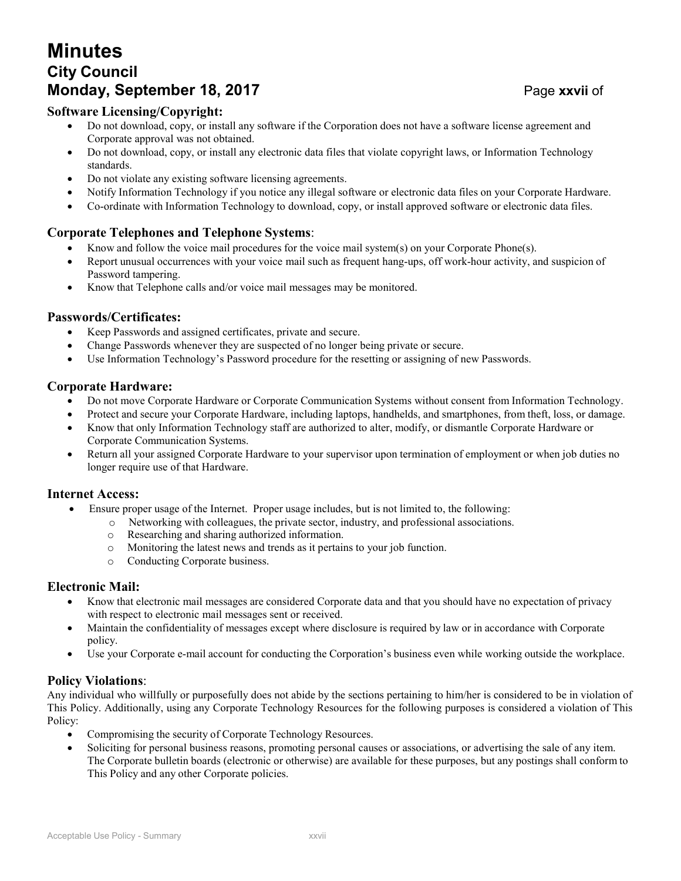### Software Licensing/Copyright:

- Do not download, copy, or install any software if the Corporation does not have a software license agreement and Corporate approval was not obtained.
- Do not download, copy, or install any electronic data files that violate copyright laws, or Information Technology standards.
- Do not violate any existing software licensing agreements.
- Notify Information Technology if you notice any illegal software or electronic data files on your Corporate Hardware.
- Co-ordinate with Information Technology to download, copy, or install approved software or electronic data files.

### Corporate Telephones and Telephone Systems:

- Know and follow the voice mail procedures for the voice mail system(s) on your Corporate Phone(s).
- Report unusual occurrences with your voice mail such as frequent hang-ups, off work-hour activity, and suspicion of Password tampering.
- Know that Telephone calls and/or voice mail messages may be monitored.

### Passwords/Certificates:

- Keep Passwords and assigned certificates, private and secure.
- Change Passwords whenever they are suspected of no longer being private or secure.
- Use Information Technology's Password procedure for the resetting or assigning of new Passwords.

### Corporate Hardware:

- Do not move Corporate Hardware or Corporate Communication Systems without consent from Information Technology.
- Protect and secure your Corporate Hardware, including laptops, handhelds, and smartphones, from theft, loss, or damage.
- Know that only Information Technology staff are authorized to alter, modify, or dismantle Corporate Hardware or Corporate Communication Systems.
- Return all your assigned Corporate Hardware to your supervisor upon termination of employment or when job duties no longer require use of that Hardware.

### Internet Access:

- Ensure proper usage of the Internet. Proper usage includes, but is not limited to, the following:
  - Networking with colleagues, the private sector, industry, and professional associations.
  - Researching and sharing authorized information.
  - Monitoring the latest news and trends as it pertains to your job function.
  - Conducting Corporate business.

### Electronic Mail:

- Know that electronic mail messages are considered Corporate data and that you should have no expectation of privacy with respect to electronic mail messages sent or received.
- Maintain the confidentiality of messages except where disclosure is required by law or in accordance with Corporate policy.
- Use your Corporate e-mail account for conducting the Corporation's business even while working outside the workplace.

### Policy Violations:

Any individual who willfully or purposefully does not abide by the sections pertaining to him/her is considered to be in violation of This Policy. Additionally, using any Corporate Technology Resources for the following purposes is considered a violation of This Policy:

- Compromising the security of Corporate Technology Resources.
- Soliciting for personal business reasons, promoting personal causes or associations, or advertising the sale of any item. The Corporate bulletin boards (electronic or otherwise) are available for these purposes, but any postings shall conform to This Policy and any other Corporate policies.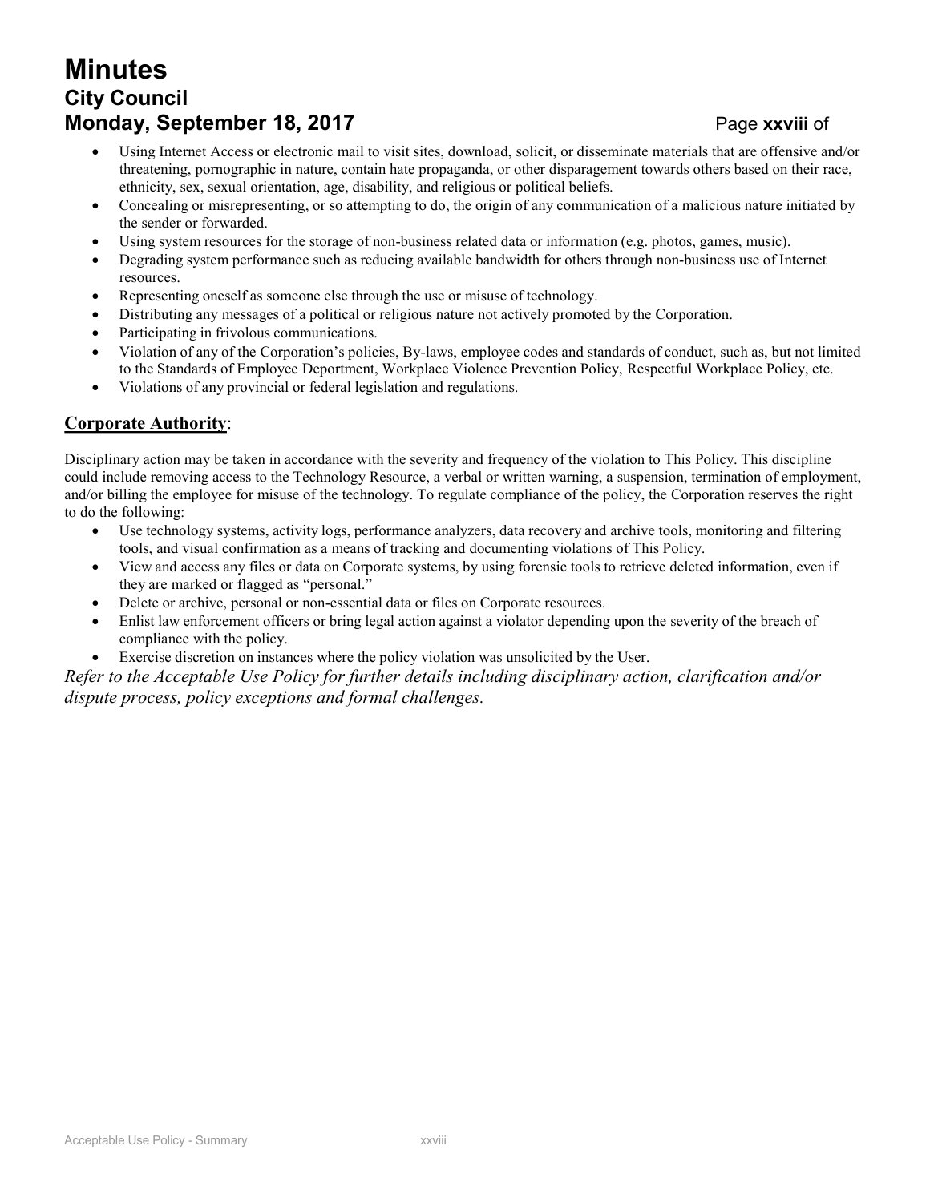- Using Internet Access or electronic mail to visit sites, download, solicit, or disseminate materials that are offensive and/or threatening, pornographic in nature, contain hate propaganda, or other disparagement towards others based on their race, ethnicity, sex, sexual orientation, age, disability, and religious or political beliefs.
- Concealing or misrepresenting, or so attempting to do, the origin of any communication of a malicious nature initiated by the sender or forwarded.
- Using system resources for the storage of non-business related data or information (e.g. photos, games, music).
- Degrading system performance such as reducing available bandwidth for others through non-business use of Internet resources.
- Representing oneself as someone else through the use or misuse of technology.
- Distributing any messages of a political or religious nature not actively promoted by the Corporation.
- Participating in frivolous communications.
- Violation of any of the Corporation's policies, By-laws, employee codes and standards of conduct, such as, but not limited to the Standards of Employee Deportment, Workplace Violence Prevention Policy, Respectful Workplace Policy, etc.
- Violations of any provincial or federal legislation and regulations.

## **Corporate Authority**:

Disciplinary action may be taken in accordance with the severity and frequency of the violation to This Policy. This discipline could include removing access to the Technology Resource, a verbal or written warning, a suspension, termination of employment, and/or billing the employee for misuse of the technology. To regulate compliance of the policy, the Corporation reserves the right to do the following:

- Use technology systems, activity logs, performance analyzers, data recovery and archive tools, monitoring and filtering tools, and visual confirmation as a means of tracking and documenting violations of This Policy.
- View and access any files or data on Corporate systems, by using forensic tools to retrieve deleted information, even if they are marked or flagged as "personal."
- Delete or archive, personal or non-essential data or files on Corporate resources.
- Enlist law enforcement officers or bring legal action against a violator depending upon the severity of the breach of compliance with the policy.
- Exercise discretion on instances where the policy violation was unsolicited by the User.

*Refer to the Acceptable Use Policy for further details including disciplinary action, clarification and/or dispute process, policy exceptions and formal challenges.*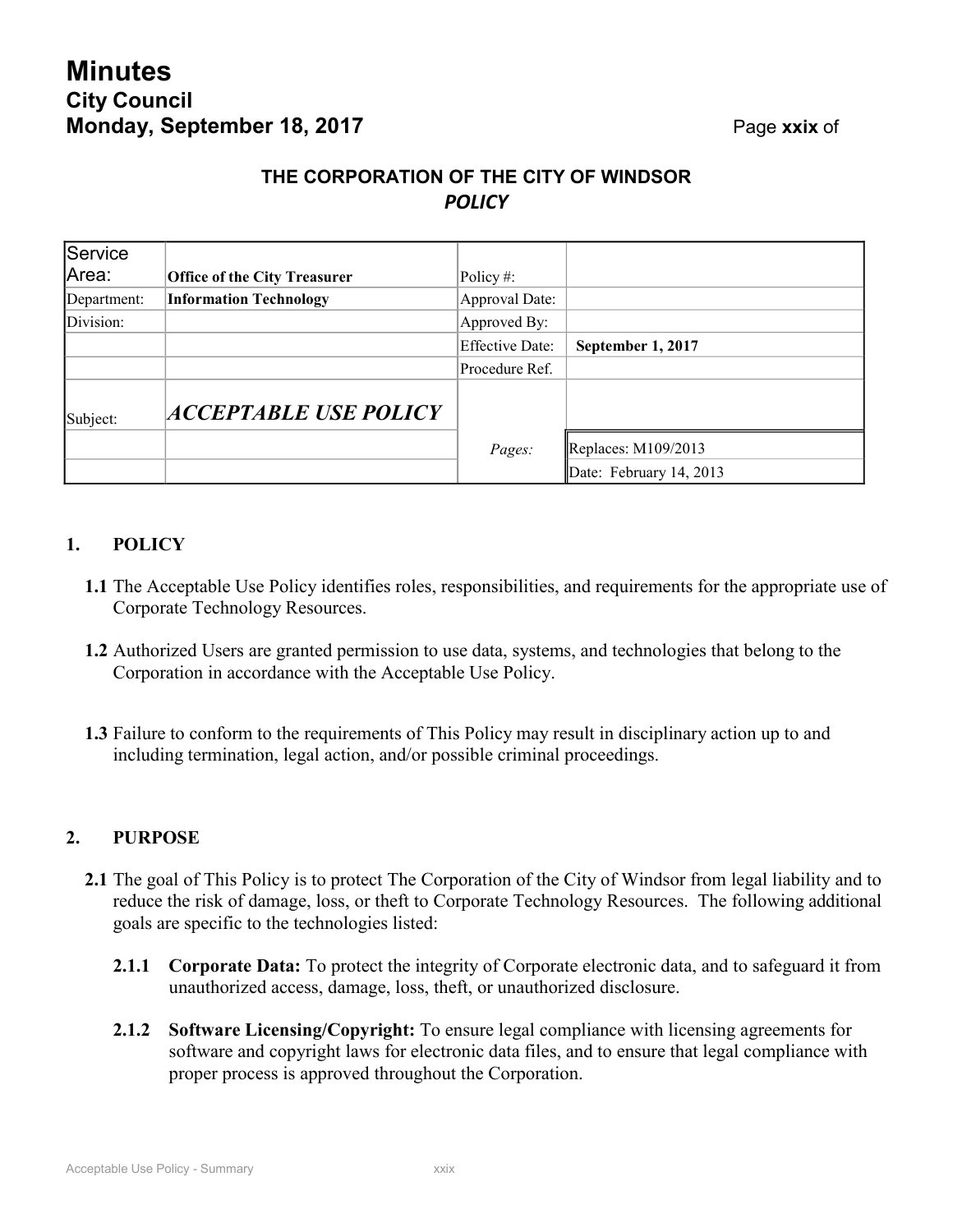THE CORPORATION OF THE CITY OF WINDSOR
*POLICY*

| Service Area: | **Office of the City Treasurer** | Policy #: | |
|---|---|---|---|
| Department: | **Information Technology** | Approval Date: | |
| Division: | | Approved By: | |
| | | Effective Date: | **September 1, 2017** |
| | | Procedure Ref. | |
| Subject: | ***ACCEPTABLE USE POLICY*** | | |
| | | *Pages:* | Replaces: M109/2013 |
| | | | Date: February 14, 2013 |

## 1. POLICY

**1.1** The Acceptable Use Policy identifies roles, responsibilities, and requirements for the appropriate use of Corporate Technology Resources.

**1.2** Authorized Users are granted permission to use data, systems, and technologies that belong to the Corporation in accordance with the Acceptable Use Policy.

**1.3** Failure to conform to the requirements of This Policy may result in disciplinary action up to and including termination, legal action, and/or possible criminal proceedings.

## 2. PURPOSE

**2.1** The goal of This Policy is to protect The Corporation of the City of Windsor from legal liability and to reduce the risk of damage, loss, or theft to Corporate Technology Resources. The following additional goals are specific to the technologies listed:

**2.1.1** **Corporate Data:** To protect the integrity of Corporate electronic data, and to safeguard it from unauthorized access, damage, loss, theft, or unauthorized disclosure.

**2.1.2** **Software Licensing/Copyright:** To ensure legal compliance with licensing agreements for software and copyright laws for electronic data files, and to ensure that legal compliance with proper process is approved throughout the Corporation.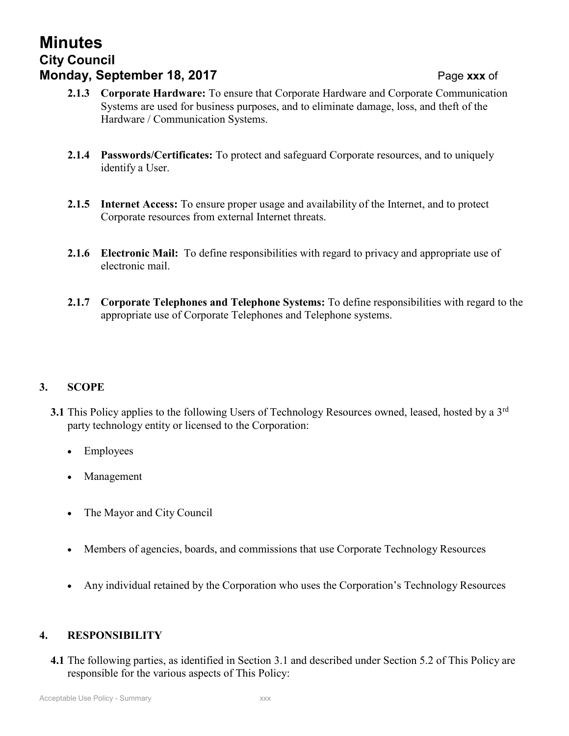**2.1.3 Corporate Hardware:** To ensure that Corporate Hardware and Corporate Communication Systems are used for business purposes, and to eliminate damage, loss, and theft of the Hardware / Communication Systems.

**2.1.4 Passwords/Certificates:** To protect and safeguard Corporate resources, and to uniquely identify a User.

**2.1.5 Internet Access:** To ensure proper usage and availability of the Internet, and to protect Corporate resources from external Internet threats.

**2.1.6 Electronic Mail:** To define responsibilities with regard to privacy and appropriate use of electronic mail.

**2.1.7 Corporate Telephones and Telephone Systems:** To define responsibilities with regard to the appropriate use of Corporate Telephones and Telephone systems.

## 3. SCOPE

**3.1** This Policy applies to the following Users of Technology Resources owned, leased, hosted by a 3rd party technology entity or licensed to the Corporation:

- Employees
- Management
- The Mayor and City Council
- Members of agencies, boards, and commissions that use Corporate Technology Resources
- Any individual retained by the Corporation who uses the Corporation's Technology Resources

## 4. RESPONSIBILITY

**4.1** The following parties, as identified in Section 3.1 and described under Section 5.2 of This Policy are responsible for the various aspects of This Policy: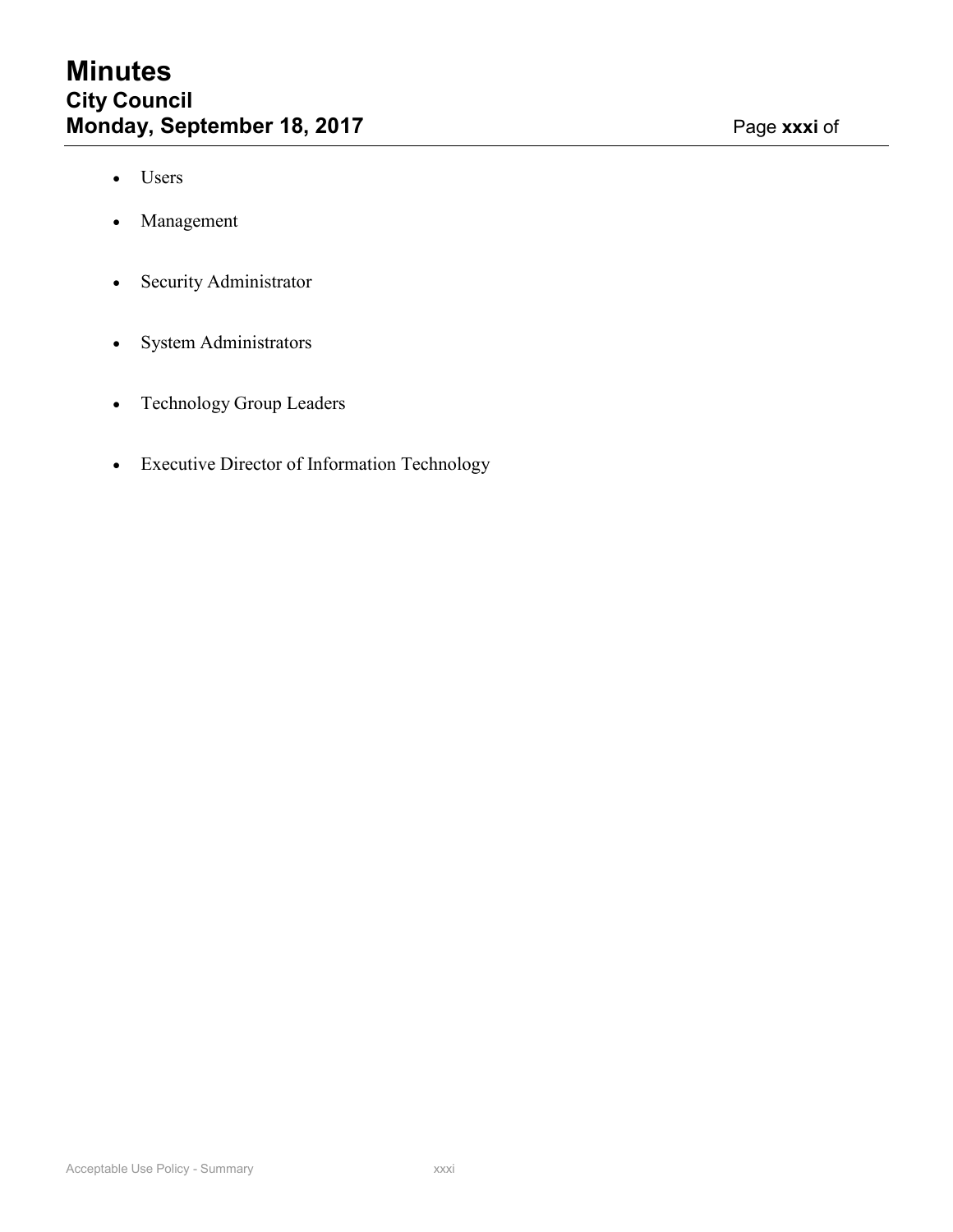- Users
- Management
- Security Administrator
- System Administrators
- Technology Group Leaders
- Executive Director of Information Technology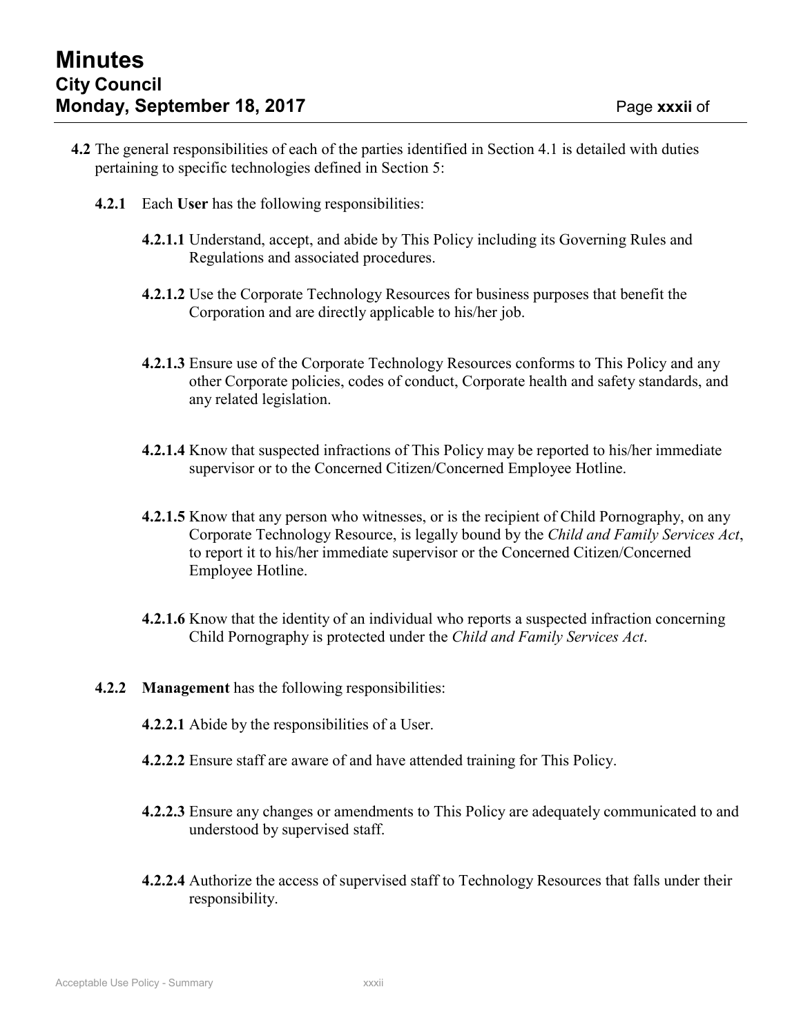**4.2** The general responsibilities of each of the parties identified in Section 4.1 is detailed with duties pertaining to specific technologies defined in Section 5:

**4.2.1** Each **User** has the following responsibilities:

**4.2.1.1** Understand, accept, and abide by This Policy including its Governing Rules and Regulations and associated procedures.

**4.2.1.2** Use the Corporate Technology Resources for business purposes that benefit the Corporation and are directly applicable to his/her job.

**4.2.1.3** Ensure use of the Corporate Technology Resources conforms to This Policy and any other Corporate policies, codes of conduct, Corporate health and safety standards, and any related legislation.

**4.2.1.4** Know that suspected infractions of This Policy may be reported to his/her immediate supervisor or to the Concerned Citizen/Concerned Employee Hotline.

**4.2.1.5** Know that any person who witnesses, or is the recipient of Child Pornography, on any Corporate Technology Resource, is legally bound by the *Child and Family Services Act*, to report it to his/her immediate supervisor or the Concerned Citizen/Concerned Employee Hotline.

**4.2.1.6** Know that the identity of an individual who reports a suspected infraction concerning Child Pornography is protected under the *Child and Family Services Act*.

**4.2.2** **Management** has the following responsibilities:

**4.2.2.1** Abide by the responsibilities of a User.

**4.2.2.2** Ensure staff are aware of and have attended training for This Policy.

**4.2.2.3** Ensure any changes or amendments to This Policy are adequately communicated to and understood by supervised staff.

**4.2.2.4** Authorize the access of supervised staff to Technology Resources that falls under their responsibility.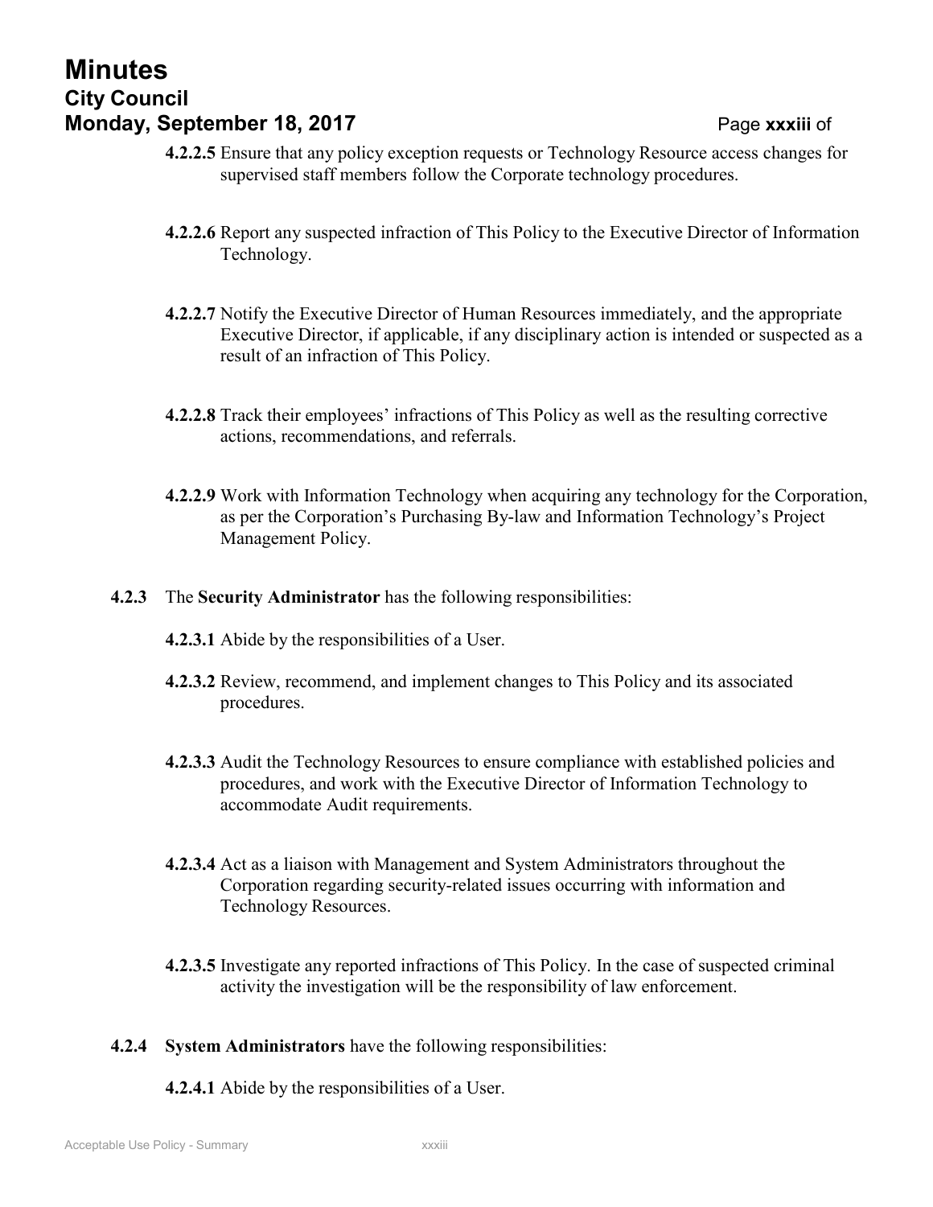**4.2.2.5** Ensure that any policy exception requests or Technology Resource access changes for supervised staff members follow the Corporate technology procedures.

**4.2.2.6** Report any suspected infraction of This Policy to the Executive Director of Information Technology.

**4.2.2.7** Notify the Executive Director of Human Resources immediately, and the appropriate Executive Director, if applicable, if any disciplinary action is intended or suspected as a result of an infraction of This Policy.

**4.2.2.8** Track their employees' infractions of This Policy as well as the resulting corrective actions, recommendations, and referrals.

**4.2.2.9** Work with Information Technology when acquiring any technology for the Corporation, as per the Corporation's Purchasing By-law and Information Technology's Project Management Policy.

**4.2.3** The **Security Administrator** has the following responsibilities:

**4.2.3.1** Abide by the responsibilities of a User.

**4.2.3.2** Review, recommend, and implement changes to This Policy and its associated procedures.

**4.2.3.3** Audit the Technology Resources to ensure compliance with established policies and procedures, and work with the Executive Director of Information Technology to accommodate Audit requirements.

**4.2.3.4** Act as a liaison with Management and System Administrators throughout the Corporation regarding security-related issues occurring with information and Technology Resources.

**4.2.3.5** Investigate any reported infractions of This Policy. In the case of suspected criminal activity the investigation will be the responsibility of law enforcement.

**4.2.4** **System Administrators** have the following responsibilities:

**4.2.4.1** Abide by the responsibilities of a User.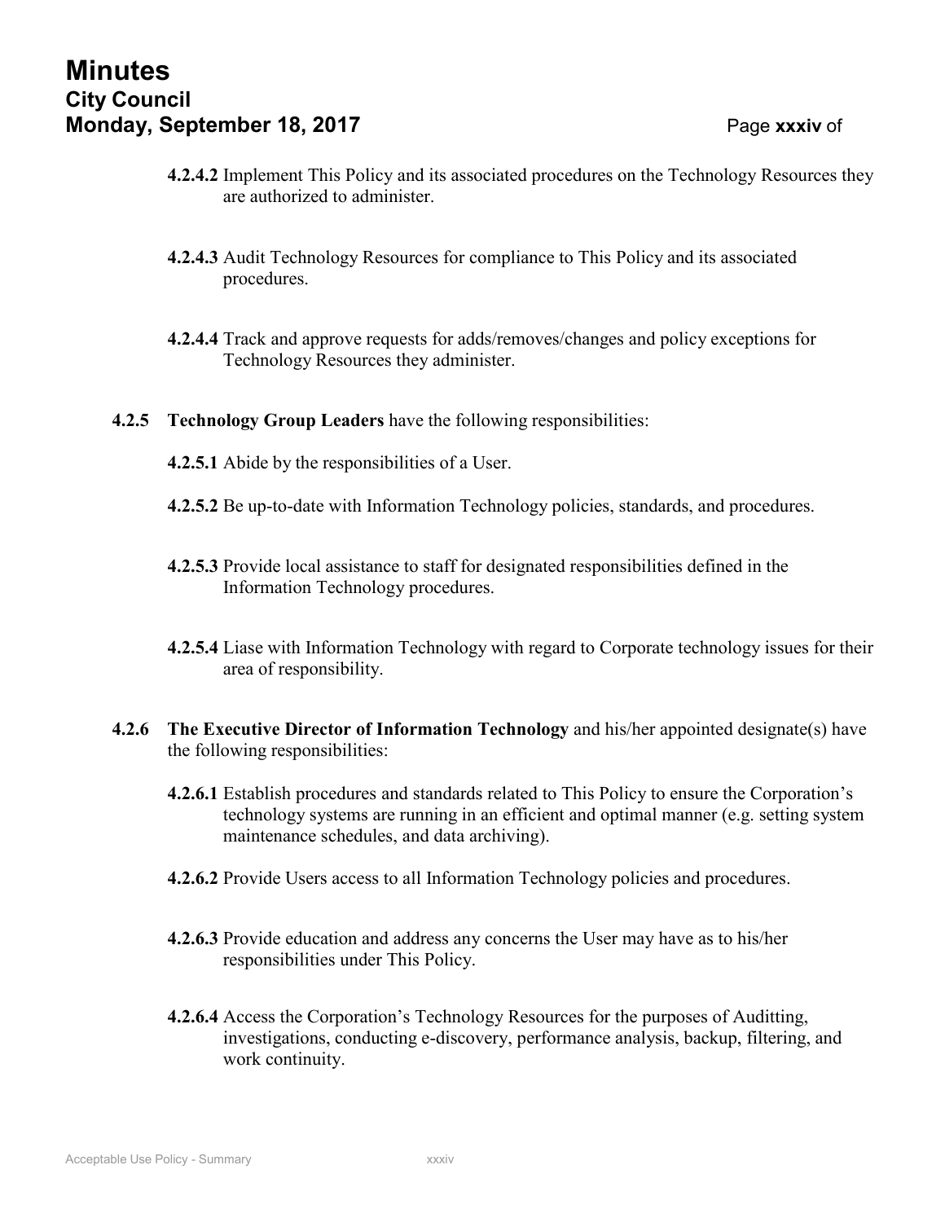**4.2.4.2** Implement This Policy and its associated procedures on the Technology Resources they are authorized to administer.

**4.2.4.3** Audit Technology Resources for compliance to This Policy and its associated procedures.

**4.2.4.4** Track and approve requests for adds/removes/changes and policy exceptions for Technology Resources they administer.

**4.2.5 Technology Group Leaders** have the following responsibilities:

**4.2.5.1** Abide by the responsibilities of a User.

**4.2.5.2** Be up-to-date with Information Technology policies, standards, and procedures.

**4.2.5.3** Provide local assistance to staff for designated responsibilities defined in the Information Technology procedures.

**4.2.5.4** Liase with Information Technology with regard to Corporate technology issues for their area of responsibility.

**4.2.6 The Executive Director of Information Technology** and his/her appointed designate(s) have the following responsibilities:

**4.2.6.1** Establish procedures and standards related to This Policy to ensure the Corporation's technology systems are running in an efficient and optimal manner (e.g. setting system maintenance schedules, and data archiving).

**4.2.6.2** Provide Users access to all Information Technology policies and procedures.

**4.2.6.3** Provide education and address any concerns the User may have as to his/her responsibilities under This Policy.

**4.2.6.4** Access the Corporation's Technology Resources for the purposes of Auditting, investigations, conducting e-discovery, performance analysis, backup, filtering, and work continuity.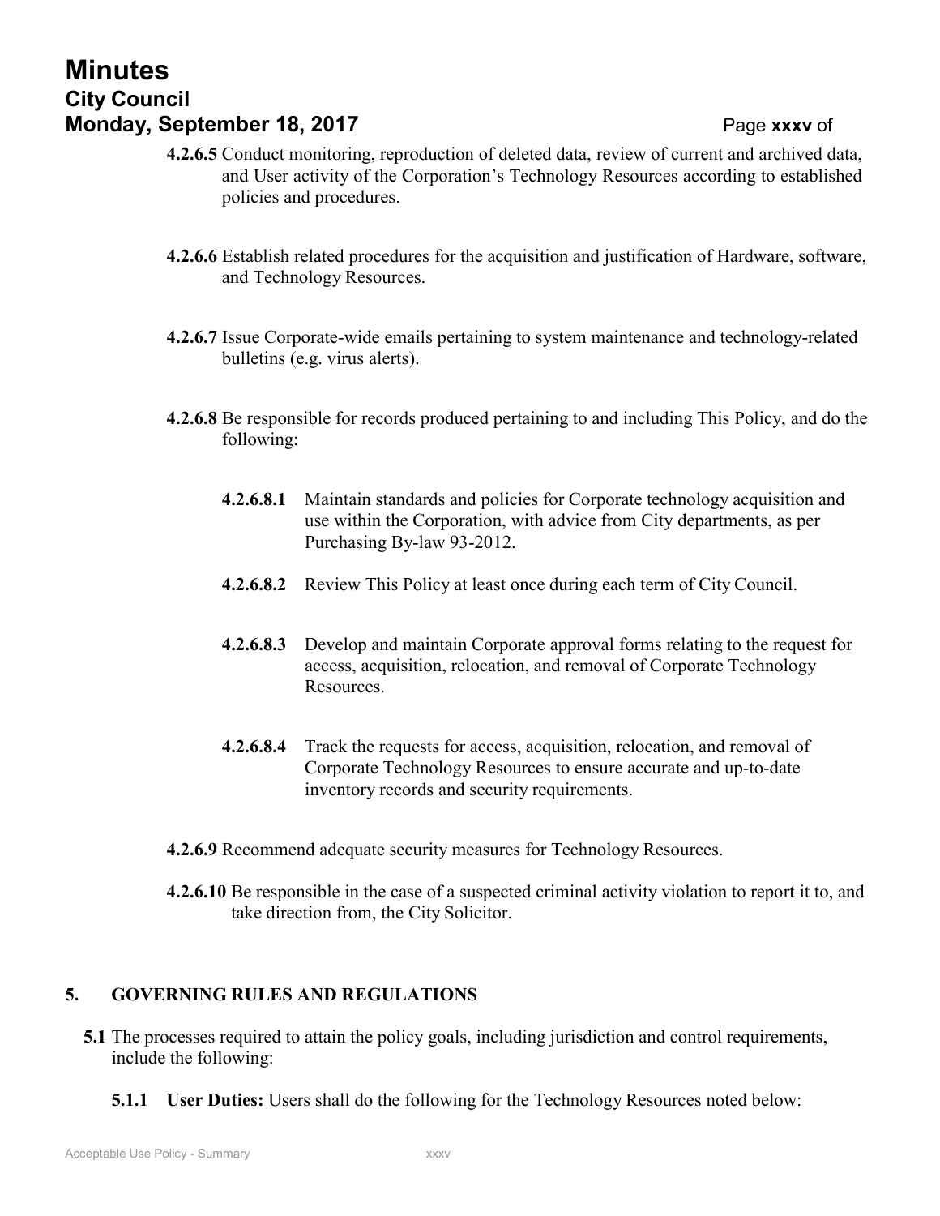**4.2.6.5** Conduct monitoring, reproduction of deleted data, review of current and archived data, and User activity of the Corporation's Technology Resources according to established policies and procedures.

**4.2.6.6** Establish related procedures for the acquisition and justification of Hardware, software, and Technology Resources.

**4.2.6.7** Issue Corporate-wide emails pertaining to system maintenance and technology-related bulletins (e.g. virus alerts).

**4.2.6.8** Be responsible for records produced pertaining to and including This Policy, and do the following:

**4.2.6.8.1** Maintain standards and policies for Corporate technology acquisition and use within the Corporation, with advice from City departments, as per Purchasing By-law 93-2012.

**4.2.6.8.2** Review This Policy at least once during each term of City Council.

**4.2.6.8.3** Develop and maintain Corporate approval forms relating to the request for access, acquisition, relocation, and removal of Corporate Technology Resources.

**4.2.6.8.4** Track the requests for access, acquisition, relocation, and removal of Corporate Technology Resources to ensure accurate and up-to-date inventory records and security requirements.

**4.2.6.9** Recommend adequate security measures for Technology Resources.

**4.2.6.10** Be responsible in the case of a suspected criminal activity violation to report it to, and take direction from, the City Solicitor.

## 5. GOVERNING RULES AND REGULATIONS

**5.1** The processes required to attain the policy goals, including jurisdiction and control requirements, include the following:

**5.1.1 User Duties:** Users shall do the following for the Technology Resources noted below: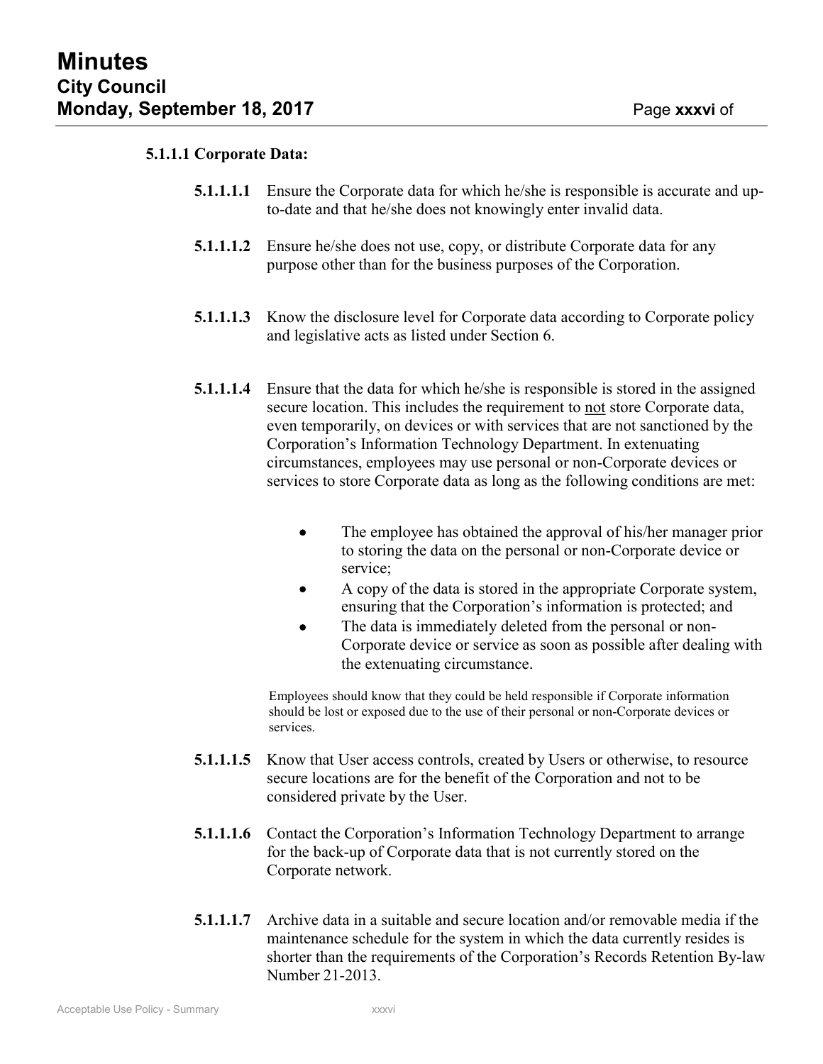### 5.1.1.1 Corporate Data:

**5.1.1.1.1** Ensure the Corporate data for which he/she is responsible is accurate and up-to-date and that he/she does not knowingly enter invalid data.

**5.1.1.1.2** Ensure he/she does not use, copy, or distribute Corporate data for any purpose other than for the business purposes of the Corporation.

**5.1.1.1.3** Know the disclosure level for Corporate data according to Corporate policy and legislative acts as listed under Section 6.

**5.1.1.1.4** Ensure that the data for which he/she is responsible is stored in the assigned secure location. This includes the requirement to not store Corporate data, even temporarily, on devices or with services that are not sanctioned by the Corporation's Information Technology Department. In extenuating circumstances, employees may use personal or non-Corporate devices or services to store Corporate data as long as the following conditions are met:

- The employee has obtained the approval of his/her manager prior to storing the data on the personal or non-Corporate device or service;
- A copy of the data is stored in the appropriate Corporate system, ensuring that the Corporation's information is protected; and
- The data is immediately deleted from the personal or non-Corporate device or service as soon as possible after dealing with the extenuating circumstance.

Employees should know that they could be held responsible if Corporate information should be lost or exposed due to the use of their personal or non-Corporate devices or services.

**5.1.1.1.5** Know that User access controls, created by Users or otherwise, to resource secure locations are for the benefit of the Corporation and not to be considered private by the User.

**5.1.1.1.6** Contact the Corporation's Information Technology Department to arrange for the back-up of Corporate data that is not currently stored on the Corporate network.

**5.1.1.1.7** Archive data in a suitable and secure location and/or removable media if the maintenance schedule for the system in which the data currently resides is shorter than the requirements of the Corporation's Records Retention By-law Number 21-2013.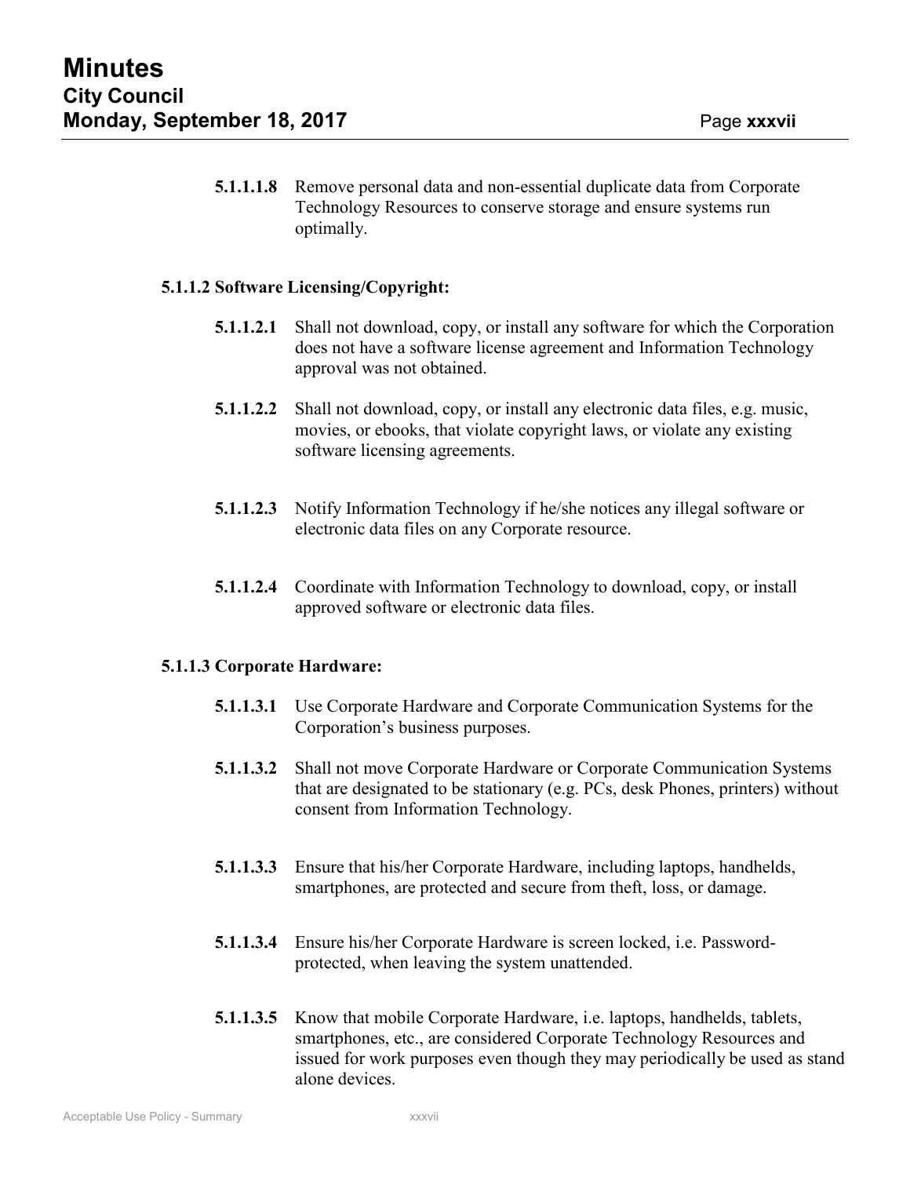**5.1.1.1.8** Remove personal data and non-essential duplicate data from Corporate Technology Resources to conserve storage and ensure systems run optimally.

**5.1.1.2 Software Licensing/Copyright:**

**5.1.1.2.1** Shall not download, copy, or install any software for which the Corporation does not have a software license agreement and Information Technology approval was not obtained.

**5.1.1.2.2** Shall not download, copy, or install any electronic data files, e.g. music, movies, or ebooks, that violate copyright laws, or violate any existing software licensing agreements.

**5.1.1.2.3** Notify Information Technology if he/she notices any illegal software or electronic data files on any Corporate resource.

**5.1.1.2.4** Coordinate with Information Technology to download, copy, or install approved software or electronic data files.

**5.1.1.3 Corporate Hardware:**

**5.1.1.3.1** Use Corporate Hardware and Corporate Communication Systems for the Corporation's business purposes.

**5.1.1.3.2** Shall not move Corporate Hardware or Corporate Communication Systems that are designated to be stationary (e.g. PCs, desk Phones, printers) without consent from Information Technology.

**5.1.1.3.3** Ensure that his/her Corporate Hardware, including laptops, handhelds, smartphones, are protected and secure from theft, loss, or damage.

**5.1.1.3.4** Ensure his/her Corporate Hardware is screen locked, i.e. Password-protected, when leaving the system unattended.

**5.1.1.3.5** Know that mobile Corporate Hardware, i.e. laptops, handhelds, tablets, smartphones, etc., are considered Corporate Technology Resources and issued for work purposes even though they may periodically be used as stand alone devices.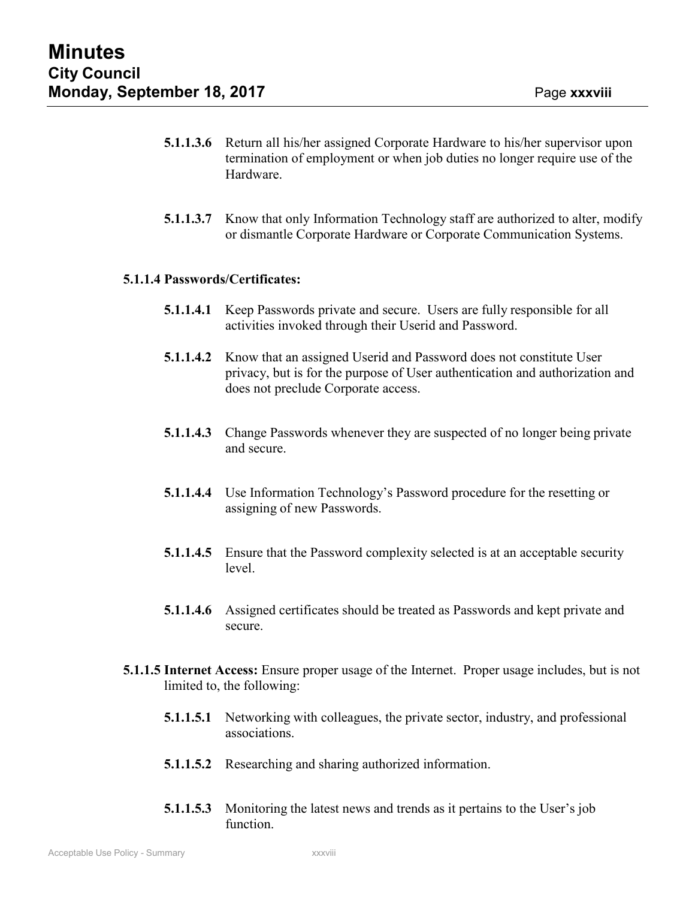**5.1.1.3.6** Return all his/her assigned Corporate Hardware to his/her supervisor upon termination of employment or when job duties no longer require use of the Hardware.

**5.1.1.3.7** Know that only Information Technology staff are authorized to alter, modify or dismantle Corporate Hardware or Corporate Communication Systems.

**5.1.1.4 Passwords/Certificates:**

**5.1.1.4.1** Keep Passwords private and secure. Users are fully responsible for all activities invoked through their Userid and Password.

**5.1.1.4.2** Know that an assigned Userid and Password does not constitute User privacy, but is for the purpose of User authentication and authorization and does not preclude Corporate access.

**5.1.1.4.3** Change Passwords whenever they are suspected of no longer being private and secure.

**5.1.1.4.4** Use Information Technology's Password procedure for the resetting or assigning of new Passwords.

**5.1.1.4.5** Ensure that the Password complexity selected is at an acceptable security level.

**5.1.1.4.6** Assigned certificates should be treated as Passwords and kept private and secure.

**5.1.1.5 Internet Access:** Ensure proper usage of the Internet. Proper usage includes, but is not limited to, the following:

**5.1.1.5.1** Networking with colleagues, the private sector, industry, and professional associations.

**5.1.1.5.2** Researching and sharing authorized information.

**5.1.1.5.3** Monitoring the latest news and trends as it pertains to the User's job function.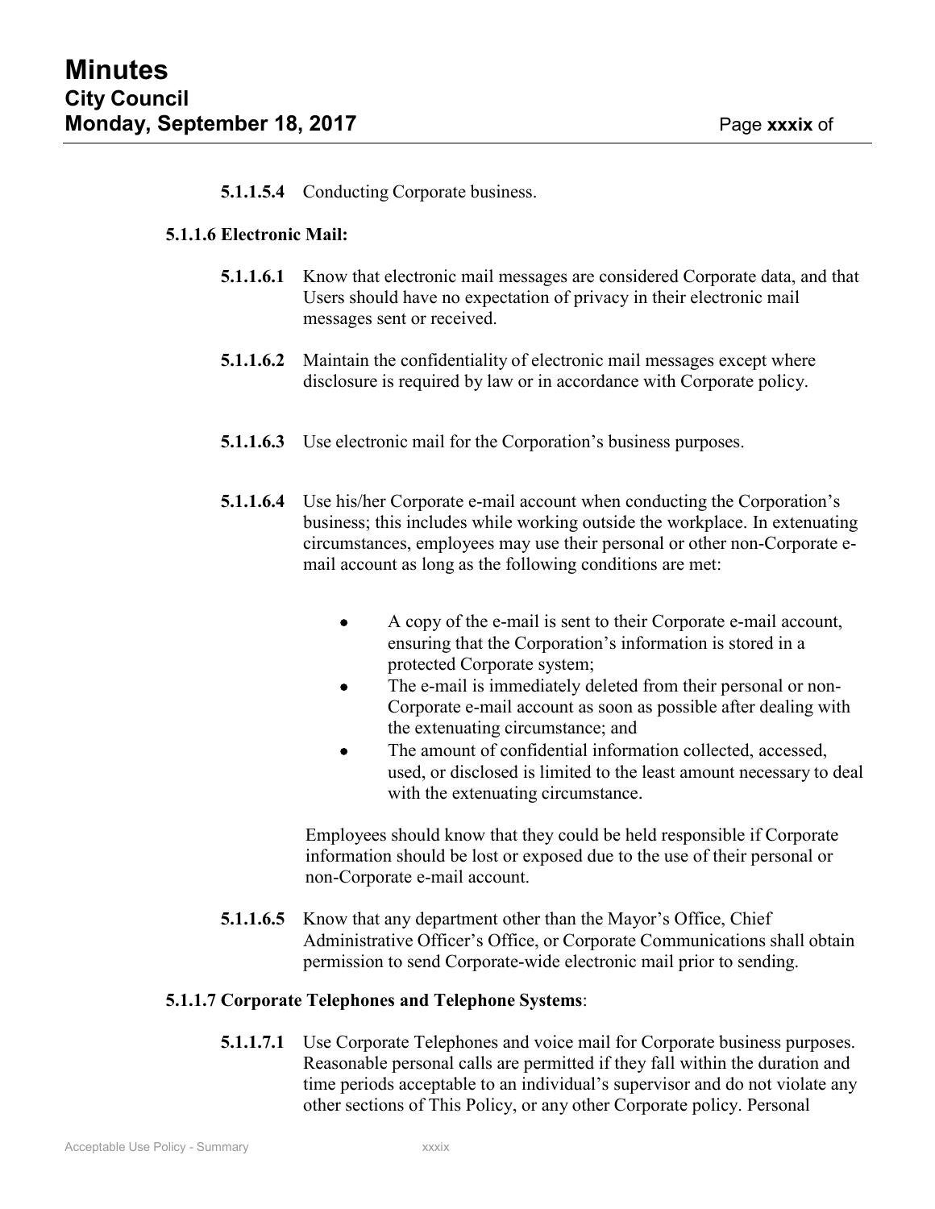**5.1.1.5.4** Conducting Corporate business.

**5.1.1.6 Electronic Mail:**

**5.1.1.6.1** Know that electronic mail messages are considered Corporate data, and that Users should have no expectation of privacy in their electronic mail messages sent or received.

**5.1.1.6.2** Maintain the confidentiality of electronic mail messages except where disclosure is required by law or in accordance with Corporate policy.

**5.1.1.6.3** Use electronic mail for the Corporation's business purposes.

**5.1.1.6.4** Use his/her Corporate e-mail account when conducting the Corporation's business; this includes while working outside the workplace. In extenuating circumstances, employees may use their personal or other non-Corporate e-mail account as long as the following conditions are met:

- A copy of the e-mail is sent to their Corporate e-mail account, ensuring that the Corporation's information is stored in a protected Corporate system;
- The e-mail is immediately deleted from their personal or non-Corporate e-mail account as soon as possible after dealing with the extenuating circumstance; and
- The amount of confidential information collected, accessed, used, or disclosed is limited to the least amount necessary to deal with the extenuating circumstance.

Employees should know that they could be held responsible if Corporate information should be lost or exposed due to the use of their personal or non-Corporate e-mail account.

**5.1.1.6.5** Know that any department other than the Mayor's Office, Chief Administrative Officer's Office, or Corporate Communications shall obtain permission to send Corporate-wide electronic mail prior to sending.

**5.1.1.7 Corporate Telephones and Telephone Systems**:

**5.1.1.7.1** Use Corporate Telephones and voice mail for Corporate business purposes. Reasonable personal calls are permitted if they fall within the duration and time periods acceptable to an individual's supervisor and do not violate any other sections of This Policy, or any other Corporate policy. Personal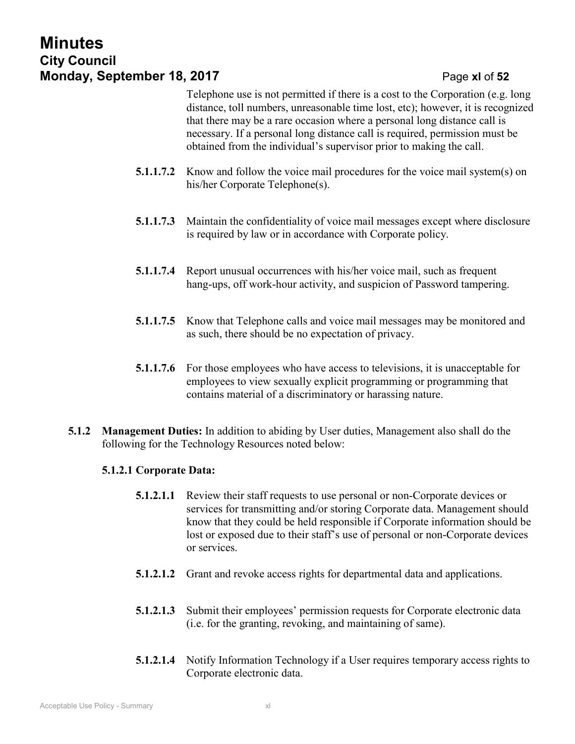Telephone use is not permitted if there is a cost to the Corporation (e.g. long distance, toll numbers, unreasonable time lost, etc); however, it is recognized that there may be a rare occasion where a personal long distance call is necessary. If a personal long distance call is required, permission must be obtained from the individual's supervisor prior to making the call.

**5.1.1.7.2** Know and follow the voice mail procedures for the voice mail system(s) on his/her Corporate Telephone(s).

**5.1.1.7.3** Maintain the confidentiality of voice mail messages except where disclosure is required by law or in accordance with Corporate policy.

**5.1.1.7.4** Report unusual occurrences with his/her voice mail, such as frequent hang-ups, off work-hour activity, and suspicion of Password tampering.

**5.1.1.7.5** Know that Telephone calls and voice mail messages may be monitored and as such, there should be no expectation of privacy.

**5.1.1.7.6** For those employees who have access to televisions, it is unacceptable for employees to view sexually explicit programming or programming that contains material of a discriminatory or harassing nature.

**5.1.2 Management Duties:** In addition to abiding by User duties, Management also shall do the following for the Technology Resources noted below:

**5.1.2.1 Corporate Data:**

**5.1.2.1.1** Review their staff requests to use personal or non-Corporate devices or services for transmitting and/or storing Corporate data. Management should know that they could be held responsible if Corporate information should be lost or exposed due to their staff's use of personal or non-Corporate devices or services.

**5.1.2.1.2** Grant and revoke access rights for departmental data and applications.

**5.1.2.1.3** Submit their employees' permission requests for Corporate electronic data (i.e. for the granting, revoking, and maintaining of same).

**5.1.2.1.4** Notify Information Technology if a User requires temporary access rights to Corporate electronic data.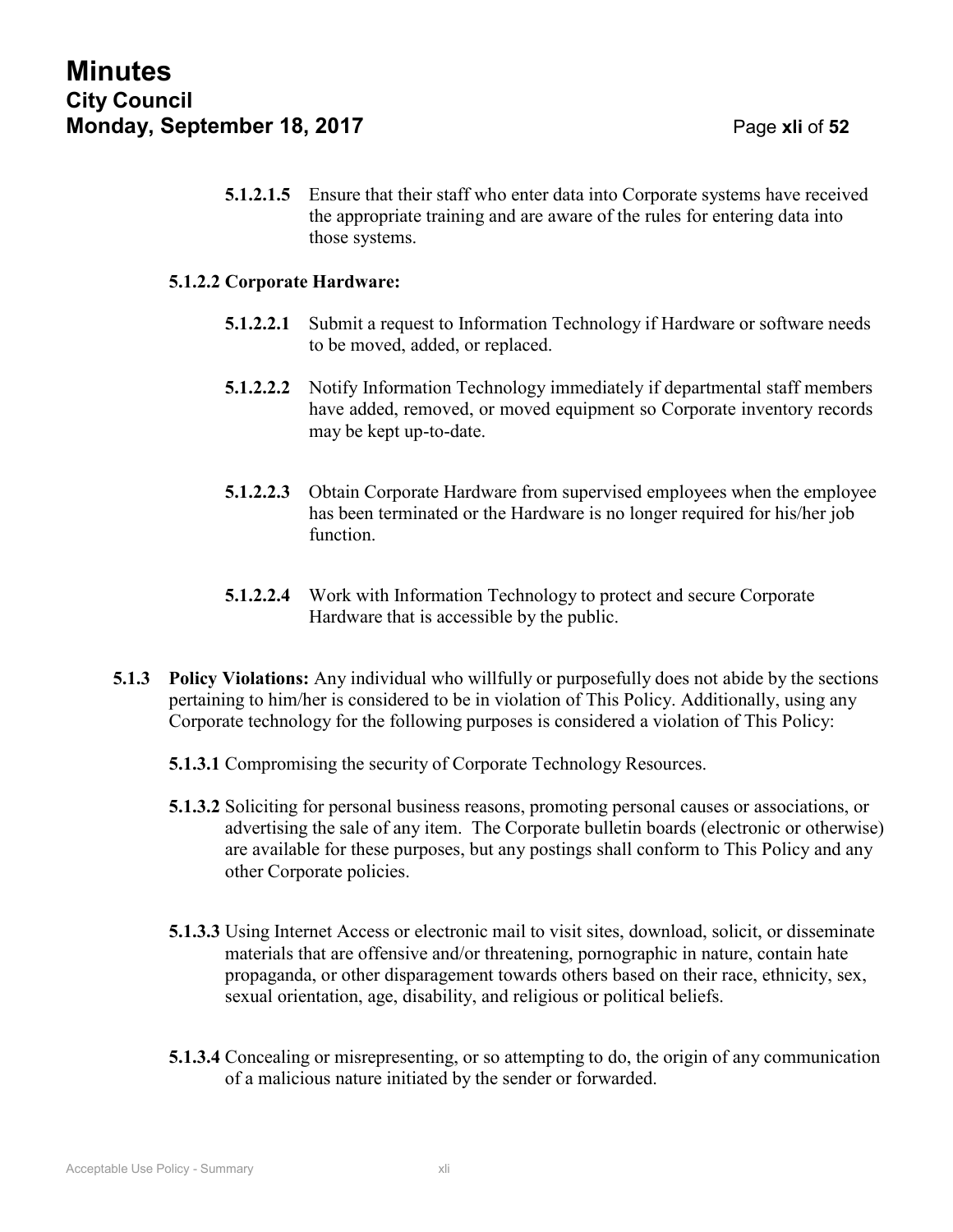**5.1.2.1.5** Ensure that their staff who enter data into Corporate systems have received the appropriate training and are aware of the rules for entering data into those systems.

**5.1.2.2 Corporate Hardware:**

**5.1.2.2.1** Submit a request to Information Technology if Hardware or software needs to be moved, added, or replaced.

**5.1.2.2.2** Notify Information Technology immediately if departmental staff members have added, removed, or moved equipment so Corporate inventory records may be kept up-to-date.

**5.1.2.2.3** Obtain Corporate Hardware from supervised employees when the employee has been terminated or the Hardware is no longer required for his/her job function.

**5.1.2.2.4** Work with Information Technology to protect and secure Corporate Hardware that is accessible by the public.

**5.1.3 Policy Violations:** Any individual who willfully or purposefully does not abide by the sections pertaining to him/her is considered to be in violation of This Policy. Additionally, using any Corporate technology for the following purposes is considered a violation of This Policy:

**5.1.3.1** Compromising the security of Corporate Technology Resources.

**5.1.3.2** Soliciting for personal business reasons, promoting personal causes or associations, or advertising the sale of any item. The Corporate bulletin boards (electronic or otherwise) are available for these purposes, but any postings shall conform to This Policy and any other Corporate policies.

**5.1.3.3** Using Internet Access or electronic mail to visit sites, download, solicit, or disseminate materials that are offensive and/or threatening, pornographic in nature, contain hate propaganda, or other disparagement towards others based on their race, ethnicity, sex, sexual orientation, age, disability, and religious or political beliefs.

**5.1.3.4** Concealing or misrepresenting, or so attempting to do, the origin of any communication of a malicious nature initiated by the sender or forwarded.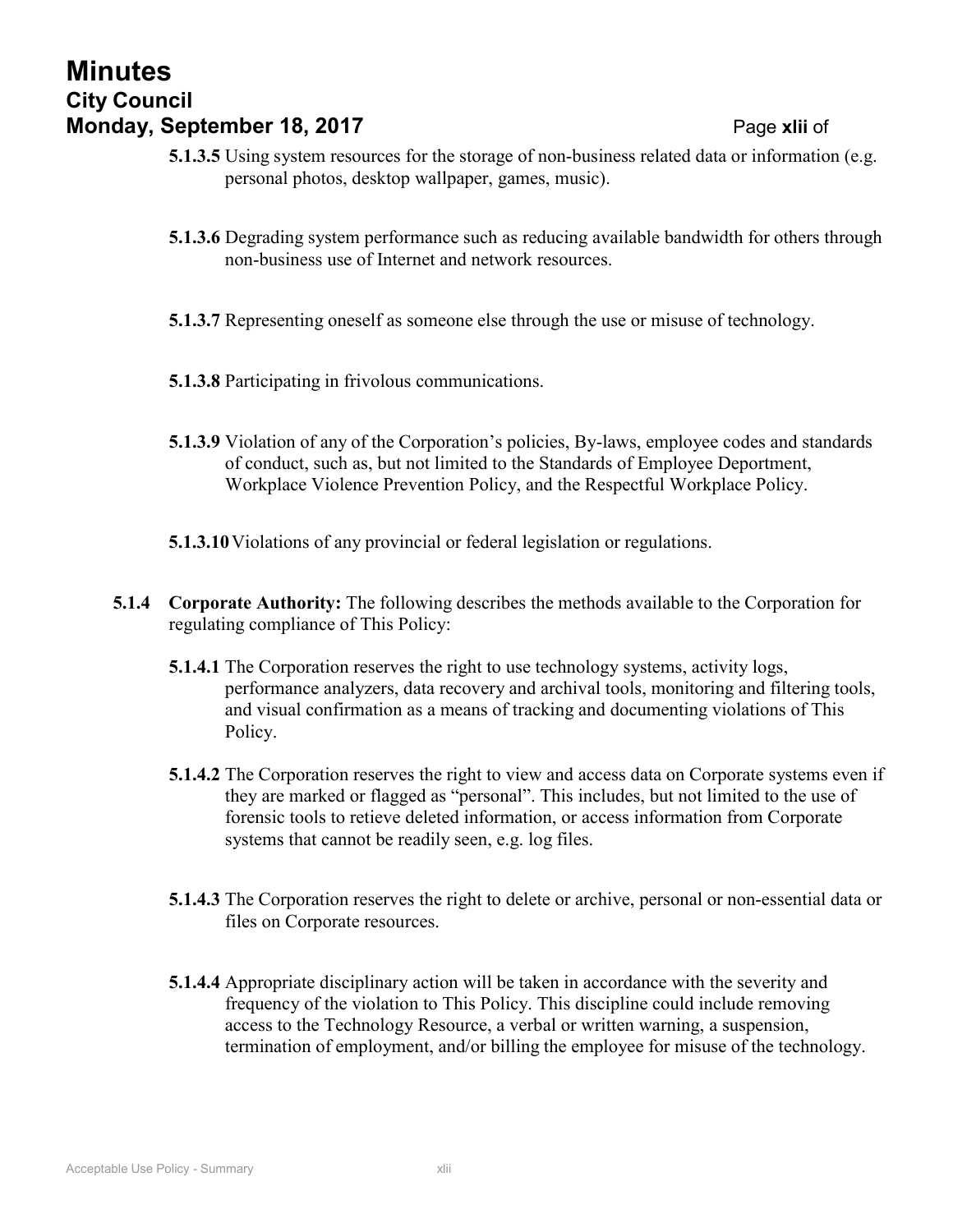**5.1.3.5** Using system resources for the storage of non-business related data or information (e.g. personal photos, desktop wallpaper, games, music).

**5.1.3.6** Degrading system performance such as reducing available bandwidth for others through non-business use of Internet and network resources.

**5.1.3.7** Representing oneself as someone else through the use or misuse of technology.

**5.1.3.8** Participating in frivolous communications.

**5.1.3.9** Violation of any of the Corporation's policies, By-laws, employee codes and standards of conduct, such as, but not limited to the Standards of Employee Deportment, Workplace Violence Prevention Policy, and the Respectful Workplace Policy.

**5.1.3.10** Violations of any provincial or federal legislation or regulations.

**5.1.4 Corporate Authority:** The following describes the methods available to the Corporation for regulating compliance of This Policy:

**5.1.4.1** The Corporation reserves the right to use technology systems, activity logs, performance analyzers, data recovery and archival tools, monitoring and filtering tools, and visual confirmation as a means of tracking and documenting violations of This Policy.

**5.1.4.2** The Corporation reserves the right to view and access data on Corporate systems even if they are marked or flagged as "personal". This includes, but not limited to the use of forensic tools to retieve deleted information, or access information from Corporate systems that cannot be readily seen, e.g. log files.

**5.1.4.3** The Corporation reserves the right to delete or archive, personal or non-essential data or files on Corporate resources.

**5.1.4.4** Appropriate disciplinary action will be taken in accordance with the severity and frequency of the violation to This Policy. This discipline could include removing access to the Technology Resource, a verbal or written warning, a suspension, termination of employment, and/or billing the employee for misuse of the technology.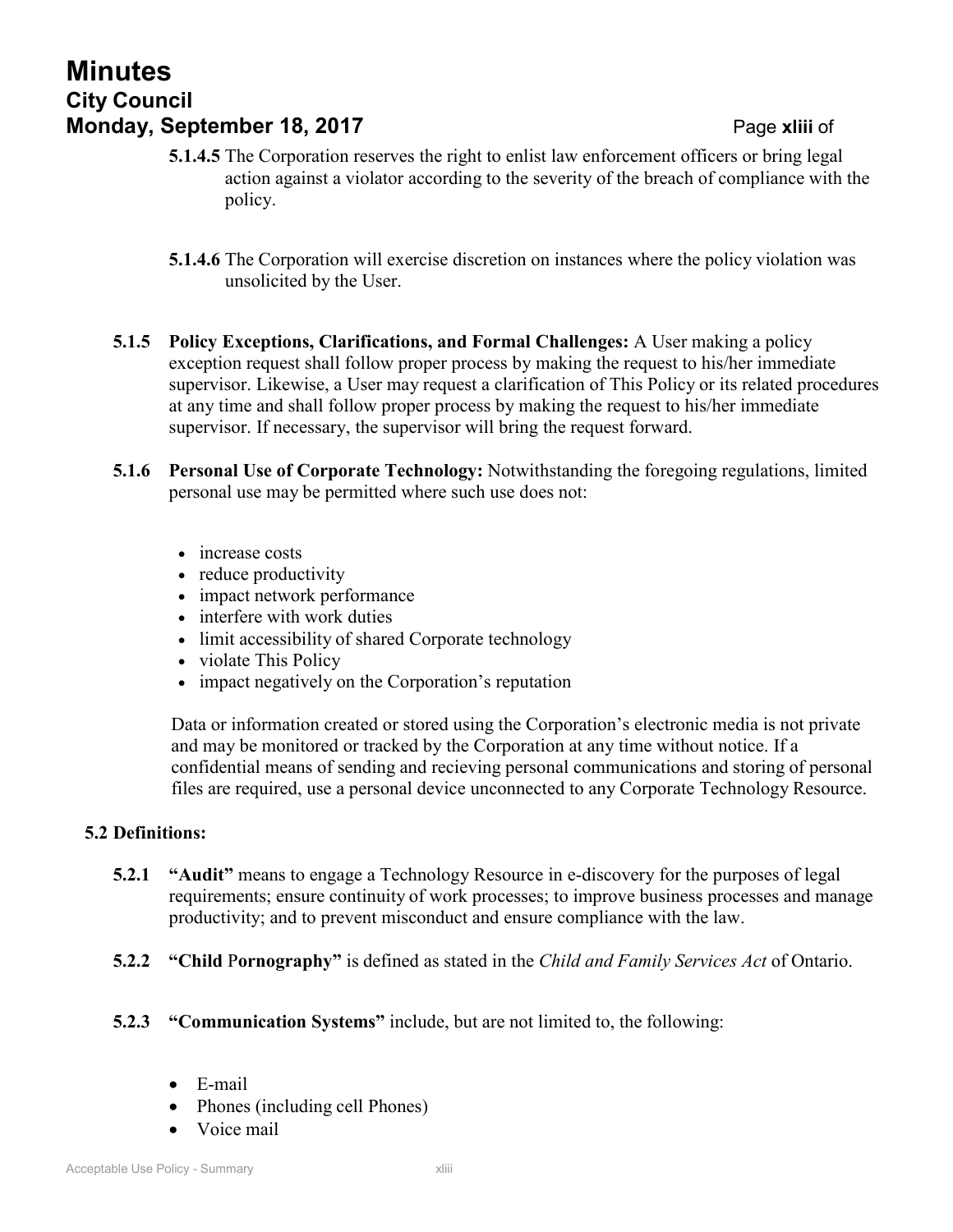**5.1.4.5** The Corporation reserves the right to enlist law enforcement officers or bring legal action against a violator according to the severity of the breach of compliance with the policy.

**5.1.4.6** The Corporation will exercise discretion on instances where the policy violation was unsolicited by the User.

**5.1.5 Policy Exceptions, Clarifications, and Formal Challenges:** A User making a policy exception request shall follow proper process by making the request to his/her immediate supervisor. Likewise, a User may request a clarification of This Policy or its related procedures at any time and shall follow proper process by making the request to his/her immediate supervisor. If necessary, the supervisor will bring the request forward.

**5.1.6 Personal Use of Corporate Technology:** Notwithstanding the foregoing regulations, limited personal use may be permitted where such use does not:

- increase costs
- reduce productivity
- impact network performance
- interfere with work duties
- limit accessibility of shared Corporate technology
- violate This Policy
- impact negatively on the Corporation's reputation

Data or information created or stored using the Corporation's electronic media is not private and may be monitored or tracked by the Corporation at any time without notice. If a confidential means of sending and recieving personal communications and storing of personal files are required, use a personal device unconnected to any Corporate Technology Resource.

**5.2 Definitions:**

**5.2.1 "Audit"** means to engage a Technology Resource in e-discovery for the purposes of legal requirements; ensure continuity of work processes; to improve business processes and manage productivity; and to prevent misconduct and ensure compliance with the law.

**5.2.2 "Child Pornography"** is defined as stated in the *Child and Family Services Act* of Ontario.

**5.2.3 "Communication Systems"** include, but are not limited to, the following:

- E-mail
- Phones (including cell Phones)
- Voice mail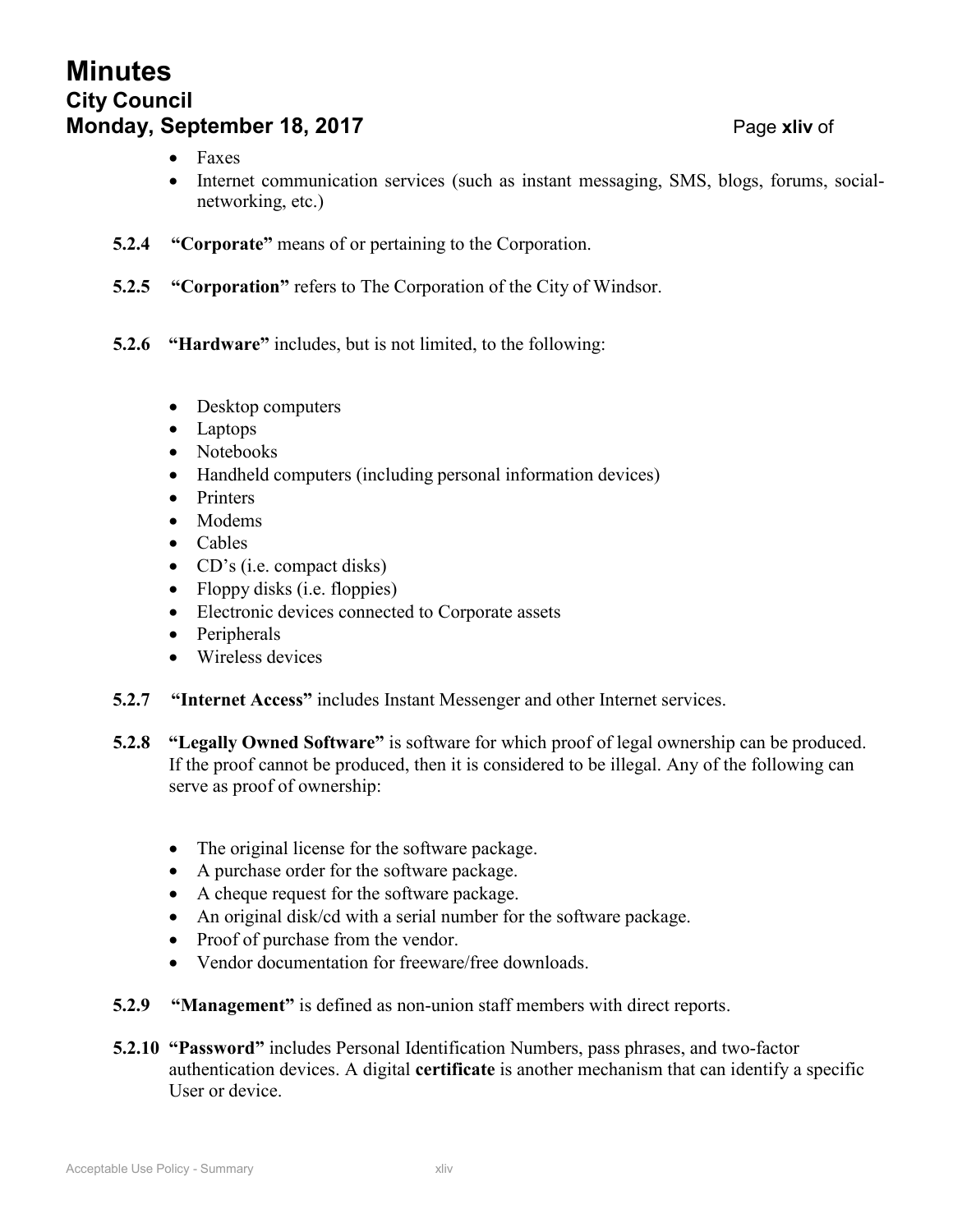- Faxes
- Internet communication services (such as instant messaging, SMS, blogs, forums, social-networking, etc.)

**5.2.4** **"Corporate"** means of or pertaining to the Corporation.

**5.2.5** **"Corporation"** refers to The Corporation of the City of Windsor.

**5.2.6** **"Hardware"** includes, but is not limited, to the following:

- Desktop computers
- Laptops
- Notebooks
- Handheld computers (including personal information devices)
- Printers
- Modems
- Cables
- CD's (i.e. compact disks)
- Floppy disks (i.e. floppies)
- Electronic devices connected to Corporate assets
- Peripherals
- Wireless devices

**5.2.7** **"Internet Access"** includes Instant Messenger and other Internet services.

**5.2.8** **"Legally Owned Software"** is software for which proof of legal ownership can be produced. If the proof cannot be produced, then it is considered to be illegal. Any of the following can serve as proof of ownership:

- The original license for the software package.
- A purchase order for the software package.
- A cheque request for the software package.
- An original disk/cd with a serial number for the software package.
- Proof of purchase from the vendor.
- Vendor documentation for freeware/free downloads.

**5.2.9** **"Management"** is defined as non-union staff members with direct reports.

**5.2.10** **"Password"** includes Personal Identification Numbers, pass phrases, and two-factor authentication devices. A digital **certificate** is another mechanism that can identify a specific User or device.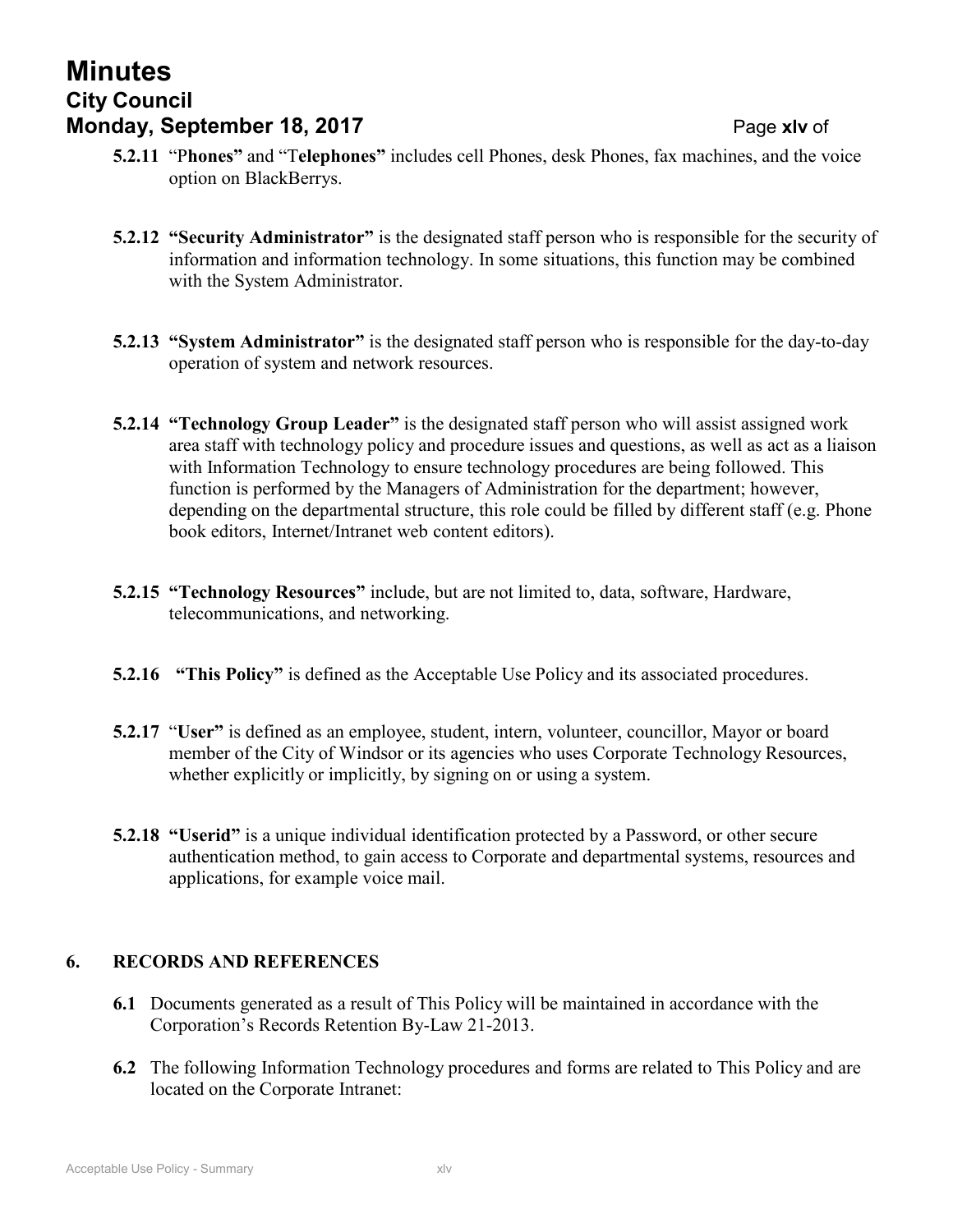**5.2.11** “P**hones”** and “T**elephones”** includes cell Phones, desk Phones, fax machines, and the voice option on BlackBerrys.

**5.2.12 “Security Administrator”** is the designated staff person who is responsible for the security of information and information technology. In some situations, this function may be combined with the System Administrator.

**5.2.13 “System Administrator”** is the designated staff person who is responsible for the day-to-day operation of system and network resources.

**5.2.14 “Technology Group Leader”** is the designated staff person who will assist assigned work area staff with technology policy and procedure issues and questions, as well as act as a liaison with Information Technology to ensure technology procedures are being followed. This function is performed by the Managers of Administration for the department; however, depending on the departmental structure, this role could be filled by different staff (e.g. Phone book editors, Internet/Intranet web content editors).

**5.2.15 “Technology Resources”** include, but are not limited to, data, software, Hardware, telecommunications, and networking.

**5.2.16 “This Policy”** is defined as the Acceptable Use Policy and its associated procedures.

**5.2.17** “**User”** is defined as an employee, student, intern, volunteer, councillor, Mayor or board member of the City of Windsor or its agencies who uses Corporate Technology Resources, whether explicitly or implicitly, by signing on or using a system.

**5.2.18 “Userid”** is a unique individual identification protected by a Password, or other secure authentication method, to gain access to Corporate and departmental systems, resources and applications, for example voice mail.

## 6. RECORDS AND REFERENCES

**6.1** Documents generated as a result of This Policy will be maintained in accordance with the Corporation’s Records Retention By-Law 21-2013.

**6.2** The following Information Technology procedures and forms are related to This Policy and are located on the Corporate Intranet: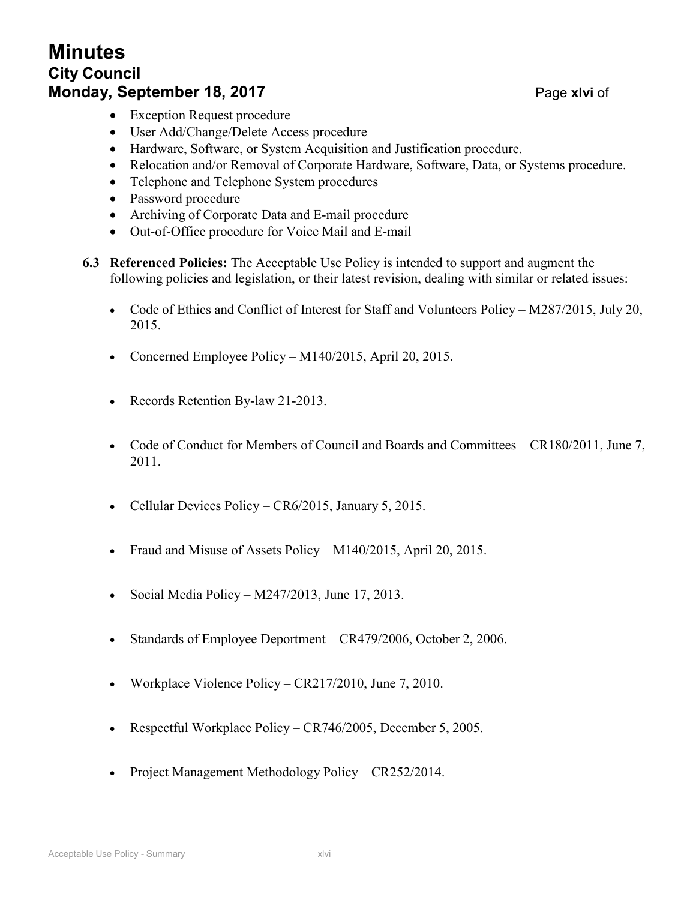- Exception Request procedure
- User Add/Change/Delete Access procedure
- Hardware, Software, or System Acquisition and Justification procedure.
- Relocation and/or Removal of Corporate Hardware, Software, Data, or Systems procedure.
- Telephone and Telephone System procedures
- Password procedure
- Archiving of Corporate Data and E-mail procedure
- Out-of-Office procedure for Voice Mail and E-mail

**6.3 Referenced Policies:** The Acceptable Use Policy is intended to support and augment the following policies and legislation, or their latest revision, dealing with similar or related issues:

- Code of Ethics and Conflict of Interest for Staff and Volunteers Policy – M287/2015, July 20, 2015.
- Concerned Employee Policy – M140/2015, April 20, 2015.
- Records Retention By-law 21-2013.
- Code of Conduct for Members of Council and Boards and Committees – CR180/2011, June 7, 2011.
- Cellular Devices Policy – CR6/2015, January 5, 2015.
- Fraud and Misuse of Assets Policy – M140/2015, April 20, 2015.
- Social Media Policy – M247/2013, June 17, 2013.
- Standards of Employee Deportment – CR479/2006, October 2, 2006.
- Workplace Violence Policy – CR217/2010, June 7, 2010.
- Respectful Workplace Policy – CR746/2005, December 5, 2005.
- Project Management Methodology Policy – CR252/2014.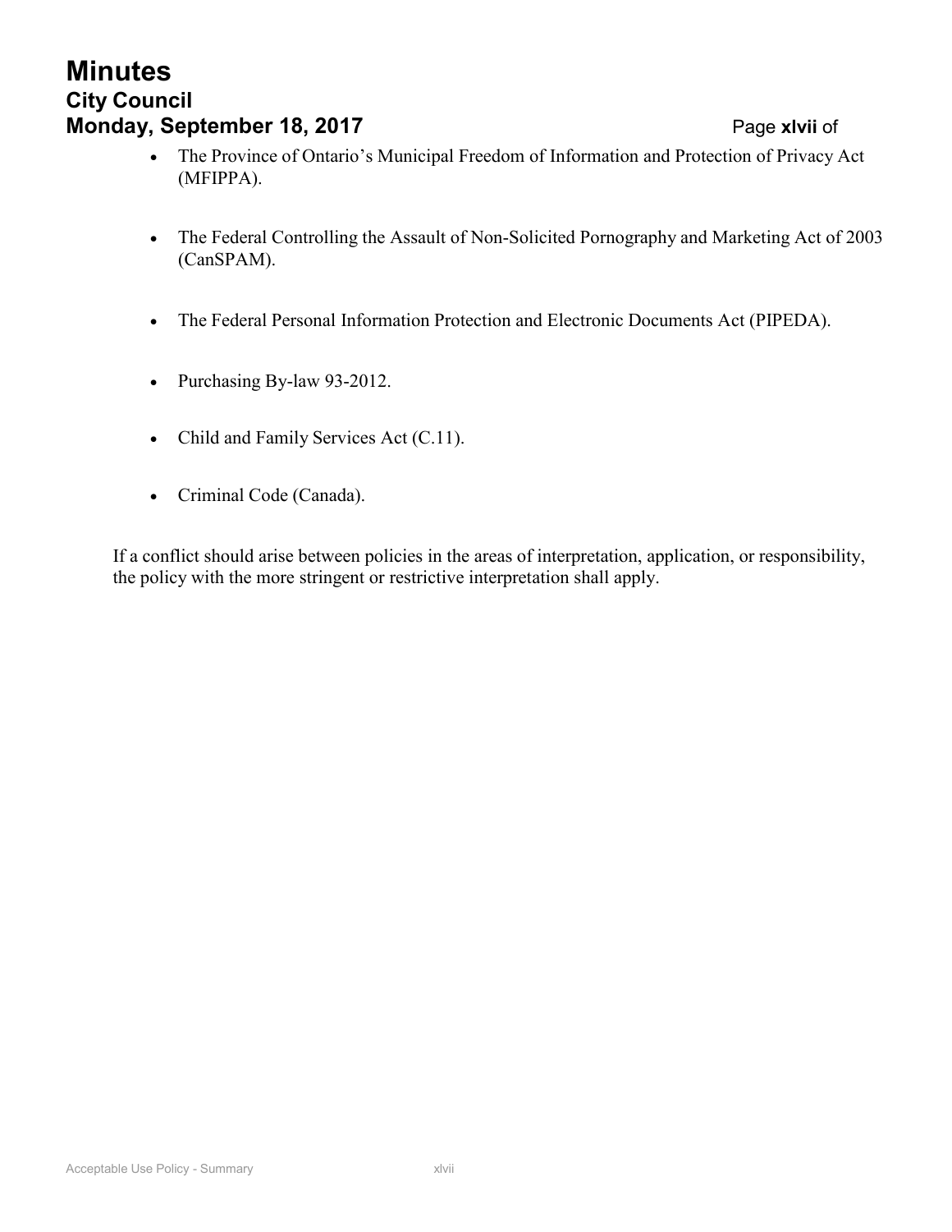- The Province of Ontario's Municipal Freedom of Information and Protection of Privacy Act (MFIPPA).

- The Federal Controlling the Assault of Non-Solicited Pornography and Marketing Act of 2003 (CanSPAM).

- The Federal Personal Information Protection and Electronic Documents Act (PIPEDA).

- Purchasing By-law 93-2012.

- Child and Family Services Act (C.11).

- Criminal Code (Canada).

If a conflict should arise between policies in the areas of interpretation, application, or responsibility, the policy with the more stringent or restrictive interpretation shall apply.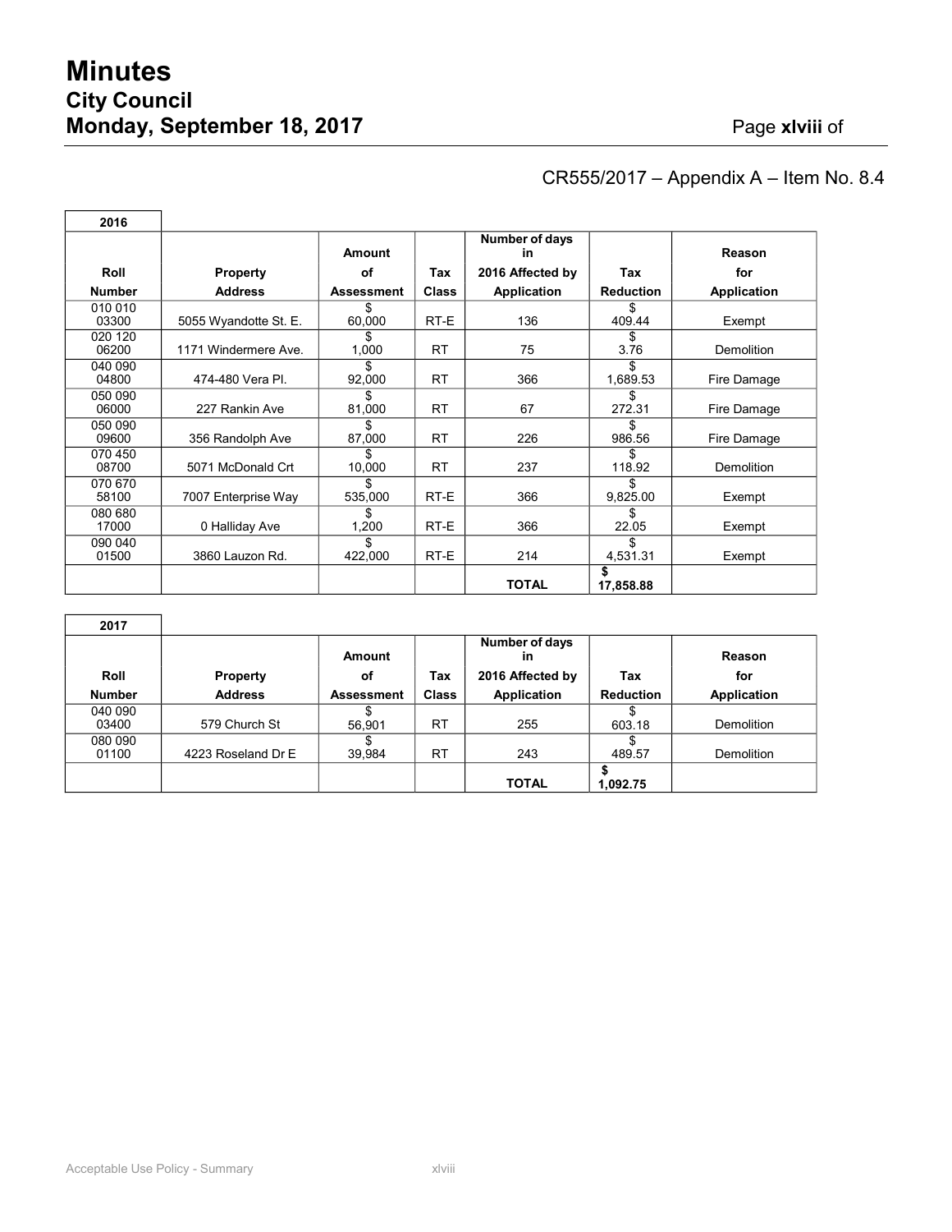CR555/2017 – Appendix A – Item No. 8.4

**2016**

| Roll Number | Property Address | Amount of Assessment | Tax Class | Number of days in 2016 Affected by Application | Tax Reduction | Reason for Application |
|---|---|---|---|---|---|---|
| 010 010 03300 | 5055 Wyandotte St. E. | $ 60,000 | RT-E | 136 | $ 409.44 | Exempt |
| 020 120 06200 | 1171 Windermere Ave. | $ 1,000 | RT | 75 | $ 3.76 | Demolition |
| 040 090 04800 | 474-480 Vera Pl. | $ 92,000 | RT | 366 | $ 1,689.53 | Fire Damage |
| 050 090 06000 | 227 Rankin Ave | $ 81,000 | RT | 67 | $ 272.31 | Fire Damage |
| 050 090 09600 | 356 Randolph Ave | $ 87,000 | RT | 226 | $ 986.56 | Fire Damage |
| 070 450 08700 | 5071 McDonald Crt | $ 10,000 | RT | 237 | $ 118.92 | Demolition |
| 070 670 58100 | 7007 Enterprise Way | $ 535,000 | RT-E | 366 | $ 9,825.00 | Exempt |
| 080 680 17000 | 0 Halliday Ave | $ 1,200 | RT-E | 366 | $ 22.05 | Exempt |
| 090 040 01500 | 3860 Lauzon Rd. | $ 422,000 | RT-E | 214 | $ 4,531.31 | Exempt |
| | | | | **TOTAL** | **$ 17,858.88** | |

**2017**

| Roll Number | Property Address | Amount of Assessment | Tax Class | Number of days in 2016 Affected by Application | Tax Reduction | Reason for Application |
|---|---|---|---|---|---|---|
| 040 090 03400 | 579 Church St | $ 56,901 | RT | 255 | $ 603.18 | Demolition |
| 080 090 01100 | 4223 Roseland Dr E | $ 39,984 | RT | 243 | $ 489.57 | Demolition |
| | | | | **TOTAL** | **$ 1,092.75** | |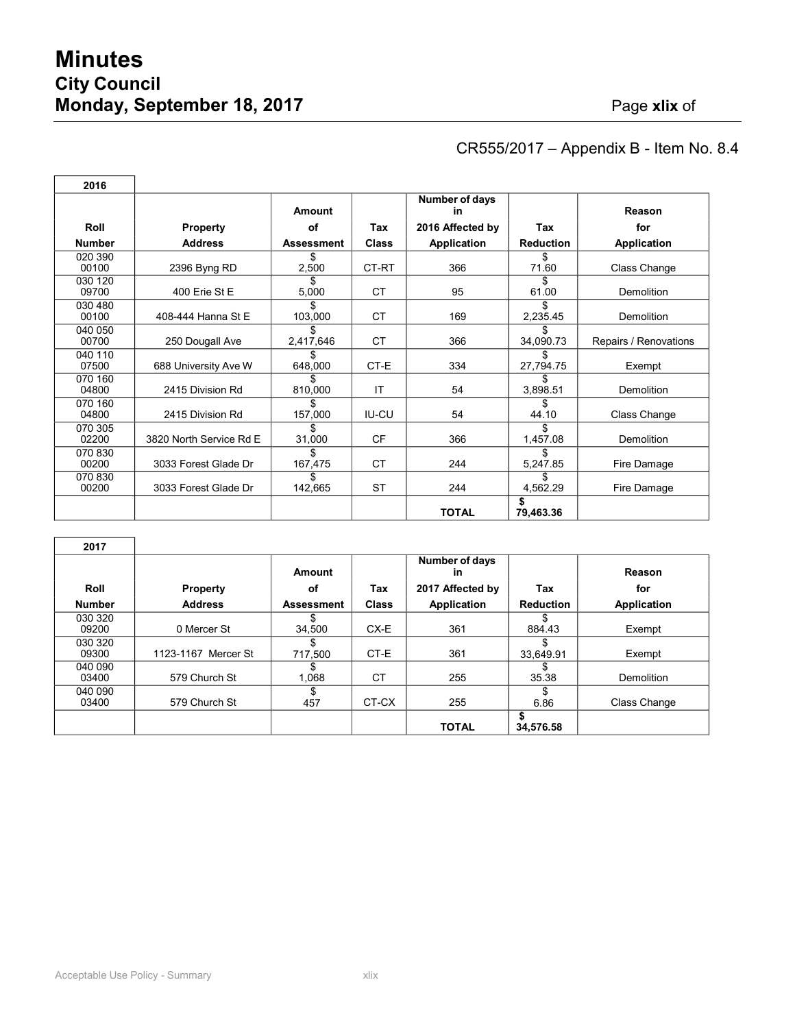CR555/2017 – Appendix B - Item No. 8.4

**2016**

| Roll Number | Property Address | Amount of Assessment | Tax Class | Number of days in 2016 Affected by Application | Tax Reduction | Reason for Application |
|---|---|---|---|---|---|---|
| 020 390 00100 | 2396 Byng RD | $ 2,500 | CT-RT | 366 | $ 71.60 | Class Change |
| 030 120 09700 | 400 Erie St E | $ 5,000 | CT | 95 | $ 61.00 | Demolition |
| 030 480 00100 | 408-444 Hanna St E | $ 103,000 | CT | 169 | $ 2,235.45 | Demolition |
| 040 050 00700 | 250 Dougall Ave | $ 2,417,646 | CT | 366 | $ 34,090.73 | Repairs / Renovations |
| 040 110 07500 | 688 University Ave W | $ 648,000 | CT-E | 334 | $ 27,794.75 | Exempt |
| 070 160 04800 | 2415 Division Rd | $ 810,000 | IT | 54 | $ 3,898.51 | Demolition |
| 070 160 04800 | 2415 Division Rd | $ 157,000 | IU-CU | 54 | $ 44.10 | Class Change |
| 070 305 02200 | 3820 North Service Rd E | $ 31,000 | CF | 366 | $ 1,457.08 | Demolition |
| 070 830 00200 | 3033 Forest Glade Dr | $ 167,475 | CT | 244 | $ 5,247.85 | Fire Damage |
| 070 830 00200 | 3033 Forest Glade Dr | $ 142,665 | ST | 244 | $ 4,562.29 | Fire Damage |
| | | | | **TOTAL** | **$ 79,463.36** | |

**2017**

| Roll Number | Property Address | Amount of Assessment | Tax Class | Number of days in 2017 Affected by Application | Tax Reduction | Reason for Application |
|---|---|---|---|---|---|---|
| 030 320 09200 | 0 Mercer St | $ 34,500 | CX-E | 361 | $ 884.43 | Exempt |
| 030 320 09300 | 1123-1167 Mercer St | $ 717,500 | CT-E | 361 | $ 33,649.91 | Exempt |
| 040 090 03400 | 579 Church St | $ 1,068 | CT | 255 | $ 35.38 | Demolition |
| 040 090 03400 | 579 Church St | $ 457 | CT-CX | 255 | $ 6.86 | Class Change |
| | | | | **TOTAL** | **$ 34,576.58** | |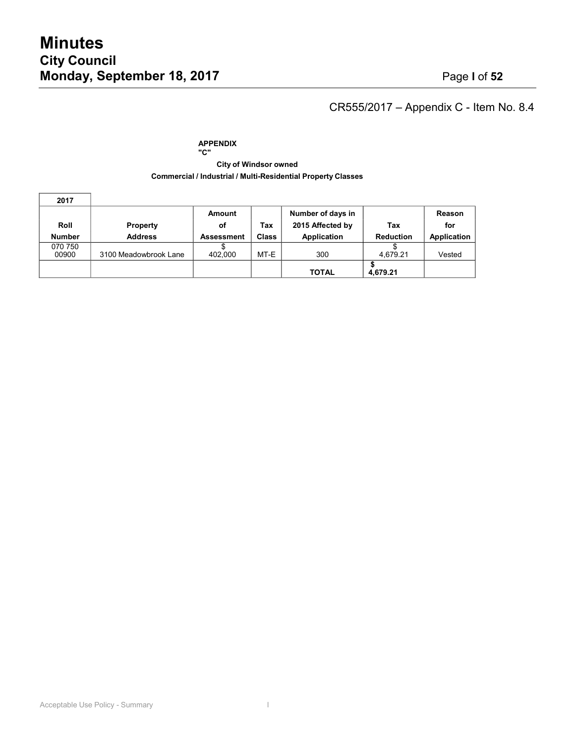CR555/2017 – Appendix C - Item No. 8.4

**APPENDIX "C"**

**City of Windsor owned**

**Commercial / Industrial / Multi-Residential Property Classes**

| **2017** | | | | | | |
|---|---|---|---|---|---|---|
| **Roll Number** | **Property Address** | **Amount of Assessment** | **Tax Class** | **Number of days in 2015 Affected by Application** | **Tax Reduction** | **Reason for Application** |
| 070 750 00900 | 3100 Meadowbrook Lane | $ 402,000 | MT-E | 300 | $ 4,679.21 | Vested |
| | | | | **TOTAL** | **$ 4,679.21** | |

Acceptable Use Policy - Summary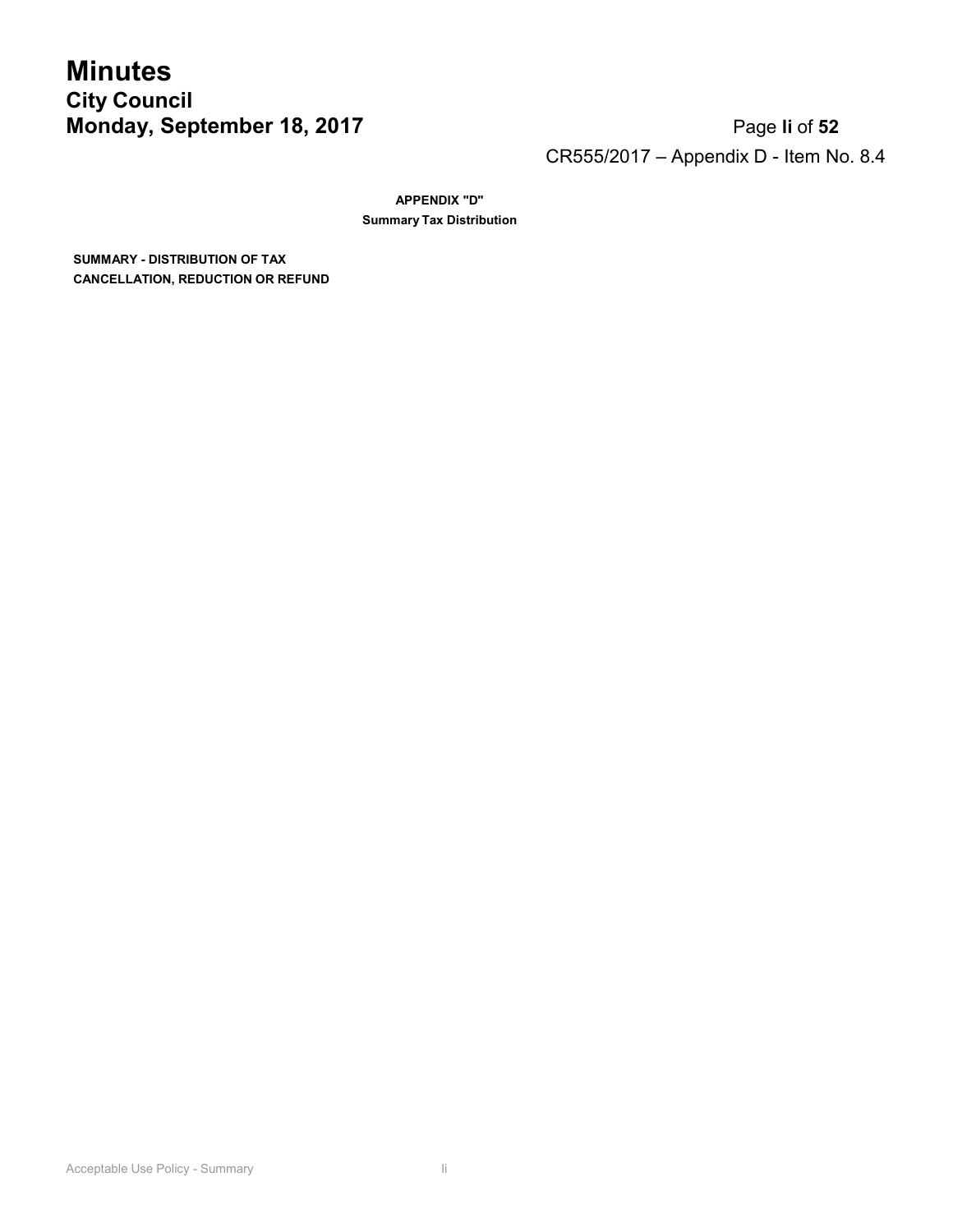CR555/2017 – Appendix D - Item No. 8.4

**APPENDIX "D"**

**Summary Tax Distribution**

**SUMMARY - DISTRIBUTION OF TAX CANCELLATION, REDUCTION OR REFUND**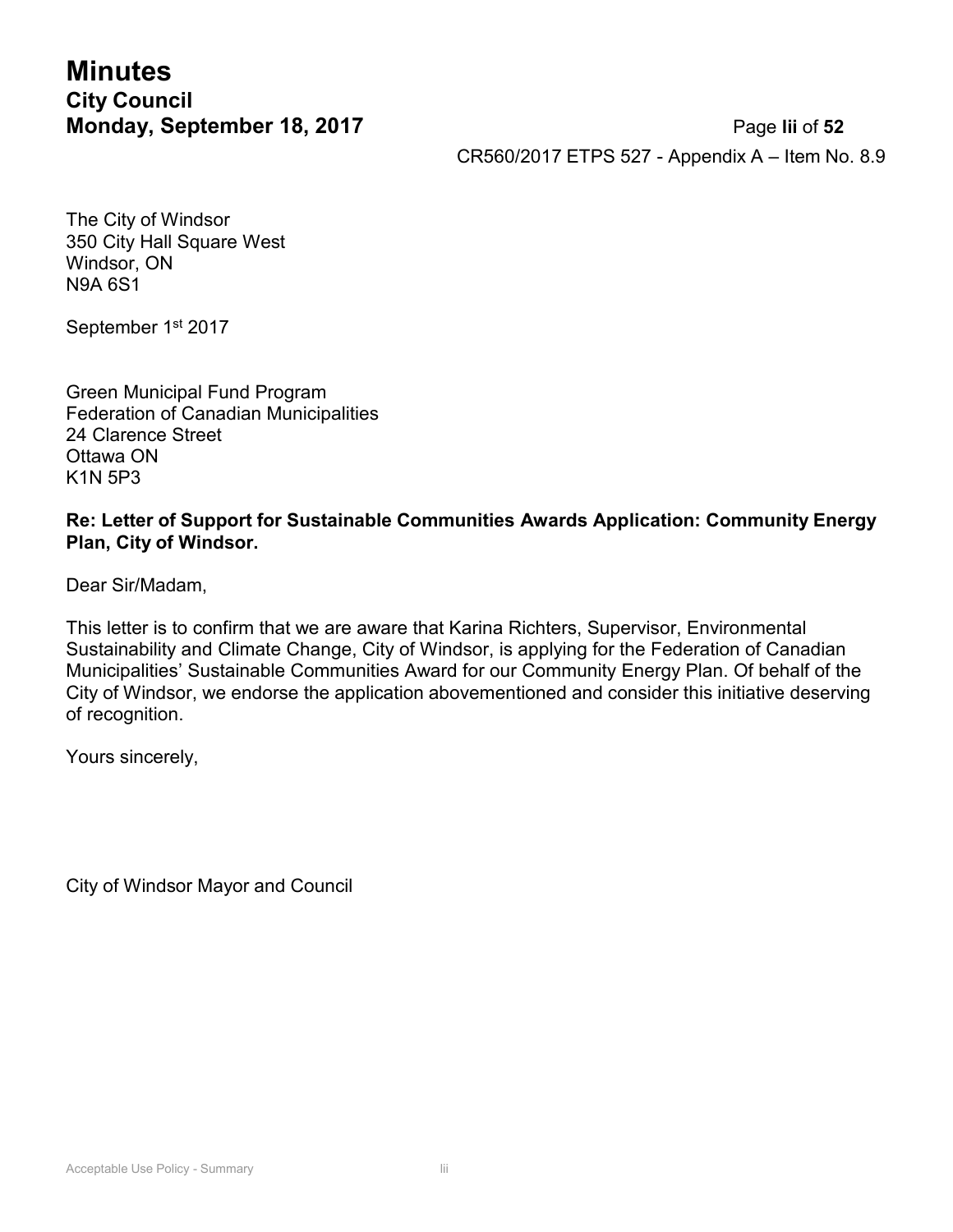CR560/2017 ETPS 527 - Appendix A – Item No. 8.9

The City of Windsor
350 City Hall Square West
Windsor, ON
N9A 6S1

September 1st 2017

Green Municipal Fund Program
Federation of Canadian Municipalities
24 Clarence Street
Ottawa ON
K1N 5P3

**Re: Letter of Support for Sustainable Communities Awards Application: Community Energy Plan, City of Windsor.**

Dear Sir/Madam,

This letter is to confirm that we are aware that Karina Richters, Supervisor, Environmental Sustainability and Climate Change, City of Windsor, is applying for the Federation of Canadian Municipalities' Sustainable Communities Award for our Community Energy Plan. Of behalf of the City of Windsor, we endorse the application abovementioned and consider this initiative deserving of recognition.

Yours sincerely,

City of Windsor Mayor and Council